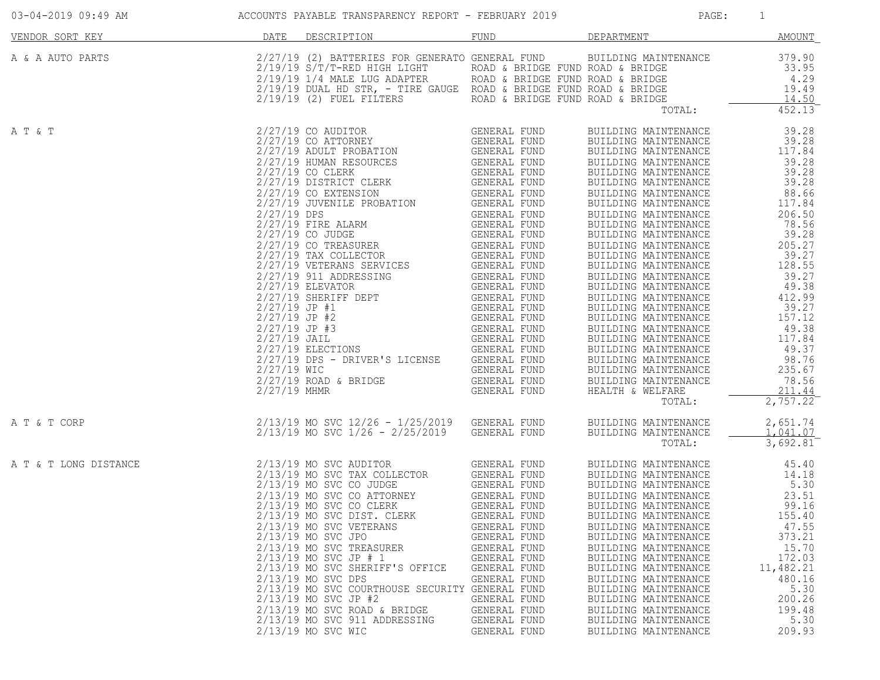# ACCOUNTS PAYABLE TRANSPARENCY REPORT - FEBRUARY 2019

03-04-2019 09:49 AM

| VENDOR SORT KEY | DATE | DESCRIPTION | FUND | DEPARTMENT | AMOUNT |
|---|---|---|---|---|---|
| A & A AUTO PARTS | 2/27/19 | (2) BATTERIES FOR GENERATO | GENERAL FUND | BUILDING MAINTENANCE | 379.90 |
| | 2/19/19 | S/T/T-RED HIGH LIGHT | ROAD & BRIDGE FUND | ROAD & BRIDGE | 33.95 |
| | 2/19/19 | 1/4 MALE LUG ADAPTER | ROAD & BRIDGE FUND | ROAD & BRIDGE | 4.29 |
| | 2/19/19 | DUAL HD STR, - TIRE GAUGE | ROAD & BRIDGE FUND | ROAD & BRIDGE | 19.49 |
| | 2/19/19 | (2) FUEL FILTERS | ROAD & BRIDGE FUND | ROAD & BRIDGE | 14.50 |
| | | | | TOTAL: | 452.13 |
| A T & T | 2/27/19 | CO AUDITOR | GENERAL FUND | BUILDING MAINTENANCE | 39.28 |
| | 2/27/19 | CO ATTORNEY | GENERAL FUND | BUILDING MAINTENANCE | 39.28 |
| | 2/27/19 | ADULT PROBATION | GENERAL FUND | BUILDING MAINTENANCE | 117.84 |
| | 2/27/19 | HUMAN RESOURCES | GENERAL FUND | BUILDING MAINTENANCE | 39.28 |
| | 2/27/19 | CO CLERK | GENERAL FUND | BUILDING MAINTENANCE | 39.28 |
| | 2/27/19 | DISTRICT CLERK | GENERAL FUND | BUILDING MAINTENANCE | 39.28 |
| | 2/27/19 | CO EXTENSION | GENERAL FUND | BUILDING MAINTENANCE | 88.66 |
| | 2/27/19 | JUVENILE PROBATION | GENERAL FUND | BUILDING MAINTENANCE | 117.84 |
| | 2/27/19 | DPS | GENERAL FUND | BUILDING MAINTENANCE | 206.50 |
| | 2/27/19 | FIRE ALARM | GENERAL FUND | BUILDING MAINTENANCE | 78.56 |
| | 2/27/19 | CO JUDGE | GENERAL FUND | BUILDING MAINTENANCE | 39.28 |
| | 2/27/19 | CO TREASURER | GENERAL FUND | BUILDING MAINTENANCE | 205.27 |
| | 2/27/19 | TAX COLLECTOR | GENERAL FUND | BUILDING MAINTENANCE | 39.27 |
| | 2/27/19 | VETERANS SERVICES | GENERAL FUND | BUILDING MAINTENANCE | 128.55 |
| | 2/27/19 | 911 ADDRESSING | GENERAL FUND | BUILDING MAINTENANCE | 39.27 |
| | 2/27/19 | ELEVATOR | GENERAL FUND | BUILDING MAINTENANCE | 49.38 |
| | 2/27/19 | SHERIFF DEPT | GENERAL FUND | BUILDING MAINTENANCE | 412.99 |
| | 2/27/19 | JP #1 | GENERAL FUND | BUILDING MAINTENANCE | 39.27 |
| | 2/27/19 | JP #2 | GENERAL FUND | BUILDING MAINTENANCE | 157.12 |
| | 2/27/19 | JP #3 | GENERAL FUND | BUILDING MAINTENANCE | 49.38 |
| | 2/27/19 | JAIL | GENERAL FUND | BUILDING MAINTENANCE | 117.84 |
| | 2/27/19 | ELECTIONS | GENERAL FUND | BUILDING MAINTENANCE | 49.37 |
| | 2/27/19 | DPS - DRIVER'S LICENSE | GENERAL FUND | BUILDING MAINTENANCE | 98.76 |
| | 2/27/19 | WIC | GENERAL FUND | BUILDING MAINTENANCE | 235.67 |
| | 2/27/19 | ROAD & BRIDGE | GENERAL FUND | BUILDING MAINTENANCE | 78.56 |
| | 2/27/19 | MHMR | GENERAL FUND | HEALTH & WELFARE | 211.44 |
| | | | | TOTAL: | 2,757.22 |
| A T & T CORP | 2/13/19 | MO SVC 12/26 - 1/25/2019 | GENERAL FUND | BUILDING MAINTENANCE | 2,651.74 |
| | 2/13/19 | MO SVC 1/26 - 2/25/2019 | GENERAL FUND | BUILDING MAINTENANCE | 1,041.07 |
| | | | | TOTAL: | 3,692.81 |
| A T & T LONG DISTANCE | 2/13/19 | MO SVC AUDITOR | GENERAL FUND | BUILDING MAINTENANCE | 45.40 |
| | 2/13/19 | MO SVC TAX COLLECTOR | GENERAL FUND | BUILDING MAINTENANCE | 14.18 |
| | 2/13/19 | MO SVC CO JUDGE | GENERAL FUND | BUILDING MAINTENANCE | 5.30 |
| | 2/13/19 | MO SVC CO ATTORNEY | GENERAL FUND | BUILDING MAINTENANCE | 23.51 |
| | 2/13/19 | MO SVC CO CLERK | GENERAL FUND | BUILDING MAINTENANCE | 99.16 |
| | 2/13/19 | MO SVC DIST. CLERK | GENERAL FUND | BUILDING MAINTENANCE | 155.40 |
| | 2/13/19 | MO SVC VETERANS | GENERAL FUND | BUILDING MAINTENANCE | 47.55 |
| | 2/13/19 | MO SVC JPO | GENERAL FUND | BUILDING MAINTENANCE | 373.21 |
| | 2/13/19 | MO SVC TREASURER | GENERAL FUND | BUILDING MAINTENANCE | 15.70 |
| | 2/13/19 | MO SVC JP # 1 | GENERAL FUND | BUILDING MAINTENANCE | 172.03 |
| | 2/13/19 | MO SVC SHERIFF'S OFFICE | GENERAL FUND | BUILDING MAINTENANCE | 11,482.21 |
| | 2/13/19 | MO SVC DPS | GENERAL FUND | BUILDING MAINTENANCE | 480.16 |
| | 2/13/19 | MO SVC COURTHOUSE SECURITY | GENERAL FUND | BUILDING MAINTENANCE | 5.30 |
| | 2/13/19 | MO SVC JP #2 | GENERAL FUND | BUILDING MAINTENANCE | 200.26 |
| | 2/13/19 | MO SVC ROAD & BRIDGE | GENERAL FUND | BUILDING MAINTENANCE | 199.48 |
| | 2/13/19 | MO SVC 911 ADDRESSING | GENERAL FUND | BUILDING MAINTENANCE | 5.30 |
| | 2/13/19 | MO SVC WIC | GENERAL FUND | BUILDING MAINTENANCE | 209.93 |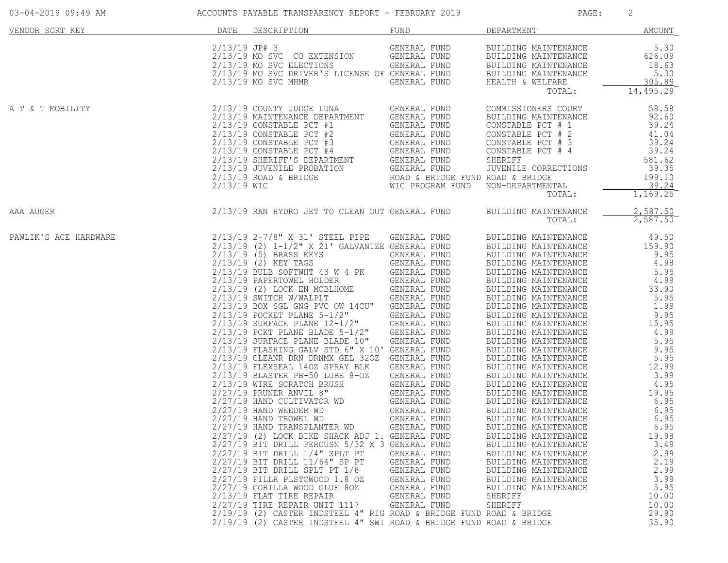ACCOUNTS PAYABLE TRANSPARENCY REPORT - FEBRUARY 2019

| VENDOR SORT KEY | DATE | DESCRIPTION | FUND | DEPARTMENT | AMOUNT |
|---|---|---|---|---|---|
| | 2/13/19 | JP# 3 | GENERAL FUND | BUILDING MAINTENANCE | 5.30 |
| | 2/13/19 | MO SVC CO EXTENSION | GENERAL FUND | BUILDING MAINTENANCE | 626.09 |
| | 2/13/19 | MO SVC ELECTIONS | GENERAL FUND | BUILDING MAINTENANCE | 18.63 |
| | 2/13/19 | MO SVC DRIVER'S LICENSE OF | GENERAL FUND | BUILDING MAINTENANCE | 5.30 |
| | 2/13/19 | MO SVC MHMR | GENERAL FUND | HEALTH & WELFARE | 305.89 |
| | | | | TOTAL: | 14,495.29 |
| A T & T MOBILITY | 2/13/19 | COUNTY JUDGE LUNA | GENERAL FUND | COMMISSIONERS COURT | 58.58 |
| | 2/13/19 | MAINTENANCE DEPARTMENT | GENERAL FUND | BUILDING MAINTENANCE | 92.60 |
| | 2/13/19 | CONSTABLE PCT #1 | GENERAL FUND | CONSTABLE PCT # 1 | 39.24 |
| | 2/13/19 | CONSTABLE PCT #2 | GENERAL FUND | CONSTABLE PCT # 2 | 41.04 |
| | 2/13/19 | CONSTABLE PCT #3 | GENERAL FUND | CONSTABLE PCT # 3 | 39.24 |
| | 2/13/19 | CONSTABLE PCT #4 | GENERAL FUND | CONSTABLE PCT # 4 | 39.24 |
| | 2/13/19 | SHERIFF'S DEPARTMENT | GENERAL FUND | SHERIFF | 581.62 |
| | 2/13/19 | JUVENILE PROBATION | GENERAL FUND | JUVENILE CORRECTIONS | 39.35 |
| | 2/13/19 | ROAD & BRIDGE | ROAD & BRIDGE FUND | ROAD & BRIDGE | 199.10 |
| | 2/13/19 | WIC | WIC PROGRAM FUND | NON-DEPARTMENTAL | 39.24 |
| | | | | TOTAL: | 1,169.25 |
| AAA AUGER | 2/13/19 | RAN HYDRO JET TO CLEAN OUT | GENERAL FUND | BUILDING MAINTENANCE | 2,587.50 |
| | | | | TOTAL: | 2,587.50 |
| PAWLIK'S ACE HARDWARE | 2/13/19 | 2-7/8" X 31' STEEL PIPE | GENERAL FUND | BUILDING MAINTENANCE | 49.50 |
| | 2/13/19 | (2) 1-1/2" X 21' GALVANIZE | GENERAL FUND | BUILDING MAINTENANCE | 159.90 |
| | 2/13/19 | (5) BRASS KEYS | GENERAL FUND | BUILDING MAINTENANCE | 9.95 |
| | 2/13/19 | (2) KEY TAGS | GENERAL FUND | BUILDING MAINTENANCE | 4.98 |
| | 2/13/19 | BULB SOFTWHT 43 W 4 PK | GENERAL FUND | BUILDING MAINTENANCE | 5.95 |
| | 2/13/19 | PAPERTOWEL HOLDER | GENERAL FUND | BUILDING MAINTENANCE | 4.99 |
| | 2/13/19 | (2) LOCK EN MOBLHOME | GENERAL FUND | BUILDING MAINTENANCE | 33.90 |
| | 2/13/19 | SWITCH W/WALPLT | GENERAL FUND | BUILDING MAINTENANCE | 5.95 |
| | 2/13/19 | BOX SGL GNG PVC OW 14CU" | GENERAL FUND | BUILDING MAINTENANCE | 1.99 |
| | 2/13/19 | POCKET PLANE 5-1/2" | GENERAL FUND | BUILDING MAINTENANCE | 9.95 |
| | 2/13/19 | SURFACE PLANE 12-1/2" | GENERAL FUND | BUILDING MAINTENANCE | 15.95 |
| | 2/13/19 | PCKT PLANE BLADE 5-1/2" | GENERAL FUND | BUILDING MAINTENANCE | 4.99 |
| | 2/13/19 | SURFACE PLANE BLADE 10" | GENERAL FUND | BUILDING MAINTENANCE | 5.95 |
| | 2/13/19 | FLASHING GALV STD 6" X 10' | GENERAL FUND | BUILDING MAINTENANCE | 9.95 |
| | 2/13/19 | CLEANR DRN DRNMX GEL 32OZ | GENERAL FUND | BUILDING MAINTENANCE | 5.95 |
| | 2/13/19 | FLEXSEAL 14OZ SPRAY BLK | GENERAL FUND | BUILDING MAINTENANCE | 12.99 |
| | 2/13/19 | BLASTER PB-50 LUBE 8-OZ | GENERAL FUND | BUILDING MAINTENANCE | 3.99 |
| | 2/13/19 | WIRE SCRATCH BRUSH | GENERAL FUND | BUILDING MAINTENANCE | 4.95 |
| | 2/27/19 | PRUNER ANVIL 8" | GENERAL FUND | BUILDING MAINTENANCE | 19.95 |
| | 2/27/19 | HAND CULTIVATOR WD | GENERAL FUND | BUILDING MAINTENANCE | 6.95 |
| | 2/27/19 | HAND WEEDER WD | GENERAL FUND | BUILDING MAINTENANCE | 6.95 |
| | 2/27/19 | HAND TROWEL WD | GENERAL FUND | BUILDING MAINTENANCE | 6.95 |
| | 2/27/19 | HAND TRANSPLANTER WD | GENERAL FUND | BUILDING MAINTENANCE | 6.95 |
| | 2/27/19 | (2) LOCK BIKE SHACK ADJ 1. | GENERAL FUND | BUILDING MAINTENANCE | 19.98 |
| | 2/27/19 | BIT DRILL PERCUSN 5/32 X 3 | GENERAL FUND | BUILDING MAINTENANCE | 3.49 |
| | 2/27/19 | BIT DRILL 1/4" SPLT PT | GENERAL FUND | BUILDING MAINTENANCE | 2.99 |
| | 2/27/19 | BIT DRILL 11/64" SP PT | GENERAL FUND | BUILDING MAINTENANCE | 2.19 |
| | 2/27/19 | BIT DRILL SPLT PT 1/8 | GENERAL FUND | BUILDING MAINTENANCE | 2.99 |
| | 2/27/19 | FILLR PLSTCWOOD 1.8 OZ | GENERAL FUND | BUILDING MAINTENANCE | 3.99 |
| | 2/27/19 | GORILLA WOOD GLUE 8OZ | GENERAL FUND | BUILDING MAINTENANCE | 5.95 |
| | 2/13/19 | FLAT TIRE REPAIR | GENERAL FUND | SHERIFF | 10.00 |
| | 2/27/19 | TIRE REPAIR UNIT 1117 | GENERAL FUND | SHERIFF | 10.00 |
| | 2/19/19 | (2) CASTER INDSTEEL 4" RIG | ROAD & BRIDGE FUND | ROAD & BRIDGE | 29.90 |
| | 2/19/19 | (2) CASTER INDSTEEL 4" SWI | ROAD & BRIDGE FUND | ROAD & BRIDGE | 35.90 |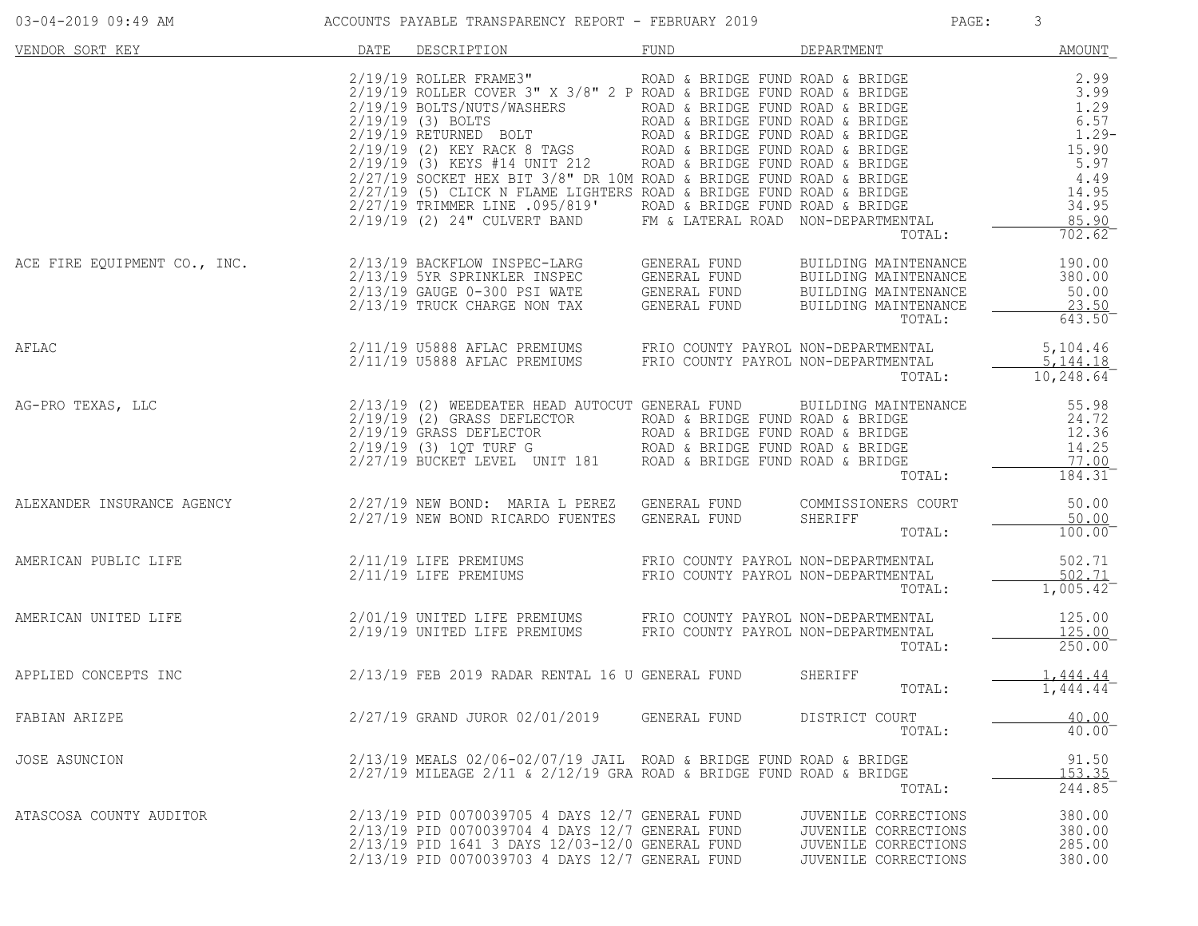| VENDOR SORT KEY | DATE | DESCRIPTION | FUND | DEPARTMENT | AMOUNT |
|---|---|---|---|---|---|
| | 2/19/19 | ROLLER FRAME3" | ROAD & BRIDGE FUND | ROAD & BRIDGE | 2.99 |
| | 2/19/19 | ROLLER COVER 3" X 3/8" 2 P | ROAD & BRIDGE FUND | ROAD & BRIDGE | 3.99 |
| | 2/19/19 | BOLTS/NUTS/WASHERS | ROAD & BRIDGE FUND | ROAD & BRIDGE | 1.29 |
| | 2/19/19 | (3) BOLTS | ROAD & BRIDGE FUND | ROAD & BRIDGE | 6.57 |
| | 2/19/19 | RETURNED BOLT | ROAD & BRIDGE FUND | ROAD & BRIDGE | 1.29- |
| | 2/19/19 | (2) KEY RACK 8 TAGS | ROAD & BRIDGE FUND | ROAD & BRIDGE | 15.90 |
| | 2/19/19 | (3) KEYS #14 UNIT 212 | ROAD & BRIDGE FUND | ROAD & BRIDGE | 5.97 |
| | 2/27/19 | SOCKET HEX BIT 3/8" DR 10M | ROAD & BRIDGE FUND | ROAD & BRIDGE | 4.49 |
| | 2/27/19 | (5) CLICK N FLAME LIGHTERS | ROAD & BRIDGE FUND | ROAD & BRIDGE | 14.95 |
| | 2/27/19 | TRIMMER LINE .095/819' | ROAD & BRIDGE FUND | ROAD & BRIDGE | 34.95 |
| | 2/19/19 | (2) 24" CULVERT BAND | FM & LATERAL ROAD | NON-DEPARTMENTAL | 85.90 |
| | | | | TOTAL: | 702.62 |
| ACE FIRE EQUIPMENT CO., INC. | 2/13/19 | BACKFLOW INSPEC-LARG | GENERAL FUND | BUILDING MAINTENANCE | 190.00 |
| | 2/13/19 | 5YR SPRINKLER INSPEC | GENERAL FUND | BUILDING MAINTENANCE | 380.00 |
| | 2/13/19 | GAUGE 0-300 PSI WATE | GENERAL FUND | BUILDING MAINTENANCE | 50.00 |
| | 2/13/19 | TRUCK CHARGE NON TAX | GENERAL FUND | BUILDING MAINTENANCE | 23.50 |
| | | | | TOTAL: | 643.50 |
| AFLAC | 2/11/19 | U5888 AFLAC PREMIUMS | FRIO COUNTY PAYROL | NON-DEPARTMENTAL | 5,104.46 |
| | 2/11/19 | U5888 AFLAC PREMIUMS | FRIO COUNTY PAYROL | NON-DEPARTMENTAL | 5,144.18 |
| | | | | TOTAL: | 10,248.64 |
| AG-PRO TEXAS, LLC | 2/13/19 | (2) WEEDEATER HEAD AUTOCUT | GENERAL FUND | BUILDING MAINTENANCE | 55.98 |
| | 2/19/19 | (2) GRASS DEFLECTOR | ROAD & BRIDGE FUND | ROAD & BRIDGE | 24.72 |
| | 2/19/19 | GRASS DEFLECTOR | ROAD & BRIDGE FUND | ROAD & BRIDGE | 12.36 |
| | 2/19/19 | (3) 1QT TURF G | ROAD & BRIDGE FUND | ROAD & BRIDGE | 14.25 |
| | 2/27/19 | BUCKET LEVEL UNIT 181 | ROAD & BRIDGE FUND | ROAD & BRIDGE | 77.00 |
| | | | | TOTAL: | 184.31 |
| ALEXANDER INSURANCE AGENCY | 2/27/19 | NEW BOND: MARIA L PEREZ | GENERAL FUND | COMMISSIONERS COURT | 50.00 |
| | 2/27/19 | NEW BOND RICARDO FUENTES | GENERAL FUND | SHERIFF | 50.00 |
| | | | | TOTAL: | 100.00 |
| AMERICAN PUBLIC LIFE | 2/11/19 | LIFE PREMIUMS | FRIO COUNTY PAYROL | NON-DEPARTMENTAL | 502.71 |
| | 2/11/19 | LIFE PREMIUMS | FRIO COUNTY PAYROL | NON-DEPARTMENTAL | 502.71 |
| | | | | TOTAL: | 1,005.42 |
| AMERICAN UNITED LIFE | 2/01/19 | UNITED LIFE PREMIUMS | FRIO COUNTY PAYROL | NON-DEPARTMENTAL | 125.00 |
| | 2/19/19 | UNITED LIFE PREMIUMS | FRIO COUNTY PAYROL | NON-DEPARTMENTAL | 125.00 |
| | | | | TOTAL: | 250.00 |
| APPLIED CONCEPTS INC | 2/13/19 | FEB 2019 RADAR RENTAL 16 U | GENERAL FUND | SHERIFF | 1,444.44 |
| | | | | TOTAL: | 1,444.44 |
| FABIAN ARIZPE | 2/27/19 | GRAND JUROR 02/01/2019 | GENERAL FUND | DISTRICT COURT | 40.00 |
| | | | | TOTAL: | 40.00 |
| JOSE ASUNCION | 2/13/19 | MEALS 02/06-02/07/19 JAIL | ROAD & BRIDGE FUND | ROAD & BRIDGE | 91.50 |
| | 2/27/19 | MILEAGE 2/11 & 2/12/19 GRA | ROAD & BRIDGE FUND | ROAD & BRIDGE | 153.35 |
| | | | | TOTAL: | 244.85 |
| ATASCOSA COUNTY AUDITOR | 2/13/19 | PID 0070039705 4 DAYS 12/7 | GENERAL FUND | JUVENILE CORRECTIONS | 380.00 |
| | 2/13/19 | PID 0070039704 4 DAYS 12/7 | GENERAL FUND | JUVENILE CORRECTIONS | 380.00 |
| | 2/13/19 | PID 1641 3 DAYS 12/03-12/0 | GENERAL FUND | JUVENILE CORRECTIONS | 285.00 |
| | 2/13/19 | PID 0070039703 4 DAYS 12/7 | GENERAL FUND | JUVENILE CORRECTIONS | 380.00 |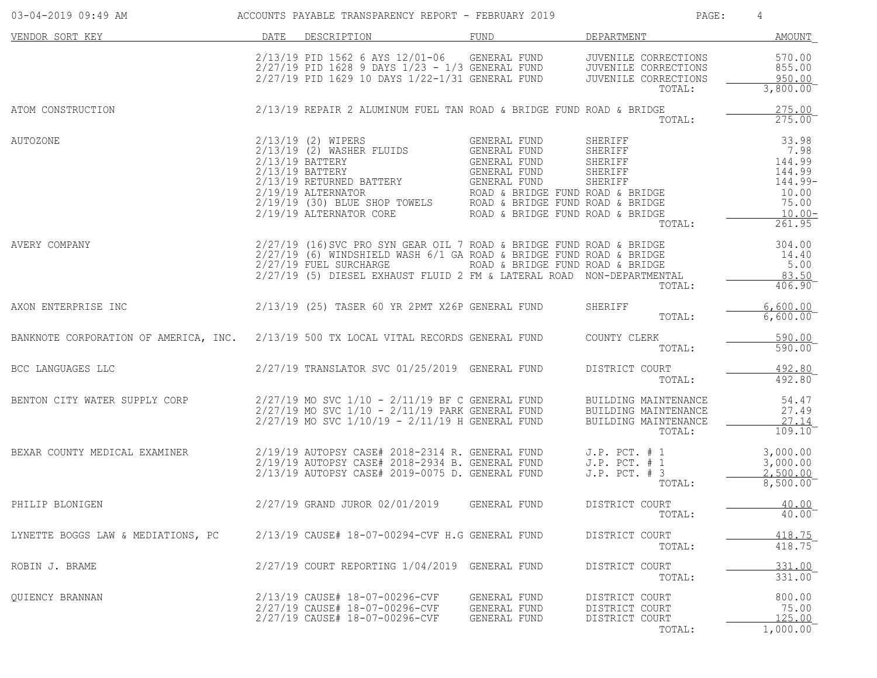| VENDOR SORT KEY | DATE | DESCRIPTION | FUND | DEPARTMENT | AMOUNT |
|---|---|---|---|---|---|
| | 2/13/19 | PID 1562 6 AYS 12/01-06 | GENERAL FUND | JUVENILE CORRECTIONS | 570.00 |
| | 2/27/19 | PID 1628 9 DAYS 1/23 - 1/3 | GENERAL FUND | JUVENILE CORRECTIONS | 855.00 |
| | 2/27/19 | PID 1629 10 DAYS 1/22-1/31 | GENERAL FUND | JUVENILE CORRECTIONS | 950.00 |
| | | | | TOTAL: | 3,800.00 |
| ATOM CONSTRUCTION | 2/13/19 | REPAIR 2 ALUMINUM FUEL TAN | ROAD & BRIDGE FUND | ROAD & BRIDGE | 275.00 |
| | | | | TOTAL: | 275.00 |
| AUTOZONE | 2/13/19 | (2) WIPERS | GENERAL FUND | SHERIFF | 33.98 |
| | 2/13/19 | (2) WASHER FLUIDS | GENERAL FUND | SHERIFF | 7.98 |
| | 2/13/19 | BATTERY | GENERAL FUND | SHERIFF | 144.99 |
| | 2/13/19 | BATTERY | GENERAL FUND | SHERIFF | 144.99 |
| | 2/13/19 | RETURNED BATTERY | GENERAL FUND | SHERIFF | 144.99- |
| | 2/19/19 | ALTERNATOR | ROAD & BRIDGE FUND | ROAD & BRIDGE | 10.00 |
| | 2/19/19 | (30) BLUE SHOP TOWELS | ROAD & BRIDGE FUND | ROAD & BRIDGE | 75.00 |
| | 2/19/19 | ALTERNATOR CORE | ROAD & BRIDGE FUND | ROAD & BRIDGE | 10.00- |
| | | | | TOTAL: | 261.95 |
| AVERY COMPANY | 2/27/19 | (16)SVC PRO SYN GEAR OIL 7 | ROAD & BRIDGE FUND | ROAD & BRIDGE | 304.00 |
| | 2/27/19 | (6) WINDSHIELD WASH 6/1 GA | ROAD & BRIDGE FUND | ROAD & BRIDGE | 14.40 |
| | 2/27/19 | FUEL SURCHARGE | ROAD & BRIDGE FUND | ROAD & BRIDGE | 5.00 |
| | 2/27/19 | (5) DIESEL EXHAUST FLUID 2 | FM & LATERAL ROAD | NON-DEPARTMENTAL | 83.50 |
| | | | | TOTAL: | 406.90 |
| AXON ENTERPRISE INC | 2/13/19 | (25) TASER 60 YR 2PMT X26P | GENERAL FUND | SHERIFF | 6,600.00 |
| | | | | TOTAL: | 6,600.00 |
| BANKNOTE CORPORATION OF AMERICA, INC. | 2/13/19 | 500 TX LOCAL VITAL RECORDS | GENERAL FUND | COUNTY CLERK | 590.00 |
| | | | | TOTAL: | 590.00 |
| BCC LANGUAGES LLC | 2/27/19 | TRANSLATOR SVC 01/25/2019 | GENERAL FUND | DISTRICT COURT | 492.80 |
| | | | | TOTAL: | 492.80 |
| BENTON CITY WATER SUPPLY CORP | 2/27/19 | MO SVC 1/10 - 2/11/19 BF C | GENERAL FUND | BUILDING MAINTENANCE | 54.47 |
| | 2/27/19 | MO SVC 1/10 - 2/11/19 PARK | GENERAL FUND | BUILDING MAINTENANCE | 27.49 |
| | 2/27/19 | MO SVC 1/10/19 - 2/11/19 H | GENERAL FUND | BUILDING MAINTENANCE | 27.14 |
| | | | | TOTAL: | 109.10 |
| BEXAR COUNTY MEDICAL EXAMINER | 2/19/19 | AUTOPSY CASE# 2018-2314 R. | GENERAL FUND | J.P. PCT. # 1 | 3,000.00 |
| | 2/19/19 | AUTOPSY CASE# 2018-2934 B. | GENERAL FUND | J.P. PCT. # 1 | 3,000.00 |
| | 2/13/19 | AUTOPSY CASE# 2019-0075 D. | GENERAL FUND | J.P. PCT. # 3 | 2,500.00 |
| | | | | TOTAL: | 8,500.00 |
| PHILIP BLONIGEN | 2/27/19 | GRAND JUROR 02/01/2019 | GENERAL FUND | DISTRICT COURT | 40.00 |
| | | | | TOTAL: | 40.00 |
| LYNETTE BOGGS LAW & MEDIATIONS, PC | 2/13/19 | CAUSE# 18-07-00294-CVF H.G | GENERAL FUND | DISTRICT COURT | 418.75 |
| | | | | TOTAL: | 418.75 |
| ROBIN J. BRAME | 2/27/19 | COURT REPORTING 1/04/2019 | GENERAL FUND | DISTRICT COURT | 331.00 |
| | | | | TOTAL: | 331.00 |
| QUIENCY BRANNAN | 2/13/19 | CAUSE# 18-07-00296-CVF | GENERAL FUND | DISTRICT COURT | 800.00 |
| | 2/27/19 | CAUSE# 18-07-00296-CVF | GENERAL FUND | DISTRICT COURT | 75.00 |
| | 2/27/19 | CAUSE# 18-07-00296-CVF | GENERAL FUND | DISTRICT COURT | 125.00 |
| | | | | TOTAL: | 1,000.00 |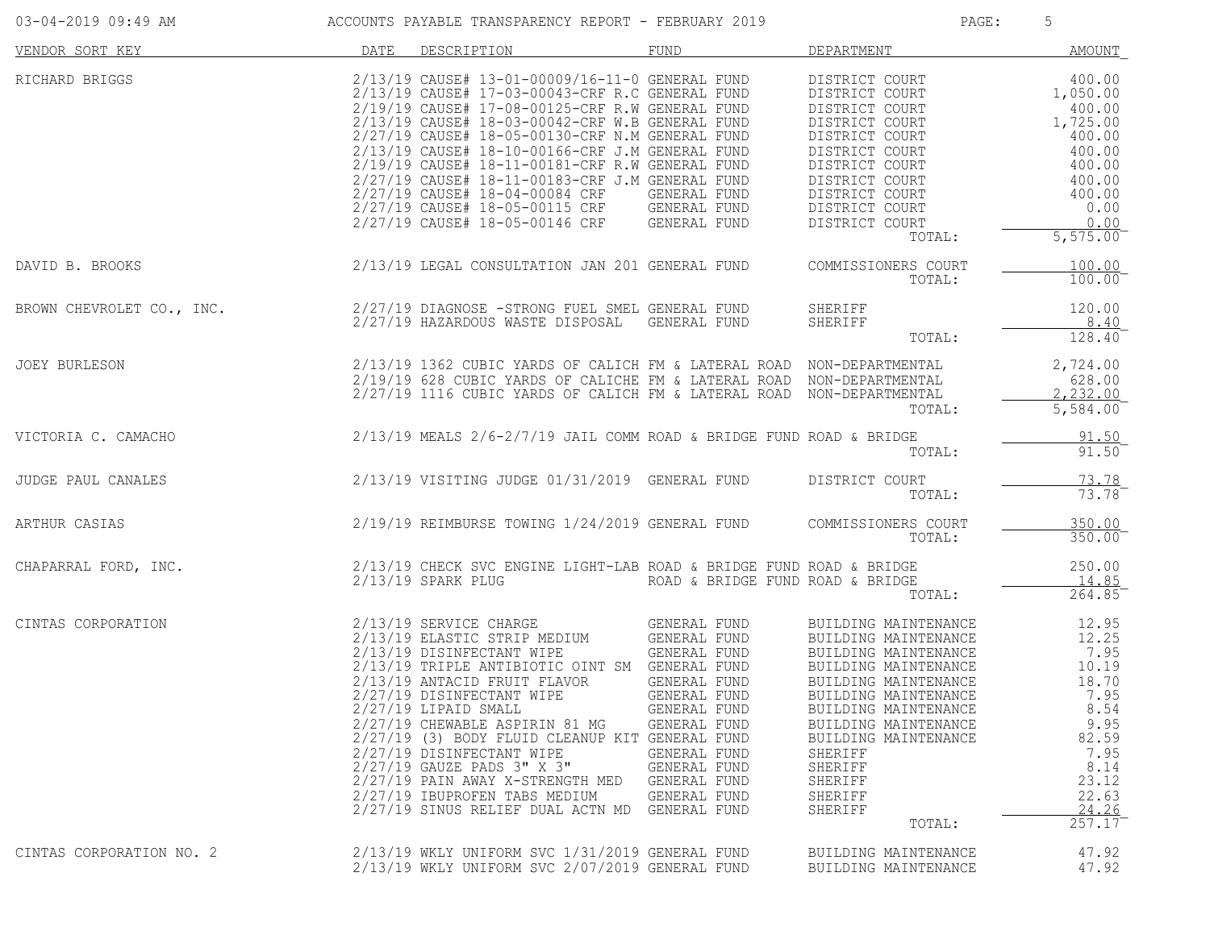# ACCOUNTS PAYABLE TRANSPARENCY REPORT - FEBRUARY 2019

03-04-2019 09:49 AM

| VENDOR SORT KEY | DATE | DESCRIPTION | FUND | DEPARTMENT | AMOUNT |
|---|---|---|---|---|---|
| RICHARD BRIGGS | 2/13/19 | CAUSE# 13-01-00009/16-11-0 | GENERAL FUND | DISTRICT COURT | 400.00 |
| | 2/13/19 | CAUSE# 17-03-00043-CRF R.C | GENERAL FUND | DISTRICT COURT | 1,050.00 |
| | 2/19/19 | CAUSE# 17-08-00125-CRF R.W | GENERAL FUND | DISTRICT COURT | 400.00 |
| | 2/13/19 | CAUSE# 18-03-00042-CRF W.B | GENERAL FUND | DISTRICT COURT | 1,725.00 |
| | 2/27/19 | CAUSE# 18-05-00130-CRF N.M | GENERAL FUND | DISTRICT COURT | 400.00 |
| | 2/13/19 | CAUSE# 18-10-00166-CRF J.M | GENERAL FUND | DISTRICT COURT | 400.00 |
| | 2/19/19 | CAUSE# 18-11-00181-CRF R.W | GENERAL FUND | DISTRICT COURT | 400.00 |
| | 2/27/19 | CAUSE# 18-11-00183-CRF J.M | GENERAL FUND | DISTRICT COURT | 400.00 |
| | 2/27/19 | CAUSE# 18-04-00084 CRF | GENERAL FUND | DISTRICT COURT | 400.00 |
| | 2/27/19 | CAUSE# 18-05-00115 CRF | GENERAL FUND | DISTRICT COURT | 0.00 |
| | 2/27/19 | CAUSE# 18-05-00146 CRF | GENERAL FUND | DISTRICT COURT | 0.00 |
| | | | | TOTAL: | 5,575.00 |
| DAVID B. BROOKS | 2/13/19 | LEGAL CONSULTATION JAN 201 | GENERAL FUND | COMMISSIONERS COURT | 100.00 |
| | | | | TOTAL: | 100.00 |
| BROWN CHEVROLET CO., INC. | 2/27/19 | DIAGNOSE -STRONG FUEL SMEL | GENERAL FUND | SHERIFF | 120.00 |
| | 2/27/19 | HAZARDOUS WASTE DISPOSAL | GENERAL FUND | SHERIFF | 8.40 |
| | | | | TOTAL: | 128.40 |
| JOEY BURLESON | 2/13/19 | 1362 CUBIC YARDS OF CALICH | FM & LATERAL ROAD | NON-DEPARTMENTAL | 2,724.00 |
| | 2/19/19 | 628 CUBIC YARDS OF CALICHE | FM & LATERAL ROAD | NON-DEPARTMENTAL | 628.00 |
| | 2/27/19 | 1116 CUBIC YARDS OF CALICH | FM & LATERAL ROAD | NON-DEPARTMENTAL | 2,232.00 |
| | | | | TOTAL: | 5,584.00 |
| VICTORIA C. CAMACHO | 2/13/19 | MEALS 2/6-2/7/19 JAIL COMM | ROAD & BRIDGE FUND | ROAD & BRIDGE | 91.50 |
| | | | | TOTAL: | 91.50 |
| JUDGE PAUL CANALES | 2/13/19 | VISITING JUDGE 01/31/2019 | GENERAL FUND | DISTRICT COURT | 73.78 |
| | | | | TOTAL: | 73.78 |
| ARTHUR CASIAS | 2/19/19 | REIMBURSE TOWING 1/24/2019 | GENERAL FUND | COMMISSIONERS COURT | 350.00 |
| | | | | TOTAL: | 350.00 |
| CHAPARRAL FORD, INC. | 2/13/19 | CHECK SVC ENGINE LIGHT-LAB | ROAD & BRIDGE FUND | ROAD & BRIDGE | 250.00 |
| | 2/13/19 | SPARK PLUG | ROAD & BRIDGE FUND | ROAD & BRIDGE | 14.85 |
| | | | | TOTAL: | 264.85 |
| CINTAS CORPORATION | 2/13/19 | SERVICE CHARGE | GENERAL FUND | BUILDING MAINTENANCE | 12.95 |
| | 2/13/19 | ELASTIC STRIP MEDIUM | GENERAL FUND | BUILDING MAINTENANCE | 12.25 |
| | 2/13/19 | DISINFECTANT WIPE | GENERAL FUND | BUILDING MAINTENANCE | 7.95 |
| | 2/13/19 | TRIPLE ANTIBIOTIC OINT SM | GENERAL FUND | BUILDING MAINTENANCE | 10.19 |
| | 2/13/19 | ANTACID FRUIT FLAVOR | GENERAL FUND | BUILDING MAINTENANCE | 18.70 |
| | 2/27/19 | DISINFECTANT WIPE | GENERAL FUND | BUILDING MAINTENANCE | 7.95 |
| | 2/27/19 | LIPAID SMALL | GENERAL FUND | BUILDING MAINTENANCE | 8.54 |
| | 2/27/19 | CHEWABLE ASPIRIN 81 MG | GENERAL FUND | BUILDING MAINTENANCE | 9.95 |
| | 2/27/19 | (3) BODY FLUID CLEANUP KIT | GENERAL FUND | BUILDING MAINTENANCE | 82.59 |
| | 2/27/19 | DISINFECTANT WIPE | GENERAL FUND | SHERIFF | 7.95 |
| | 2/27/19 | GAUZE PADS 3" X 3" | GENERAL FUND | SHERIFF | 8.14 |
| | 2/27/19 | PAIN AWAY X-STRENGTH MED | GENERAL FUND | SHERIFF | 23.12 |
| | 2/27/19 | IBUPROFEN TABS MEDIUM | GENERAL FUND | SHERIFF | 22.63 |
| | 2/27/19 | SINUS RELIEF DUAL ACTN MD | GENERAL FUND | SHERIFF | 24.26 |
| | | | | TOTAL: | 257.17 |
| CINTAS CORPORATION NO. 2 | 2/13/19 | WKLY UNIFORM SVC 1/31/2019 | GENERAL FUND | BUILDING MAINTENANCE | 47.92 |
| | 2/13/19 | WKLY UNIFORM SVC 2/07/2019 | GENERAL FUND | BUILDING MAINTENANCE | 47.92 |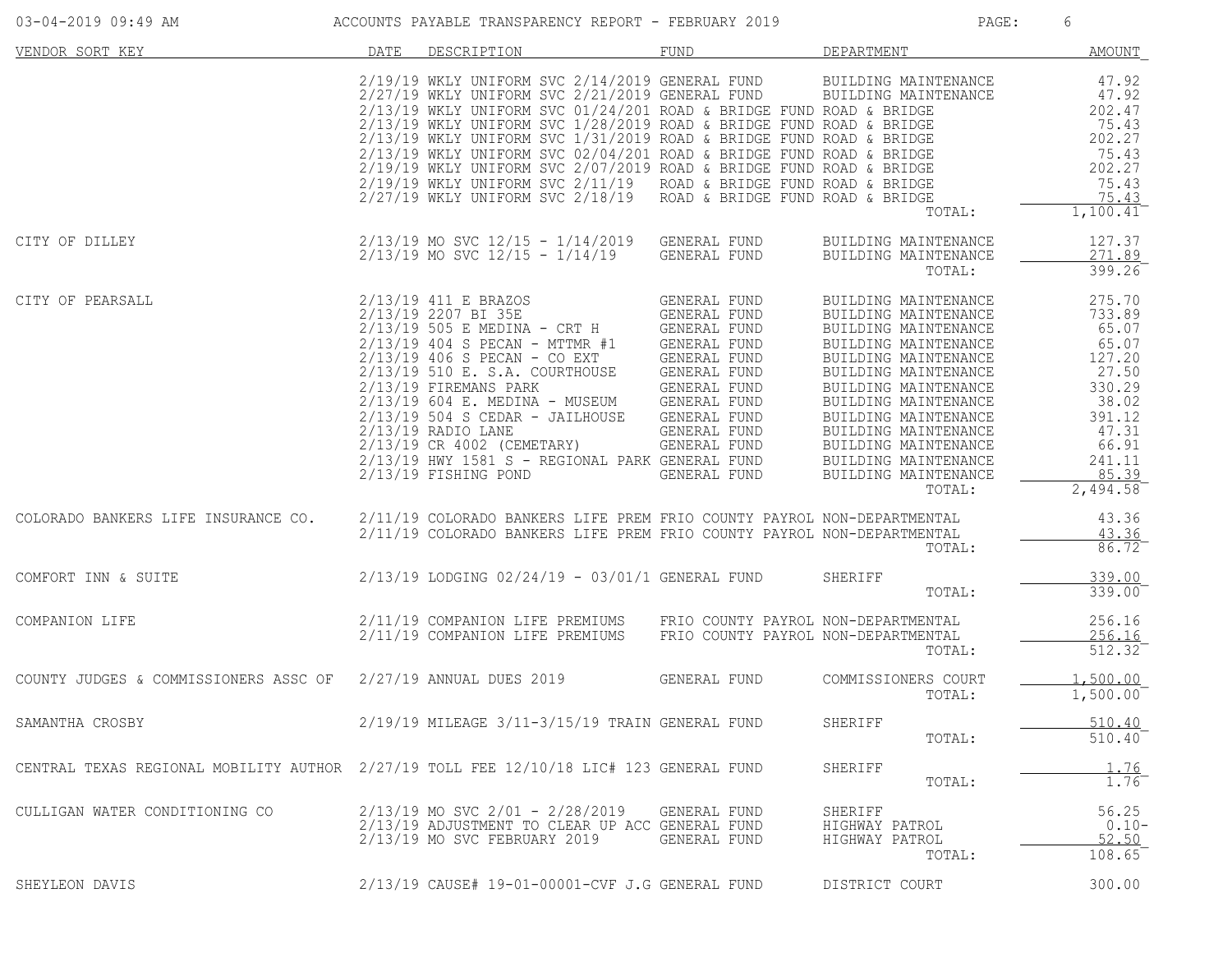# ACCOUNTS PAYABLE TRANSPARENCY REPORT - FEBRUARY 2019

03-04-2019 09:49 AM

| VENDOR SORT KEY | DATE | DESCRIPTION | FUND | DEPARTMENT | AMOUNT |
|---|---|---|---|---|---|
| | 2/19/19 | WKLY UNIFORM SVC 2/14/2019 | GENERAL FUND | BUILDING MAINTENANCE | 47.92 |
| | 2/27/19 | WKLY UNIFORM SVC 2/21/2019 | GENERAL FUND | BUILDING MAINTENANCE | 47.92 |
| | 2/13/19 | WKLY UNIFORM SVC 01/24/201 | ROAD & BRIDGE FUND | ROAD & BRIDGE | 202.47 |
| | 2/13/19 | WKLY UNIFORM SVC 1/28/2019 | ROAD & BRIDGE FUND | ROAD & BRIDGE | 75.43 |
| | 2/13/19 | WKLY UNIFORM SVC 1/31/2019 | ROAD & BRIDGE FUND | ROAD & BRIDGE | 202.27 |
| | 2/13/19 | WKLY UNIFORM SVC 02/04/201 | ROAD & BRIDGE FUND | ROAD & BRIDGE | 75.43 |
| | 2/19/19 | WKLY UNIFORM SVC 2/07/2019 | ROAD & BRIDGE FUND | ROAD & BRIDGE | 202.27 |
| | 2/19/19 | WKLY UNIFORM SVC 2/11/19 | ROAD & BRIDGE FUND | ROAD & BRIDGE | 75.43 |
| | 2/27/19 | WKLY UNIFORM SVC 2/18/19 | ROAD & BRIDGE FUND | ROAD & BRIDGE | 75.43 |
| | | | | TOTAL: | 1,100.41 |
| CITY OF DILLEY | 2/13/19 | MO SVC 12/15 - 1/14/2019 | GENERAL FUND | BUILDING MAINTENANCE | 127.37 |
| | 2/13/19 | MO SVC 12/15 - 1/14/19 | GENERAL FUND | BUILDING MAINTENANCE | 271.89 |
| | | | | TOTAL: | 399.26 |
| CITY OF PEARSALL | 2/13/19 | 411 E BRAZOS | GENERAL FUND | BUILDING MAINTENANCE | 275.70 |
| | 2/13/19 | 2207 BI 35E | GENERAL FUND | BUILDING MAINTENANCE | 733.89 |
| | 2/13/19 | 505 E MEDINA - CRT H | GENERAL FUND | BUILDING MAINTENANCE | 65.07 |
| | 2/13/19 | 404 S PECAN - MTTMR #1 | GENERAL FUND | BUILDING MAINTENANCE | 65.07 |
| | 2/13/19 | 406 S PECAN - CO EXT | GENERAL FUND | BUILDING MAINTENANCE | 127.20 |
| | 2/13/19 | 510 E. S.A. COURTHOUSE | GENERAL FUND | BUILDING MAINTENANCE | 27.50 |
| | 2/13/19 | FIREMANS PARK | GENERAL FUND | BUILDING MAINTENANCE | 330.29 |
| | 2/13/19 | 604 E. MEDINA - MUSEUM | GENERAL FUND | BUILDING MAINTENANCE | 38.02 |
| | 2/13/19 | 504 S CEDAR - JAILHOUSE | GENERAL FUND | BUILDING MAINTENANCE | 391.12 |
| | 2/13/19 | RADIO LANE | GENERAL FUND | BUILDING MAINTENANCE | 47.31 |
| | 2/13/19 | CR 4002 (CEMETARY) | GENERAL FUND | BUILDING MAINTENANCE | 66.91 |
| | 2/13/19 | HWY 1581 S - REGIONAL PARK | GENERAL FUND | BUILDING MAINTENANCE | 241.11 |
| | 2/13/19 | FISHING POND | GENERAL FUND | BUILDING MAINTENANCE | 85.39 |
| | | | | TOTAL: | 2,494.58 |
| COLORADO BANKERS LIFE INSURANCE CO. | 2/11/19 | COLORADO BANKERS LIFE PREM | FRIO COUNTY PAYROL | NON-DEPARTMENTAL | 43.36 |
| | 2/11/19 | COLORADO BANKERS LIFE PREM | FRIO COUNTY PAYROL | NON-DEPARTMENTAL | 43.36 |
| | | | | TOTAL: | 86.72 |
| COMFORT INN & SUITE | 2/13/19 | LODGING 02/24/19 - 03/01/1 | GENERAL FUND | SHERIFF | 339.00 |
| | | | | TOTAL: | 339.00 |
| COMPANION LIFE | 2/11/19 | COMPANION LIFE PREMIUMS | FRIO COUNTY PAYROL | NON-DEPARTMENTAL | 256.16 |
| | 2/11/19 | COMPANION LIFE PREMIUMS | FRIO COUNTY PAYROL | NON-DEPARTMENTAL | 256.16 |
| | | | | TOTAL: | 512.32 |
| COUNTY JUDGES & COMMISSIONERS ASSC OF | 2/27/19 | ANNUAL DUES 2019 | GENERAL FUND | COMMISSIONERS COURT | 1,500.00 |
| | | | | TOTAL: | 1,500.00 |
| SAMANTHA CROSBY | 2/19/19 | MILEAGE 3/11-3/15/19 TRAIN | GENERAL FUND | SHERIFF | 510.40 |
| | | | | TOTAL: | 510.40 |
| CENTRAL TEXAS REGIONAL MOBILITY AUTHOR | 2/27/19 | TOLL FEE 12/10/18 LIC# 123 | GENERAL FUND | SHERIFF | 1.76 |
| | | | | TOTAL: | 1.76 |
| CULLIGAN WATER CONDITIONING CO | 2/13/19 | MO SVC 2/01 - 2/28/2019 | GENERAL FUND | SHERIFF | 56.25 |
| | 2/13/19 | ADJUSTMENT TO CLEAR UP ACC | GENERAL FUND | HIGHWAY PATROL | 0.10- |
| | 2/13/19 | MO SVC FEBRUARY 2019 | GENERAL FUND | HIGHWAY PATROL | 52.50 |
| | | | | TOTAL: | 108.65 |
| SHEYLEON DAVIS | 2/13/19 | CAUSE# 19-01-00001-CVF J.G | GENERAL FUND | DISTRICT COURT | 300.00 |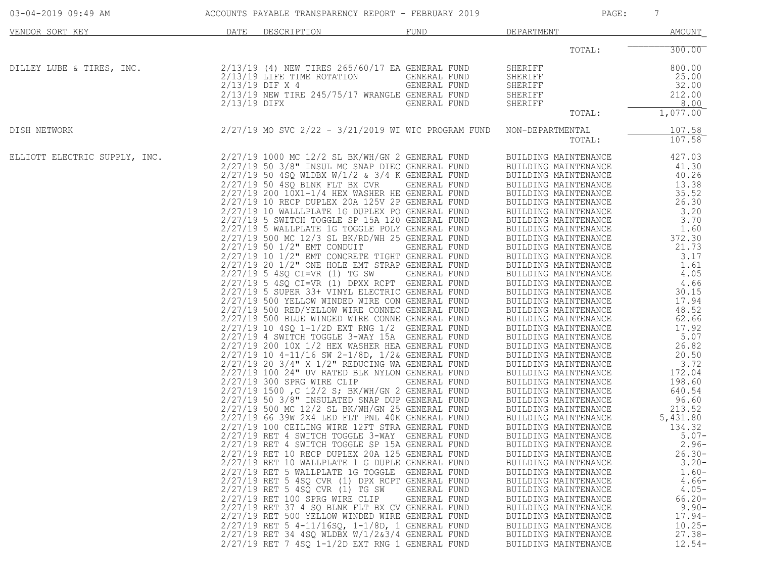ACCOUNTS PAYABLE TRANSPARENCY REPORT - FEBRUARY 2019

| VENDOR SORT KEY | DATE | DESCRIPTION | FUND | DEPARTMENT | AMOUNT |
|---|---|---|---|---|---|
| | | | | TOTAL: | 300.00 |
| DILLEY LUBE & TIRES, INC. | 2/13/19 | (4) NEW TIRES 265/60/17 EA | GENERAL FUND | SHERIFF | 800.00 |
| | 2/13/19 | LIFE TIME ROTATION | GENERAL FUND | SHERIFF | 25.00 |
| | 2/13/19 | DIF X 4 | GENERAL FUND | SHERIFF | 32.00 |
| | 2/13/19 | NEW TIRE 245/75/17 WRANGLE | GENERAL FUND | SHERIFF | 212.00 |
| | 2/13/19 | DIFX | GENERAL FUND | SHERIFF | 8.00 |
| | | | | TOTAL: | 1,077.00 |
| DISH NETWORK | 2/27/19 | MO SVC 2/22 - 3/21/2019 WI | WIC PROGRAM FUND | NON-DEPARTMENTAL | 107.58 |
| | | | | TOTAL: | 107.58 |
| ELLIOTT ELECTRIC SUPPLY, INC. | 2/27/19 | 1000 MC 12/2 SL BK/WH/GN 2 | GENERAL FUND | BUILDING MAINTENANCE | 427.03 |
| | 2/27/19 | 50 3/8" INSUL MC SNAP DIEC | GENERAL FUND | BUILDING MAINTENANCE | 41.30 |
| | 2/27/19 | 50 4SQ WLDBX W/1/2 & 3/4 K | GENERAL FUND | BUILDING MAINTENANCE | 40.26 |
| | 2/27/19 | 50 4SQ BLNK FLT BX CVR | GENERAL FUND | BUILDING MAINTENANCE | 13.38 |
| | 2/27/19 | 200 10X1-1/4 HEX WASHER HE | GENERAL FUND | BUILDING MAINTENANCE | 35.52 |
| | 2/27/19 | 10 RECP DUPLEX 20A 125V 2P | GENERAL FUND | BUILDING MAINTENANCE | 26.30 |
| | 2/27/19 | 10 WALLLPLATE 1G DUPLEX PO | GENERAL FUND | BUILDING MAINTENANCE | 3.20 |
| | 2/27/19 | 5 SWITCH TOGGLE SP 15A 120 | GENERAL FUND | BUILDING MAINTENANCE | 3.70 |
| | 2/27/19 | 5 WALLPLATE 1G TOGGLE POLY | GENERAL FUND | BUILDING MAINTENANCE | 1.60 |
| | 2/27/19 | 500 MC 12/3 SL BK/RD/WH 25 | GENERAL FUND | BUILDING MAINTENANCE | 372.30 |
| | 2/27/19 | 50 1/2" EMT CONDUIT | GENERAL FUND | BUILDING MAINTENANCE | 21.73 |
| | 2/27/19 | 10 1/2" EMT CONCRETE TIGHT | GENERAL FUND | BUILDING MAINTENANCE | 3.17 |
| | 2/27/19 | 20 1/2" ONE HOLE EMT STRAP | GENERAL FUND | BUILDING MAINTENANCE | 1.61 |
| | 2/27/19 | 5 4SQ CI=VR (1) TG SW | GENERAL FUND | BUILDING MAINTENANCE | 4.05 |
| | 2/27/19 | 5 4SQ CI=VR (1) DPXX RCPT | GENERAL FUND | BUILDING MAINTENANCE | 4.66 |
| | 2/27/19 | 5 SUPER 33+ VINYL ELECTRIC | GENERAL FUND | BUILDING MAINTENANCE | 30.15 |
| | 2/27/19 | 500 YELLOW WINDED WIRE CON | GENERAL FUND | BUILDING MAINTENANCE | 17.94 |
| | 2/27/19 | 500 RED/YELLOW WIRE CONNEC | GENERAL FUND | BUILDING MAINTENANCE | 48.52 |
| | 2/27/19 | 500 BLUE WINGED WIRE CONNE | GENERAL FUND | BUILDING MAINTENANCE | 62.66 |
| | 2/27/19 | 10 4SQ 1-1/2D EXT RNG 1/2 | GENERAL FUND | BUILDING MAINTENANCE | 17.92 |
| | 2/27/19 | 4 SWITCH TOGGLE 3-WAY 15A | GENERAL FUND | BUILDING MAINTENANCE | 5.07 |
| | 2/27/19 | 200 10X 1/2 HEX WASHER HEA | GENERAL FUND | BUILDING MAINTENANCE | 26.82 |
| | 2/27/19 | 10 4-11/16 SW 2-1/8D, 1/2& | GENERAL FUND | BUILDING MAINTENANCE | 20.50 |
| | 2/27/19 | 20 3/4" X 1/2" REDUCING WA | GENERAL FUND | BUILDING MAINTENANCE | 3.72 |
| | 2/27/19 | 100 24" UV RATED BLK NYLON | GENERAL FUND | BUILDING MAINTENANCE | 172.04 |
| | 2/27/19 | 300 SPRG WIRE CLIP | GENERAL FUND | BUILDING MAINTENANCE | 198.60 |
| | 2/27/19 | 1500 ,C 12/2 S; BK/WH/GN 2 | GENERAL FUND | BUILDING MAINTENANCE | 640.54 |
| | 2/27/19 | 50 3/8" INSULATED SNAP DUP | GENERAL FUND | BUILDING MAINTENANCE | 96.60 |
| | 2/27/19 | 500 MC 12/2 SL BK/WH/GN 25 | GENERAL FUND | BUILDING MAINTENANCE | 213.52 |
| | 2/27/19 | 66 39W 2X4 LED FLT PNL 40K | GENERAL FUND | BUILDING MAINTENANCE | 5,431.80 |
| | 2/27/19 | 100 CEILING WIRE 12FT STRA | GENERAL FUND | BUILDING MAINTENANCE | 134.32 |
| | 2/27/19 | RET 4 SWITCH TOGGLE 3-WAY | GENERAL FUND | BUILDING MAINTENANCE | 5.07- |
| | 2/27/19 | RET 4 SWITCH TOGGLE SP 15A | GENERAL FUND | BUILDING MAINTENANCE | 2.96- |
| | 2/27/19 | RET 10 RECP DUPLEX 20A 125 | GENERAL FUND | BUILDING MAINTENANCE | 26.30- |
| | 2/27/19 | RET 10 WALLPLATE 1 G DUPLE | GENERAL FUND | BUILDING MAINTENANCE | 3.20- |
| | 2/27/19 | RET 5 WALLPLATE 1G TOGGLE | GENERAL FUND | BUILDING MAINTENANCE | 1.60- |
| | 2/27/19 | RET 5 4SQ CVR (1) DPX RCPT | GENERAL FUND | BUILDING MAINTENANCE | 4.66- |
| | 2/27/19 | RET 5 4SQ CVR (1) TG SW | GENERAL FUND | BUILDING MAINTENANCE | 4.05- |
| | 2/27/19 | RET 100 SPRG WIRE CLIP | GENERAL FUND | BUILDING MAINTENANCE | 66.20- |
| | 2/27/19 | RET 37 4 SQ BLNK FLT BX CV | GENERAL FUND | BUILDING MAINTENANCE | 9.90- |
| | 2/27/19 | RET 500 YELLOW WINDED WIRE | GENERAL FUND | BUILDING MAINTENANCE | 17.94- |
| | 2/27/19 | RET 5 4-11/16SQ, 1-1/8D, 1 | GENERAL FUND | BUILDING MAINTENANCE | 10.25- |
| | 2/27/19 | RET 34 4SQ WLDBX W/1/2&3/4 | GENERAL FUND | BUILDING MAINTENANCE | 27.38- |
| | 2/27/19 | RET 7 4SQ 1-1/2D EXT RNG 1 | GENERAL FUND | BUILDING MAINTENANCE | 12.54- |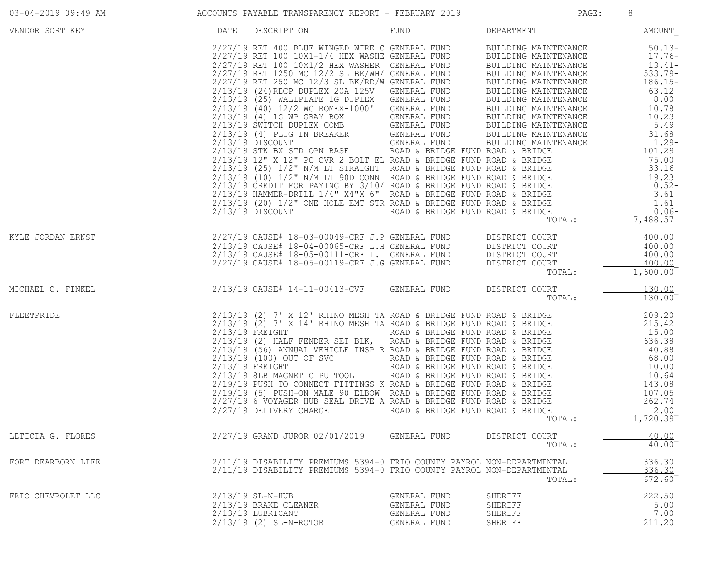ACCOUNTS PAYABLE TRANSPARENCY REPORT - FEBRUARY 2019

| VENDOR SORT KEY | DATE | DESCRIPTION | FUND | DEPARTMENT | AMOUNT |
|---|---|---|---|---|---|
| | 2/27/19 | RET 400 BLUE WINGED WIRE C | GENERAL FUND | BUILDING MAINTENANCE | 50.13- |
| | 2/27/19 | RET 100 10X1-1/4 HEX WASHE | GENERAL FUND | BUILDING MAINTENANCE | 17.76- |
| | 2/27/19 | RET 100 10X1/2 HEX WASHER | GENERAL FUND | BUILDING MAINTENANCE | 13.41- |
| | 2/27/19 | RET 1250 MC 12/2 SL BK/WH/ | GENERAL FUND | BUILDING MAINTENANCE | 533.79- |
| | 2/27/19 | RET 250 MC 12/3 SL BK/RD/W | GENERAL FUND | BUILDING MAINTENANCE | 186.15- |
| | 2/13/19 | (24)RECP DUPLEX 20A 125V | GENERAL FUND | BUILDING MAINTENANCE | 63.12 |
| | 2/13/19 | (25) WALLPLATE 1G DUPLEX | GENERAL FUND | BUILDING MAINTENANCE | 8.00 |
| | 2/13/19 | (40) 12/2 WG ROMEX-1000' | GENERAL FUND | BUILDING MAINTENANCE | 10.78 |
| | 2/13/19 | (4) 1G WP GRAY BOX | GENERAL FUND | BUILDING MAINTENANCE | 10.23 |
| | 2/13/19 | SWITCH DUPLEX COMB | GENERAL FUND | BUILDING MAINTENANCE | 5.49 |
| | 2/13/19 | (4) PLUG IN BREAKER | GENERAL FUND | BUILDING MAINTENANCE | 31.68 |
| | 2/13/19 | DISCOUNT | GENERAL FUND | BUILDING MAINTENANCE | 1.29- |
| | 2/13/19 | STK BX STD OPN BASE | ROAD & BRIDGE FUND | ROAD & BRIDGE | 101.29 |
| | 2/13/19 | 12" X 12" PC CVR 2 BOLT EL | ROAD & BRIDGE FUND | ROAD & BRIDGE | 75.00 |
| | 2/13/19 | (25) 1/2" N/M LT STRAIGHT | ROAD & BRIDGE FUND | ROAD & BRIDGE | 33.16 |
| | 2/13/19 | (10) 1/2" N/M LT 90D CONN | ROAD & BRIDGE FUND | ROAD & BRIDGE | 19.23 |
| | 2/13/19 | CREDIT FOR PAYING BY 3/10/ | ROAD & BRIDGE FUND | ROAD & BRIDGE | 0.52- |
| | 2/13/19 | HAMMER-DRILL 1/4" X4"X 6" | ROAD & BRIDGE FUND | ROAD & BRIDGE | 3.61 |
| | 2/13/19 | (20) 1/2" ONE HOLE EMT STR | ROAD & BRIDGE FUND | ROAD & BRIDGE | 1.61 |
| | 2/13/19 | DISCOUNT | ROAD & BRIDGE FUND | ROAD & BRIDGE | 0.06- |
| | | | | TOTAL: | 7,488.57 |
| KYLE JORDAN ERNST | 2/27/19 | CAUSE# 18-03-00049-CRF J.P | GENERAL FUND | DISTRICT COURT | 400.00 |
| | 2/13/19 | CAUSE# 18-04-00065-CRF L.H | GENERAL FUND | DISTRICT COURT | 400.00 |
| | 2/13/19 | CAUSE# 18-05-00111-CRF I. | GENERAL FUND | DISTRICT COURT | 400.00 |
| | 2/27/19 | CAUSE# 18-05-00119-CRF J.G | GENERAL FUND | DISTRICT COURT | 400.00 |
| | | | | TOTAL: | 1,600.00 |
| MICHAEL C. FINKEL | 2/13/19 | CAUSE# 14-11-00413-CVF | GENERAL FUND | DISTRICT COURT | 130.00 |
| | | | | TOTAL: | 130.00 |
| FLEETPRIDE | 2/13/19 | (2) 7' X 12' RHINO MESH TA | ROAD & BRIDGE FUND | ROAD & BRIDGE | 209.20 |
| | 2/13/19 | (2) 7' X 14' RHINO MESH TA | ROAD & BRIDGE FUND | ROAD & BRIDGE | 215.42 |
| | 2/13/19 | FREIGHT | ROAD & BRIDGE FUND | ROAD & BRIDGE | 15.00 |
| | 2/13/19 | (2) HALF FENDER SET BLK, | ROAD & BRIDGE FUND | ROAD & BRIDGE | 636.38 |
| | 2/13/19 | (56) ANNUAL VEHICLE INSP R | ROAD & BRIDGE FUND | ROAD & BRIDGE | 40.88 |
| | 2/13/19 | (100) OUT OF SVC | ROAD & BRIDGE FUND | ROAD & BRIDGE | 68.00 |
| | 2/13/19 | FREIGHT | ROAD & BRIDGE FUND | ROAD & BRIDGE | 10.00 |
| | 2/13/19 | 8LB MAGNETIC PU TOOL | ROAD & BRIDGE FUND | ROAD & BRIDGE | 10.64 |
| | 2/19/19 | PUSH TO CONNECT FITTINGS K | ROAD & BRIDGE FUND | ROAD & BRIDGE | 143.08 |
| | 2/19/19 | (5) PUSH-ON MALE 90 ELBOW | ROAD & BRIDGE FUND | ROAD & BRIDGE | 107.05 |
| | 2/27/19 | 6 VOYAGER HUB SEAL DRIVE A | ROAD & BRIDGE FUND | ROAD & BRIDGE | 262.74 |
| | 2/27/19 | DELIVERY CHARGE | ROAD & BRIDGE FUND | ROAD & BRIDGE | 2.00 |
| | | | | TOTAL: | 1,720.39 |
| LETICIA G. FLORES | 2/27/19 | GRAND JUROR 02/01/2019 | GENERAL FUND | DISTRICT COURT | 40.00 |
| | | | | TOTAL: | 40.00 |
| FORT DEARBORN LIFE | 2/11/19 | DISABILITY PREMIUMS 5394-0 | FRIO COUNTY PAYROL | NON-DEPARTMENTAL | 336.30 |
| | 2/11/19 | DISABILITY PREMIUMS 5394-0 | FRIO COUNTY PAYROL | NON-DEPARTMENTAL | 336.30 |
| | | | | TOTAL: | 672.60 |
| FRIO CHEVROLET LLC | 2/13/19 | SL-N-HUB | GENERAL FUND | SHERIFF | 222.50 |
| | 2/13/19 | BRAKE CLEANER | GENERAL FUND | SHERIFF | 5.00 |
| | 2/13/19 | LUBRICANT | GENERAL FUND | SHERIFF | 7.00 |
| | 2/13/19 | (2) SL-N-ROTOR | GENERAL FUND | SHERIFF | 211.20 |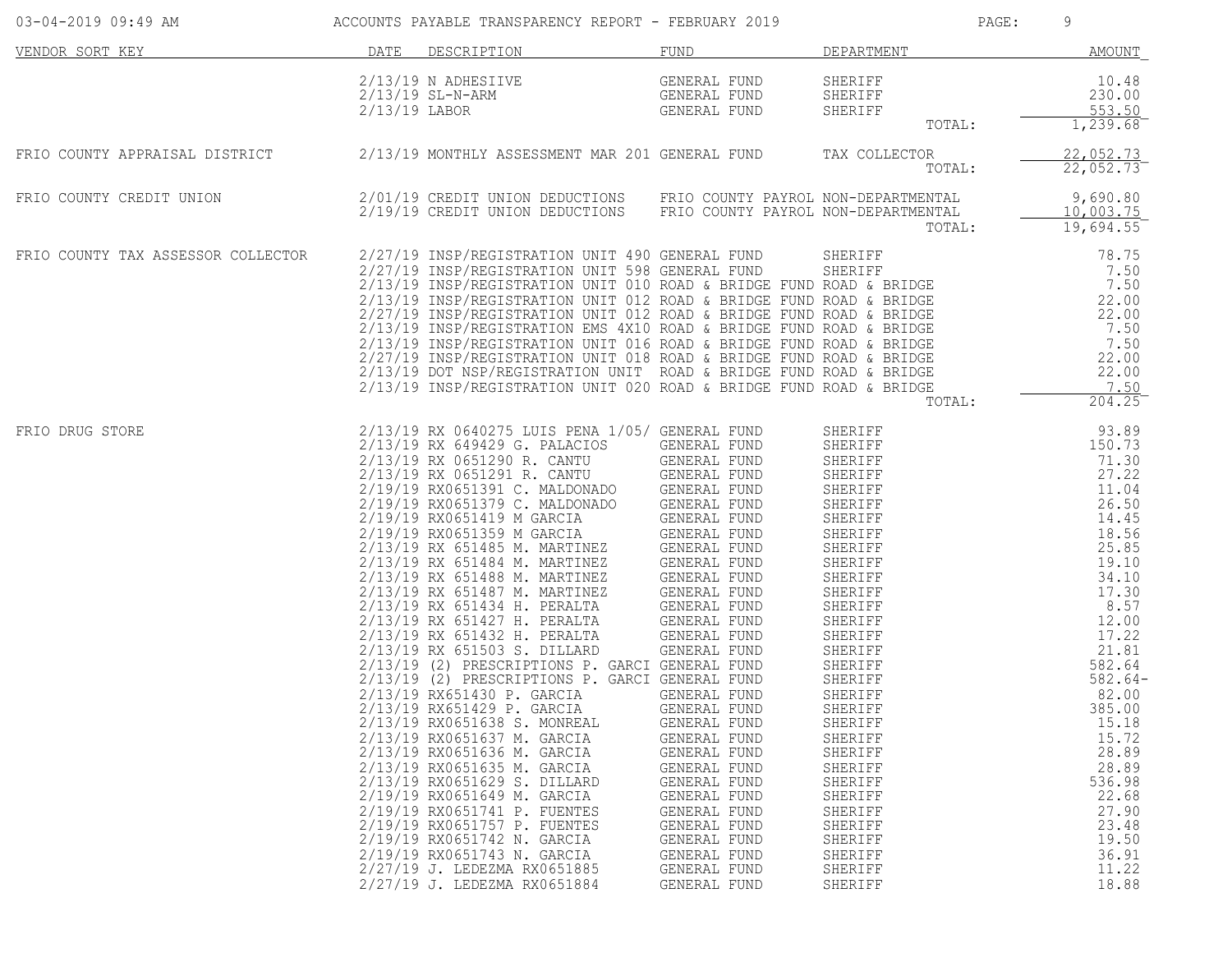| VENDOR SORT KEY | DATE | DESCRIPTION | FUND | DEPARTMENT | AMOUNT |
|---|---|---|---|---|---|
| | 2/13/19 | N ADHESIIVE | GENERAL FUND | SHERIFF | 10.48 |
| | 2/13/19 | SL-N-ARM | GENERAL FUND | SHERIFF | 230.00 |
| | 2/13/19 | LABOR | GENERAL FUND | SHERIFF | 553.50 |
| | | | | TOTAL: | 1,239.68 |
| FRIO COUNTY APPRAISAL DISTRICT | 2/13/19 | MONTHLY ASSESSMENT MAR 201 | GENERAL FUND | TAX COLLECTOR | 22,052.73 |
| | | | | TOTAL: | 22,052.73 |
| FRIO COUNTY CREDIT UNION | 2/01/19 | CREDIT UNION DEDUCTIONS | FRIO COUNTY PAYROL | NON-DEPARTMENTAL | 9,690.80 |
| | 2/19/19 | CREDIT UNION DEDUCTIONS | FRIO COUNTY PAYROL | NON-DEPARTMENTAL | 10,003.75 |
| | | | | TOTAL: | 19,694.55 |
| FRIO COUNTY TAX ASSESSOR COLLECTOR | 2/27/19 | INSP/REGISTRATION UNIT 490 | GENERAL FUND | SHERIFF | 78.75 |
| | 2/27/19 | INSP/REGISTRATION UNIT 598 | GENERAL FUND | SHERIFF | 7.50 |
| | 2/13/19 | INSP/REGISTRATION UNIT 010 | ROAD & BRIDGE FUND | ROAD & BRIDGE | 7.50 |
| | 2/13/19 | INSP/REGISTRATION UNIT 012 | ROAD & BRIDGE FUND | ROAD & BRIDGE | 22.00 |
| | 2/27/19 | INSP/REGISTRATION UNIT 012 | ROAD & BRIDGE FUND | ROAD & BRIDGE | 22.00 |
| | 2/13/19 | INSP/REGISTRATION EMS 4X10 | ROAD & BRIDGE FUND | ROAD & BRIDGE | 7.50 |
| | 2/13/19 | INSP/REGISTRATION UNIT 016 | ROAD & BRIDGE FUND | ROAD & BRIDGE | 7.50 |
| | 2/27/19 | INSP/REGISTRATION UNIT 018 | ROAD & BRIDGE FUND | ROAD & BRIDGE | 22.00 |
| | 2/13/19 | DOT NSP/REGISTRATION UNIT | ROAD & BRIDGE FUND | ROAD & BRIDGE | 22.00 |
| | 2/13/19 | INSP/REGISTRATION UNIT 020 | ROAD & BRIDGE FUND | ROAD & BRIDGE | 7.50 |
| | | | | TOTAL: | 204.25 |
| FRIO DRUG STORE | 2/13/19 | RX 0640275 LUIS PENA 1/05/ | GENERAL FUND | SHERIFF | 93.89 |
| | 2/13/19 | RX 649429 G. PALACIOS | GENERAL FUND | SHERIFF | 150.73 |
| | 2/13/19 | RX 0651290 R. CANTU | GENERAL FUND | SHERIFF | 71.30 |
| | 2/13/19 | RX 0651291 R. CANTU | GENERAL FUND | SHERIFF | 27.22 |
| | 2/19/19 | RX0651391 C. MALDONADO | GENERAL FUND | SHERIFF | 11.04 |
| | 2/19/19 | RX0651379 C. MALDONADO | GENERAL FUND | SHERIFF | 26.50 |
| | 2/19/19 | RX0651419 M GARCIA | GENERAL FUND | SHERIFF | 14.45 |
| | 2/19/19 | RX0651359 M GARCIA | GENERAL FUND | SHERIFF | 18.56 |
| | 2/13/19 | RX 651485 M. MARTINEZ | GENERAL FUND | SHERIFF | 25.85 |
| | 2/13/19 | RX 651484 M. MARTINEZ | GENERAL FUND | SHERIFF | 19.10 |
| | 2/13/19 | RX 651488 M. MARTINEZ | GENERAL FUND | SHERIFF | 34.10 |
| | 2/13/19 | RX 651487 M. MARTINEZ | GENERAL FUND | SHERIFF | 17.30 |
| | 2/13/19 | RX 651434 H. PERALTA | GENERAL FUND | SHERIFF | 8.57 |
| | 2/13/19 | RX 651427 H. PERALTA | GENERAL FUND | SHERIFF | 12.00 |
| | 2/13/19 | RX 651432 H. PERALTA | GENERAL FUND | SHERIFF | 17.22 |
| | 2/13/19 | RX 651503 S. DILLARD | GENERAL FUND | SHERIFF | 21.81 |
| | 2/13/19 | (2) PRESCRIPTIONS P. GARCI | GENERAL FUND | SHERIFF | 582.64 |
| | 2/13/19 | (2) PRESCRIPTIONS P. GARCI | GENERAL FUND | SHERIFF | 582.64- |
| | 2/13/19 | RX651430 P. GARCIA | GENERAL FUND | SHERIFF | 82.00 |
| | 2/13/19 | RX651429 P. GARCIA | GENERAL FUND | SHERIFF | 385.00 |
| | 2/13/19 | RX0651638 S. MONREAL | GENERAL FUND | SHERIFF | 15.18 |
| | 2/13/19 | RX0651637 M. GARCIA | GENERAL FUND | SHERIFF | 15.72 |
| | 2/13/19 | RX0651636 M. GARCIA | GENERAL FUND | SHERIFF | 28.89 |
| | 2/13/19 | RX0651635 M. GARCIA | GENERAL FUND | SHERIFF | 28.89 |
| | 2/13/19 | RX0651629 S. DILLARD | GENERAL FUND | SHERIFF | 536.98 |
| | 2/19/19 | RX0651649 M. GARCIA | GENERAL FUND | SHERIFF | 22.68 |
| | 2/19/19 | RX0651741 P. FUENTES | GENERAL FUND | SHERIFF | 27.90 |
| | 2/19/19 | RX0651757 P. FUENTES | GENERAL FUND | SHERIFF | 23.48 |
| | 2/19/19 | RX0651742 N. GARCIA | GENERAL FUND | SHERIFF | 19.50 |
| | 2/19/19 | RX0651743 N. GARCIA | GENERAL FUND | SHERIFF | 36.91 |
| | 2/27/19 | J. LEDEZMA RX0651885 | GENERAL FUND | SHERIFF | 11.22 |
| | 2/27/19 | J. LEDEZMA RX0651884 | GENERAL FUND | SHERIFF | 18.88 |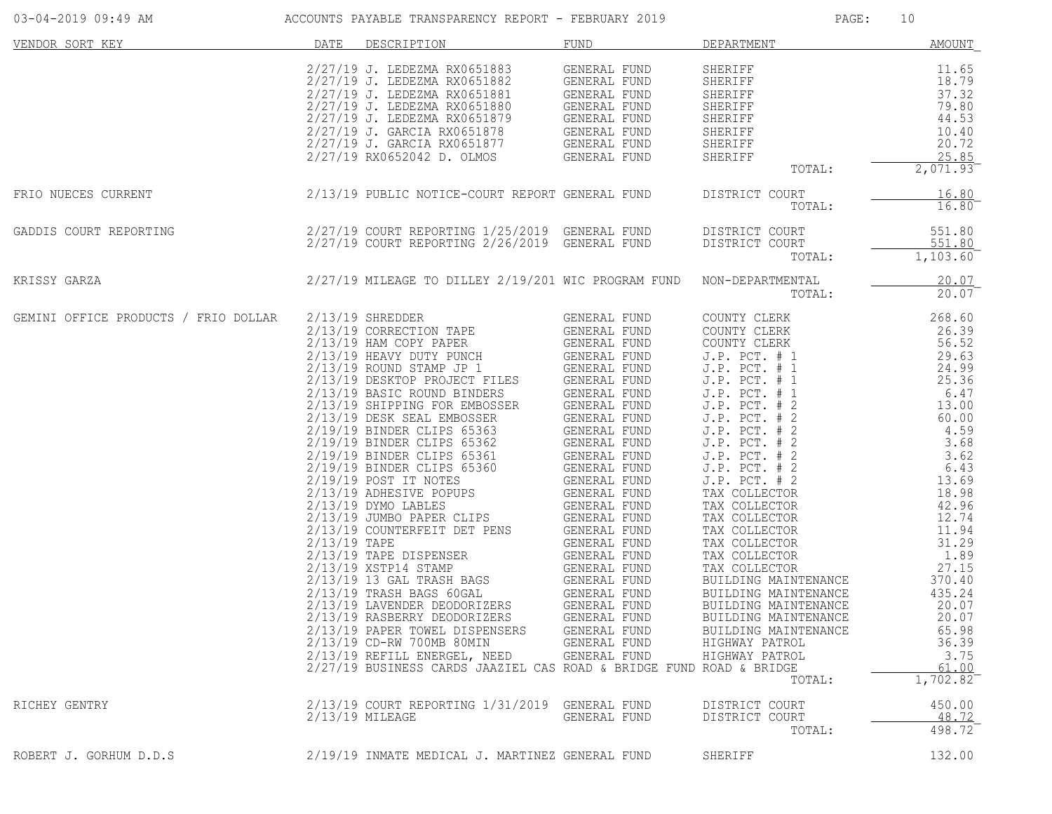| VENDOR SORT KEY | DATE | DESCRIPTION | FUND | DEPARTMENT | AMOUNT |
|---|---|---|---|---|---|
| | 2/27/19 | J. LEDEZMA RX0651883 | GENERAL FUND | SHERIFF | 11.65 |
| | 2/27/19 | J. LEDEZMA RX0651882 | GENERAL FUND | SHERIFF | 18.79 |
| | 2/27/19 | J. LEDEZMA RX0651881 | GENERAL FUND | SHERIFF | 37.32 |
| | 2/27/19 | J. LEDEZMA RX0651880 | GENERAL FUND | SHERIFF | 79.80 |
| | 2/27/19 | J. LEDEZMA RX0651879 | GENERAL FUND | SHERIFF | 44.53 |
| | 2/27/19 | J. GARCIA RX0651878 | GENERAL FUND | SHERIFF | 10.40 |
| | 2/27/19 | J. GARCIA RX0651877 | GENERAL FUND | SHERIFF | 20.72 |
| | 2/27/19 | RX0652042 D. OLMOS | GENERAL FUND | SHERIFF | 25.85 |
| | | | | TOTAL: | 2,071.93 |
| FRIO NUECES CURRENT | 2/13/19 | PUBLIC NOTICE-COURT REPORT | GENERAL FUND | DISTRICT COURT | 16.80 |
| | | | | TOTAL: | 16.80 |
| GADDIS COURT REPORTING | 2/27/19 | COURT REPORTING 1/25/2019 | GENERAL FUND | DISTRICT COURT | 551.80 |
| | 2/27/19 | COURT REPORTING 2/26/2019 | GENERAL FUND | DISTRICT COURT | 551.80 |
| | | | | TOTAL: | 1,103.60 |
| KRISSY GARZA | 2/27/19 | MILEAGE TO DILLEY 2/19/201 | WIC PROGRAM FUND | NON-DEPARTMENTAL | 20.07 |
| | | | | TOTAL: | 20.07 |
| GEMINI OFFICE PRODUCTS / FRIO DOLLAR | 2/13/19 | SHREDDER | GENERAL FUND | COUNTY CLERK | 268.60 |
| | 2/13/19 | CORRECTION TAPE | GENERAL FUND | COUNTY CLERK | 26.39 |
| | 2/13/19 | HAM COPY PAPER | GENERAL FUND | COUNTY CLERK | 56.52 |
| | 2/13/19 | HEAVY DUTY PUNCH | GENERAL FUND | J.P. PCT. # 1 | 29.63 |
| | 2/13/19 | ROUND STAMP JP 1 | GENERAL FUND | J.P. PCT. # 1 | 24.99 |
| | 2/13/19 | DESKTOP PROJECT FILES | GENERAL FUND | J.P. PCT. # 1 | 25.36 |
| | 2/13/19 | BASIC ROUND BINDERS | GENERAL FUND | J.P. PCT. # 1 | 6.47 |
| | 2/13/19 | SHIPPING FOR EMBOSSER | GENERAL FUND | J.P. PCT. # 2 | 13.00 |
| | 2/13/19 | DESK SEAL EMBOSSER | GENERAL FUND | J.P. PCT. # 2 | 60.00 |
| | 2/19/19 | BINDER CLIPS 65363 | GENERAL FUND | J.P. PCT. # 2 | 4.59 |
| | 2/19/19 | BINDER CLIPS 65362 | GENERAL FUND | J.P. PCT. # 2 | 3.68 |
| | 2/19/19 | BINDER CLIPS 65361 | GENERAL FUND | J.P. PCT. # 2 | 3.62 |
| | 2/19/19 | BINDER CLIPS 65360 | GENERAL FUND | J.P. PCT. # 2 | 6.43 |
| | 2/19/19 | POST IT NOTES | GENERAL FUND | J.P. PCT. # 2 | 13.69 |
| | 2/13/19 | ADHESIVE POPUPS | GENERAL FUND | TAX COLLECTOR | 18.98 |
| | 2/13/19 | DYMO LABLES | GENERAL FUND | TAX COLLECTOR | 42.96 |
| | 2/13/19 | JUMBO PAPER CLIPS | GENERAL FUND | TAX COLLECTOR | 12.74 |
| | 2/13/19 | COUNTERFEIT DET PENS | GENERAL FUND | TAX COLLECTOR | 11.94 |
| | 2/13/19 | TAPE | GENERAL FUND | TAX COLLECTOR | 31.29 |
| | 2/13/19 | TAPE DISPENSER | GENERAL FUND | TAX COLLECTOR | 1.89 |
| | 2/13/19 | XSTP14 STAMP | GENERAL FUND | TAX COLLECTOR | 27.15 |
| | 2/13/19 | 13 GAL TRASH BAGS | GENERAL FUND | BUILDING MAINTENANCE | 370.40 |
| | 2/13/19 | TRASH BAGS 60GAL | GENERAL FUND | BUILDING MAINTENANCE | 435.24 |
| | 2/13/19 | LAVENDER DEODORIZERS | GENERAL FUND | BUILDING MAINTENANCE | 20.07 |
| | 2/13/19 | RASBERRY DEODORIZERS | GENERAL FUND | BUILDING MAINTENANCE | 20.07 |
| | 2/13/19 | PAPER TOWEL DISPENSERS | GENERAL FUND | BUILDING MAINTENANCE | 65.98 |
| | 2/13/19 | CD-RW 700MB 80MIN | GENERAL FUND | HIGHWAY PATROL | 36.39 |
| | 2/13/19 | REFILL ENERGEL, NEED | GENERAL FUND | HIGHWAY PATROL | 3.75 |
| | 2/27/19 | BUSINESS CARDS JAAZIEL CAS | ROAD & BRIDGE FUND | ROAD & BRIDGE | 61.00 |
| | | | | TOTAL: | 1,702.82 |
| RICHEY GENTRY | 2/13/19 | COURT REPORTING 1/31/2019 | GENERAL FUND | DISTRICT COURT | 450.00 |
| | 2/13/19 | MILEAGE | GENERAL FUND | DISTRICT COURT | 48.72 |
| | | | | TOTAL: | 498.72 |
| ROBERT J. GORHUM D.D.S | 2/19/19 | INMATE MEDICAL J. MARTINEZ | GENERAL FUND | SHERIFF | 132.00 |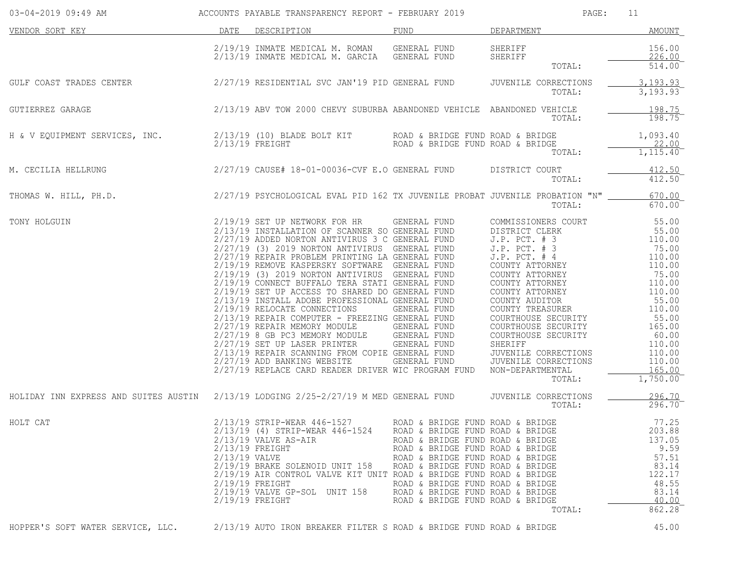| VENDOR SORT KEY | DATE | DESCRIPTION | FUND | DEPARTMENT | AMOUNT |
|---|---|---|---|---|---|
| | 2/19/19 | INMATE MEDICAL M. ROMAN | GENERAL FUND | SHERIFF | 156.00 |
| | 2/13/19 | INMATE MEDICAL M. GARCIA | GENERAL FUND | SHERIFF | 226.00 |
| | | | | TOTAL: | 514.00 |
| GULF COAST TRADES CENTER | 2/27/19 | RESIDENTIAL SVC JAN'19 PID | GENERAL FUND | JUVENILE CORRECTIONS | 3,193.93 |
| | | | | TOTAL: | 3,193.93 |
| GUTIERREZ GARAGE | 2/13/19 | ABV TOW 2000 CHEVY SUBURBA | ABANDONED VEHICLE | ABANDONED VEHICLE | 198.75 |
| | | | | TOTAL: | 198.75 |
| H & V EQUIPMENT SERVICES, INC. | 2/13/19 | (10) BLADE BOLT KIT | ROAD & BRIDGE FUND | ROAD & BRIDGE | 1,093.40 |
| | 2/13/19 | FREIGHT | ROAD & BRIDGE FUND | ROAD & BRIDGE | 22.00 |
| | | | | TOTAL: | 1,115.40 |
| M. CECILIA HELLRUNG | 2/27/19 | CAUSE# 18-01-00036-CVF E.O | GENERAL FUND | DISTRICT COURT | 412.50 |
| | | | | TOTAL: | 412.50 |
| THOMAS W. HILL, PH.D. | 2/27/19 | PSYCHOLOGICAL EVAL PID 162 | TX JUVENILE PROBAT | JUVENILE PROBATION "N" | 670.00 |
| | | | | TOTAL: | 670.00 |
| TONY HOLGUIN | 2/19/19 | SET UP NETWORK FOR HR | GENERAL FUND | COMMISSIONERS COURT | 55.00 |
| | 2/13/19 | INSTALLATION OF SCANNER SO | GENERAL FUND | DISTRICT CLERK | 55.00 |
| | 2/27/19 | ADDED NORTON ANTIVIRUS 3 C | GENERAL FUND | J.P. PCT. # 3 | 110.00 |
| | 2/27/19 | (3) 2019 NORTON ANTIVIRUS | GENERAL FUND | J.P. PCT. # 3 | 75.00 |
| | 2/27/19 | REPAIR PROBLEM PRINTING LA | GENERAL FUND | J.P. PCT. # 4 | 110.00 |
| | 2/19/19 | REMOVE KASPERSKY SOFTWARE | GENERAL FUND | COUNTY ATTORNEY | 110.00 |
| | 2/19/19 | (3) 2019 NORTON ANTIVIRUS | GENERAL FUND | COUNTY ATTORNEY | 75.00 |
| | 2/19/19 | CONNECT BUFFALO TERA STATI | GENERAL FUND | COUNTY ATTORNEY | 110.00 |
| | 2/19/19 | SET UP ACCESS TO SHARED DO | GENERAL FUND | COUNTY ATTORNEY | 110.00 |
| | 2/13/19 | INSTALL ADOBE PROFESSIONAL | GENERAL FUND | COUNTY AUDITOR | 55.00 |
| | 2/19/19 | RELOCATE CONNECTIONS | GENERAL FUND | COUNTY TREASURER | 110.00 |
| | 2/13/19 | REPAIR COMPUTER - FREEZING | GENERAL FUND | COURTHOUSE SECURITY | 55.00 |
| | 2/27/19 | REPAIR MEMORY MODULE | GENERAL FUND | COURTHOUSE SECURITY | 165.00 |
| | 2/27/19 | 8 GB PC3 MEMORY MODULE | GENERAL FUND | COURTHOUSE SECURITY | 60.00 |
| | 2/27/19 | SET UP LASER PRINTER | GENERAL FUND | SHERIFF | 110.00 |
| | 2/13/19 | REPAIR SCANNING FROM COPIE | GENERAL FUND | JUVENILE CORRECTIONS | 110.00 |
| | 2/27/19 | ADD BANKING WEBSITE | GENERAL FUND | JUVENILE CORRECTIONS | 110.00 |
| | 2/27/19 | REPLACE CARD READER DRIVER | WIC PROGRAM FUND | NON-DEPARTMENTAL | 165.00 |
| | | | | TOTAL: | 1,750.00 |
| HOLIDAY INN EXPRESS AND SUITES AUSTIN | 2/13/19 | LODGING 2/25-2/27/19 M MED | GENERAL FUND | JUVENILE CORRECTIONS | 296.70 |
| | | | | TOTAL: | 296.70 |
| HOLT CAT | 2/13/19 | STRIP-WEAR 446-1527 | ROAD & BRIDGE FUND | ROAD & BRIDGE | 77.25 |
| | 2/13/19 | (4) STRIP-WEAR 446-1524 | ROAD & BRIDGE FUND | ROAD & BRIDGE | 203.88 |
| | 2/13/19 | VALVE AS-AIR | ROAD & BRIDGE FUND | ROAD & BRIDGE | 137.05 |
| | 2/13/19 | FREIGHT | ROAD & BRIDGE FUND | ROAD & BRIDGE | 9.59 |
| | 2/13/19 | VALVE | ROAD & BRIDGE FUND | ROAD & BRIDGE | 57.51 |
| | 2/19/19 | BRAKE SOLENOID UNIT 158 | ROAD & BRIDGE FUND | ROAD & BRIDGE | 83.14 |
| | 2/19/19 | AIR CONTROL VALVE KIT UNIT | ROAD & BRIDGE FUND | ROAD & BRIDGE | 122.17 |
| | 2/19/19 | FREIGHT | ROAD & BRIDGE FUND | ROAD & BRIDGE | 48.55 |
| | 2/19/19 | VALVE GP-SOL UNIT 158 | ROAD & BRIDGE FUND | ROAD & BRIDGE | 83.14 |
| | 2/19/19 | FREIGHT | ROAD & BRIDGE FUND | ROAD & BRIDGE | 40.00 |
| | | | | TOTAL: | 862.28 |
| HOPPER'S SOFT WATER SERVICE, LLC. | 2/13/19 | AUTO IRON BREAKER FILTER S | ROAD & BRIDGE FUND | ROAD & BRIDGE | 45.00 |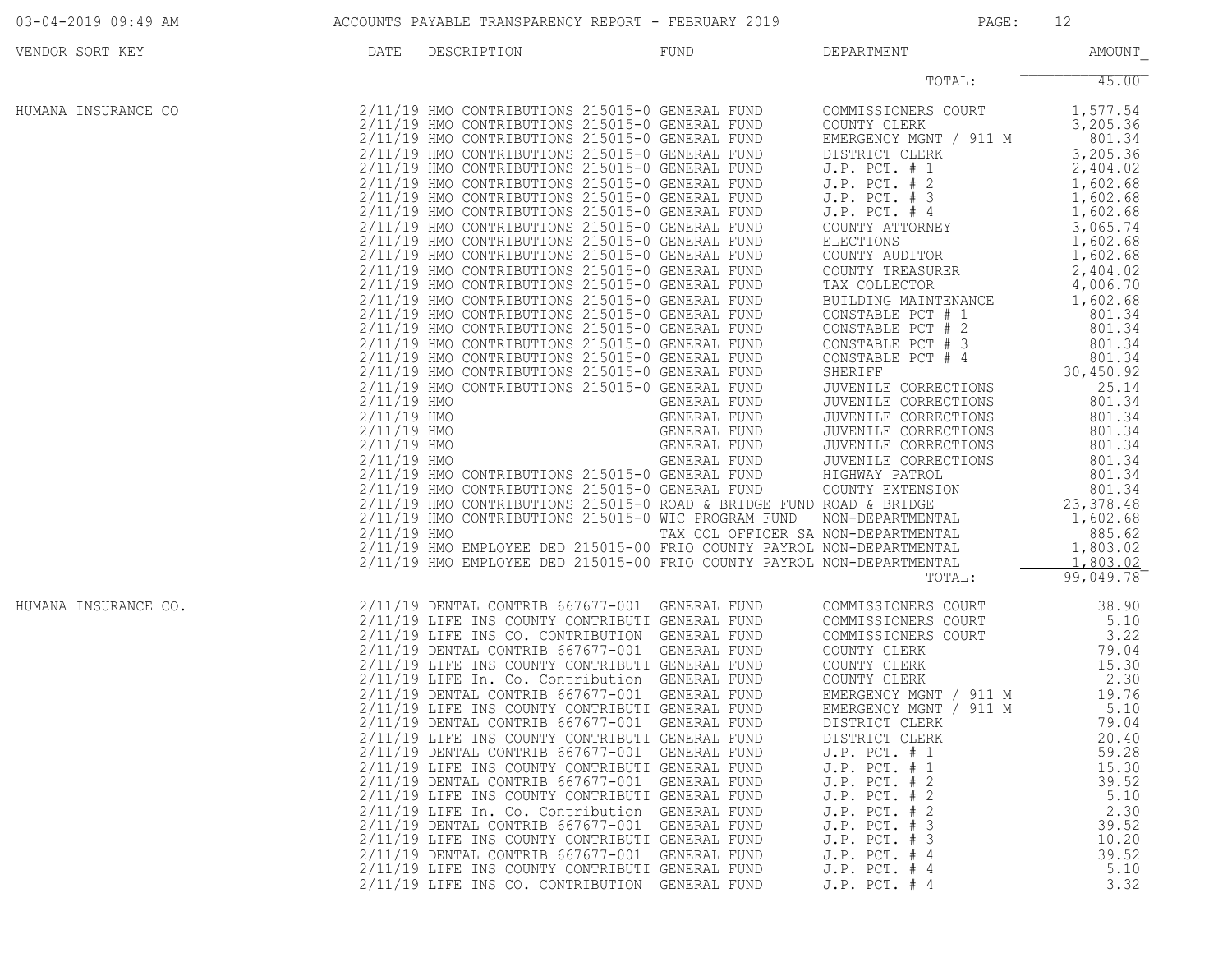ACCOUNTS PAYABLE TRANSPARENCY REPORT - FEBRUARY 2019

| VENDOR SORT KEY | DATE | DESCRIPTION | FUND | DEPARTMENT | AMOUNT |
|---|---|---|---|---|---|
| | | | | TOTAL: | 45.00 |
| HUMANA INSURANCE CO | 2/11/19 | HMO CONTRIBUTIONS 215015-0 | GENERAL FUND | COMMISSIONERS COURT | 1,577.54 |
| | 2/11/19 | HMO CONTRIBUTIONS 215015-0 | GENERAL FUND | COUNTY CLERK | 3,205.36 |
| | 2/11/19 | HMO CONTRIBUTIONS 215015-0 | GENERAL FUND | EMERGENCY MGNT / 911 M | 801.34 |
| | 2/11/19 | HMO CONTRIBUTIONS 215015-0 | GENERAL FUND | DISTRICT CLERK | 3,205.36 |
| | 2/11/19 | HMO CONTRIBUTIONS 215015-0 | GENERAL FUND | J.P. PCT. # 1 | 2,404.02 |
| | 2/11/19 | HMO CONTRIBUTIONS 215015-0 | GENERAL FUND | J.P. PCT. # 2 | 1,602.68 |
| | 2/11/19 | HMO CONTRIBUTIONS 215015-0 | GENERAL FUND | J.P. PCT. # 3 | 1,602.68 |
| | 2/11/19 | HMO CONTRIBUTIONS 215015-0 | GENERAL FUND | J.P. PCT. # 4 | 1,602.68 |
| | 2/11/19 | HMO CONTRIBUTIONS 215015-0 | GENERAL FUND | COUNTY ATTORNEY | 3,065.74 |
| | 2/11/19 | HMO CONTRIBUTIONS 215015-0 | GENERAL FUND | ELECTIONS | 1,602.68 |
| | 2/11/19 | HMO CONTRIBUTIONS 215015-0 | GENERAL FUND | COUNTY AUDITOR | 1,602.68 |
| | 2/11/19 | HMO CONTRIBUTIONS 215015-0 | GENERAL FUND | COUNTY TREASURER | 2,404.02 |
| | 2/11/19 | HMO CONTRIBUTIONS 215015-0 | GENERAL FUND | TAX COLLECTOR | 4,006.70 |
| | 2/11/19 | HMO CONTRIBUTIONS 215015-0 | GENERAL FUND | BUILDING MAINTENANCE | 1,602.68 |
| | 2/11/19 | HMO CONTRIBUTIONS 215015-0 | GENERAL FUND | CONSTABLE PCT # 1 | 801.34 |
| | 2/11/19 | HMO CONTRIBUTIONS 215015-0 | GENERAL FUND | CONSTABLE PCT # 2 | 801.34 |
| | 2/11/19 | HMO CONTRIBUTIONS 215015-0 | GENERAL FUND | CONSTABLE PCT # 3 | 801.34 |
| | 2/11/19 | HMO CONTRIBUTIONS 215015-0 | GENERAL FUND | CONSTABLE PCT # 4 | 801.34 |
| | 2/11/19 | HMO CONTRIBUTIONS 215015-0 | GENERAL FUND | SHERIFF | 30,450.92 |
| | 2/11/19 | HMO CONTRIBUTIONS 215015-0 | GENERAL FUND | JUVENILE CORRECTIONS | 25.14 |
| | 2/11/19 | HMO | GENERAL FUND | JUVENILE CORRECTIONS | 801.34 |
| | 2/11/19 | HMO | GENERAL FUND | JUVENILE CORRECTIONS | 801.34 |
| | 2/11/19 | HMO | GENERAL FUND | JUVENILE CORRECTIONS | 801.34 |
| | 2/11/19 | HMO | GENERAL FUND | JUVENILE CORRECTIONS | 801.34 |
| | 2/11/19 | HMO | GENERAL FUND | JUVENILE CORRECTIONS | 801.34 |
| | 2/11/19 | HMO CONTRIBUTIONS 215015-0 | GENERAL FUND | HIGHWAY PATROL | 801.34 |
| | 2/11/19 | HMO CONTRIBUTIONS 215015-0 | GENERAL FUND | COUNTY EXTENSION | 801.34 |
| | 2/11/19 | HMO CONTRIBUTIONS 215015-0 | ROAD & BRIDGE FUND | ROAD & BRIDGE | 23,378.48 |
| | 2/11/19 | HMO CONTRIBUTIONS 215015-0 | WIC PROGRAM FUND | NON-DEPARTMENTAL | 1,602.68 |
| | 2/11/19 | HMO | TAX COL OFFICER SA | NON-DEPARTMENTAL | 885.62 |
| | 2/11/19 | HMO EMPLOYEE DED 215015-00 | FRIO COUNTY PAYROL | NON-DEPARTMENTAL | 1,803.02 |
| | 2/11/19 | HMO EMPLOYEE DED 215015-00 | FRIO COUNTY PAYROL | NON-DEPARTMENTAL | 1,803.02 |
| | | | | TOTAL: | 99,049.78 |
| HUMANA INSURANCE CO. | 2/11/19 | DENTAL CONTRIB 667677-001 | GENERAL FUND | COMMISSIONERS COURT | 38.90 |
| | 2/11/19 | LIFE INS COUNTY CONTRIBUTI | GENERAL FUND | COMMISSIONERS COURT | 5.10 |
| | 2/11/19 | LIFE INS CO. CONTRIBUTION | GENERAL FUND | COMMISSIONERS COURT | 3.22 |
| | 2/11/19 | DENTAL CONTRIB 667677-001 | GENERAL FUND | COUNTY CLERK | 79.04 |
| | 2/11/19 | LIFE INS COUNTY CONTRIBUTI | GENERAL FUND | COUNTY CLERK | 15.30 |
| | 2/11/19 | LIFE In. Co. Contribution | GENERAL FUND | COUNTY CLERK | 2.30 |
| | 2/11/19 | DENTAL CONTRIB 667677-001 | GENERAL FUND | EMERGENCY MGNT / 911 M | 19.76 |
| | 2/11/19 | LIFE INS COUNTY CONTRIBUTI | GENERAL FUND | EMERGENCY MGNT / 911 M | 5.10 |
| | 2/11/19 | DENTAL CONTRIB 667677-001 | GENERAL FUND | DISTRICT CLERK | 79.04 |
| | 2/11/19 | LIFE INS COUNTY CONTRIBUTI | GENERAL FUND | DISTRICT CLERK | 20.40 |
| | 2/11/19 | DENTAL CONTRIB 667677-001 | GENERAL FUND | J.P. PCT. # 1 | 59.28 |
| | 2/11/19 | LIFE INS COUNTY CONTRIBUTI | GENERAL FUND | J.P. PCT. # 1 | 15.30 |
| | 2/11/19 | DENTAL CONTRIB 667677-001 | GENERAL FUND | J.P. PCT. # 2 | 39.52 |
| | 2/11/19 | LIFE INS COUNTY CONTRIBUTI | GENERAL FUND | J.P. PCT. # 2 | 5.10 |
| | 2/11/19 | LIFE In. Co. Contribution | GENERAL FUND | J.P. PCT. # 2 | 2.30 |
| | 2/11/19 | DENTAL CONTRIB 667677-001 | GENERAL FUND | J.P. PCT. # 3 | 39.52 |
| | 2/11/19 | LIFE INS COUNTY CONTRIBUTI | GENERAL FUND | J.P. PCT. # 3 | 10.20 |
| | 2/11/19 | DENTAL CONTRIB 667677-001 | GENERAL FUND | J.P. PCT. # 4 | 39.52 |
| | 2/11/19 | LIFE INS COUNTY CONTRIBUTI | GENERAL FUND | J.P. PCT. # 4 | 5.10 |
| | 2/11/19 | LIFE INS CO. CONTRIBUTION | GENERAL FUND | J.P. PCT. # 4 | 3.32 |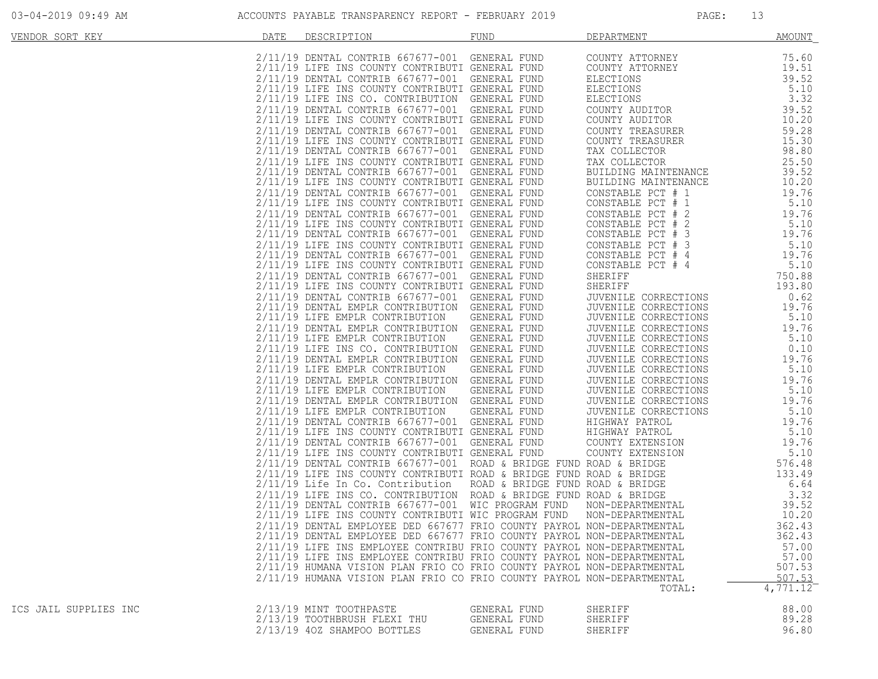ACCOUNTS PAYABLE TRANSPARENCY REPORT - FEBRUARY 2019

| VENDOR SORT KEY | DATE | DESCRIPTION | FUND | DEPARTMENT | AMOUNT |
|---|---|---|---|---|---|
| | 2/11/19 | DENTAL CONTRIB 667677-001 | GENERAL FUND | COUNTY ATTORNEY | 75.60 |
| | 2/11/19 | LIFE INS COUNTY CONTRIBUTI | GENERAL FUND | COUNTY ATTORNEY | 19.51 |
| | 2/11/19 | DENTAL CONTRIB 667677-001 | GENERAL FUND | ELECTIONS | 39.52 |
| | 2/11/19 | LIFE INS COUNTY CONTRIBUTI | GENERAL FUND | ELECTIONS | 5.10 |
| | 2/11/19 | LIFE INS CO. CONTRIBUTION | GENERAL FUND | ELECTIONS | 3.32 |
| | 2/11/19 | DENTAL CONTRIB 667677-001 | GENERAL FUND | COUNTY AUDITOR | 39.52 |
| | 2/11/19 | LIFE INS COUNTY CONTRIBUTI | GENERAL FUND | COUNTY AUDITOR | 10.20 |
| | 2/11/19 | DENTAL CONTRIB 667677-001 | GENERAL FUND | COUNTY TREASURER | 59.28 |
| | 2/11/19 | LIFE INS COUNTY CONTRIBUTI | GENERAL FUND | COUNTY TREASURER | 15.30 |
| | 2/11/19 | DENTAL CONTRIB 667677-001 | GENERAL FUND | TAX COLLECTOR | 98.80 |
| | 2/11/19 | LIFE INS COUNTY CONTRIBUTI | GENERAL FUND | TAX COLLECTOR | 25.50 |
| | 2/11/19 | DENTAL CONTRIB 667677-001 | GENERAL FUND | BUILDING MAINTENANCE | 39.52 |
| | 2/11/19 | LIFE INS COUNTY CONTRIBUTI | GENERAL FUND | BUILDING MAINTENANCE | 10.20 |
| | 2/11/19 | DENTAL CONTRIB 667677-001 | GENERAL FUND | CONSTABLE PCT # 1 | 19.76 |
| | 2/11/19 | LIFE INS COUNTY CONTRIBUTI | GENERAL FUND | CONSTABLE PCT # 1 | 5.10 |
| | 2/11/19 | DENTAL CONTRIB 667677-001 | GENERAL FUND | CONSTABLE PCT # 2 | 19.76 |
| | 2/11/19 | LIFE INS COUNTY CONTRIBUTI | GENERAL FUND | CONSTABLE PCT # 2 | 5.10 |
| | 2/11/19 | DENTAL CONTRIB 667677-001 | GENERAL FUND | CONSTABLE PCT # 3 | 19.76 |
| | 2/11/19 | LIFE INS COUNTY CONTRIBUTI | GENERAL FUND | CONSTABLE PCT # 3 | 5.10 |
| | 2/11/19 | DENTAL CONTRIB 667677-001 | GENERAL FUND | CONSTABLE PCT # 4 | 19.76 |
| | 2/11/19 | LIFE INS COUNTY CONTRIBUTI | GENERAL FUND | CONSTABLE PCT # 4 | 5.10 |
| | 2/11/19 | DENTAL CONTRIB 667677-001 | GENERAL FUND | SHERIFF | 750.88 |
| | 2/11/19 | LIFE INS COUNTY CONTRIBUTI | GENERAL FUND | SHERIFF | 193.80 |
| | 2/11/19 | DENTAL CONTRIB 667677-001 | GENERAL FUND | JUVENILE CORRECTIONS | 0.62 |
| | 2/11/19 | DENTAL EMPLR CONTRIBUTION | GENERAL FUND | JUVENILE CORRECTIONS | 19.76 |
| | 2/11/19 | LIFE EMPLR CONTRIBUTION | GENERAL FUND | JUVENILE CORRECTIONS | 5.10 |
| | 2/11/19 | DENTAL EMPLR CONTRIBUTION | GENERAL FUND | JUVENILE CORRECTIONS | 19.76 |
| | 2/11/19 | LIFE EMPLR CONTRIBUTION | GENERAL FUND | JUVENILE CORRECTIONS | 5.10 |
| | 2/11/19 | LIFE INS CO. CONTRIBUTION | GENERAL FUND | JUVENILE CORRECTIONS | 0.10 |
| | 2/11/19 | DENTAL EMPLR CONTRIBUTION | GENERAL FUND | JUVENILE CORRECTIONS | 19.76 |
| | 2/11/19 | LIFE EMPLR CONTRIBUTION | GENERAL FUND | JUVENILE CORRECTIONS | 5.10 |
| | 2/11/19 | DENTAL EMPLR CONTRIBUTION | GENERAL FUND | JUVENILE CORRECTIONS | 19.76 |
| | 2/11/19 | LIFE EMPLR CONTRIBUTION | GENERAL FUND | JUVENILE CORRECTIONS | 5.10 |
| | 2/11/19 | DENTAL EMPLR CONTRIBUTION | GENERAL FUND | JUVENILE CORRECTIONS | 19.76 |
| | 2/11/19 | LIFE EMPLR CONTRIBUTION | GENERAL FUND | JUVENILE CORRECTIONS | 5.10 |
| | 2/11/19 | DENTAL CONTRIB 667677-001 | GENERAL FUND | HIGHWAY PATROL | 19.76 |
| | 2/11/19 | LIFE INS COUNTY CONTRIBUTI | GENERAL FUND | HIGHWAY PATROL | 5.10 |
| | 2/11/19 | DENTAL CONTRIB 667677-001 | GENERAL FUND | COUNTY EXTENSION | 19.76 |
| | 2/11/19 | LIFE INS COUNTY CONTRIBUTI | GENERAL FUND | COUNTY EXTENSION | 5.10 |
| | 2/11/19 | DENTAL CONTRIB 667677-001 | ROAD & BRIDGE FUND | ROAD & BRIDGE | 576.48 |
| | 2/11/19 | LIFE INS COUNTY CONTRIBUTI | ROAD & BRIDGE FUND | ROAD & BRIDGE | 133.49 |
| | 2/11/19 | Life In Co. Contribution | ROAD & BRIDGE FUND | ROAD & BRIDGE | 6.64 |
| | 2/11/19 | LIFE INS CO. CONTRIBUTION | ROAD & BRIDGE FUND | ROAD & BRIDGE | 3.32 |
| | 2/11/19 | DENTAL CONTRIB 667677-001 | WIC PROGRAM FUND | NON-DEPARTMENTAL | 39.52 |
| | 2/11/19 | LIFE INS COUNTY CONTRIBUTI | WIC PROGRAM FUND | NON-DEPARTMENTAL | 10.20 |
| | 2/11/19 | DENTAL EMPLOYEE DED 667677 | FRIO COUNTY PAYROL | NON-DEPARTMENTAL | 362.43 |
| | 2/11/19 | DENTAL EMPLOYEE DED 667677 | FRIO COUNTY PAYROL | NON-DEPARTMENTAL | 362.43 |
| | 2/11/19 | LIFE INS EMPLOYEE CONTRIBU | FRIO COUNTY PAYROL | NON-DEPARTMENTAL | 57.00 |
| | 2/11/19 | LIFE INS EMPLOYEE CONTRIBU | FRIO COUNTY PAYROL | NON-DEPARTMENTAL | 57.00 |
| | 2/11/19 | HUMANA VISION PLAN FRIO CO | FRIO COUNTY PAYROL | NON-DEPARTMENTAL | 507.53 |
| | 2/11/19 | HUMANA VISION PLAN FRIO CO | FRIO COUNTY PAYROL | NON-DEPARTMENTAL | 507.53 |
| | | | | TOTAL: | 4,771.12 |
| ICS JAIL SUPPLIES INC | 2/13/19 | MINT TOOTHPASTE | GENERAL FUND | SHERIFF | 88.00 |
| | 2/13/19 | TOOTHBRUSH FLEXI THU | GENERAL FUND | SHERIFF | 89.28 |
| | 2/13/19 | 4OZ SHAMPOO BOTTLES | GENERAL FUND | SHERIFF | 96.80 |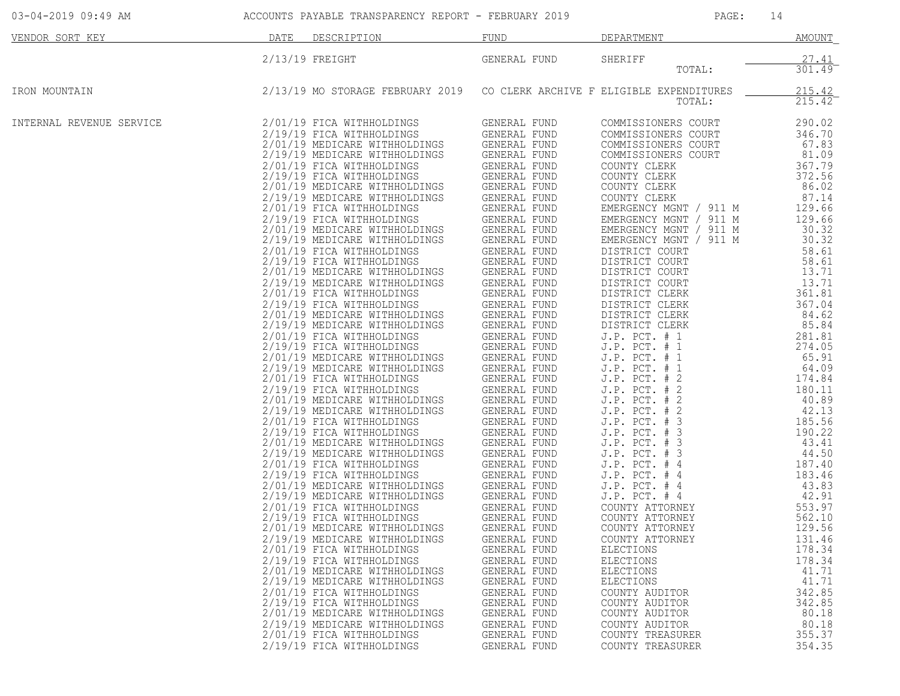| VENDOR SORT KEY | DATE | DESCRIPTION | FUND | DEPARTMENT | AMOUNT |
|---|---|---|---|---|---|
| | 2/13/19 | FREIGHT | GENERAL FUND | SHERIFF | 27.41 |
| | | | | TOTAL: | 301.49 |
| IRON MOUNTAIN | 2/13/19 | MO STORAGE FEBRUARY 2019 | CO CLERK ARCHIVE F | ELIGIBLE EXPENDITURES | 215.42 |
| | | | | TOTAL: | 215.42 |
| INTERNAL REVENUE SERVICE | 2/01/19 | FICA WITHHOLDINGS | GENERAL FUND | COMMISSIONERS COURT | 290.02 |
| | 2/19/19 | FICA WITHHOLDINGS | GENERAL FUND | COMMISSIONERS COURT | 346.70 |
| | 2/01/19 | MEDICARE WITHHOLDINGS | GENERAL FUND | COMMISSIONERS COURT | 67.83 |
| | 2/19/19 | MEDICARE WITHHOLDINGS | GENERAL FUND | COMMISSIONERS COURT | 81.09 |
| | 2/01/19 | FICA WITHHOLDINGS | GENERAL FUND | COUNTY CLERK | 367.79 |
| | 2/19/19 | FICA WITHHOLDINGS | GENERAL FUND | COUNTY CLERK | 372.56 |
| | 2/01/19 | MEDICARE WITHHOLDINGS | GENERAL FUND | COUNTY CLERK | 86.02 |
| | 2/19/19 | MEDICARE WITHHOLDINGS | GENERAL FUND | COUNTY CLERK | 87.14 |
| | 2/01/19 | FICA WITHHOLDINGS | GENERAL FUND | EMERGENCY MGNT / 911 M | 129.66 |
| | 2/19/19 | FICA WITHHOLDINGS | GENERAL FUND | EMERGENCY MGNT / 911 M | 129.66 |
| | 2/01/19 | MEDICARE WITHHOLDINGS | GENERAL FUND | EMERGENCY MGNT / 911 M | 30.32 |
| | 2/19/19 | MEDICARE WITHHOLDINGS | GENERAL FUND | EMERGENCY MGNT / 911 M | 30.32 |
| | 2/01/19 | FICA WITHHOLDINGS | GENERAL FUND | DISTRICT COURT | 58.61 |
| | 2/19/19 | FICA WITHHOLDINGS | GENERAL FUND | DISTRICT COURT | 58.61 |
| | 2/01/19 | MEDICARE WITHHOLDINGS | GENERAL FUND | DISTRICT COURT | 13.71 |
| | 2/19/19 | MEDICARE WITHHOLDINGS | GENERAL FUND | DISTRICT COURT | 13.71 |
| | 2/01/19 | FICA WITHHOLDINGS | GENERAL FUND | DISTRICT CLERK | 361.81 |
| | 2/19/19 | FICA WITHHOLDINGS | GENERAL FUND | DISTRICT CLERK | 367.04 |
| | 2/01/19 | MEDICARE WITHHOLDINGS | GENERAL FUND | DISTRICT CLERK | 84.62 |
| | 2/19/19 | MEDICARE WITHHOLDINGS | GENERAL FUND | DISTRICT CLERK | 85.84 |
| | 2/01/19 | FICA WITHHOLDINGS | GENERAL FUND | J.P. PCT. # 1 | 281.81 |
| | 2/19/19 | FICA WITHHOLDINGS | GENERAL FUND | J.P. PCT. # 1 | 274.05 |
| | 2/01/19 | MEDICARE WITHHOLDINGS | GENERAL FUND | J.P. PCT. # 1 | 65.91 |
| | 2/19/19 | MEDICARE WITHHOLDINGS | GENERAL FUND | J.P. PCT. # 1 | 64.09 |
| | 2/01/19 | FICA WITHHOLDINGS | GENERAL FUND | J.P. PCT. # 2 | 174.84 |
| | 2/19/19 | FICA WITHHOLDINGS | GENERAL FUND | J.P. PCT. # 2 | 180.11 |
| | 2/01/19 | MEDICARE WITHHOLDINGS | GENERAL FUND | J.P. PCT. # 2 | 40.89 |
| | 2/19/19 | MEDICARE WITHHOLDINGS | GENERAL FUND | J.P. PCT. # 2 | 42.13 |
| | 2/01/19 | FICA WITHHOLDINGS | GENERAL FUND | J.P. PCT. # 3 | 185.56 |
| | 2/19/19 | FICA WITHHOLDINGS | GENERAL FUND | J.P. PCT. # 3 | 190.22 |
| | 2/01/19 | MEDICARE WITHHOLDINGS | GENERAL FUND | J.P. PCT. # 3 | 43.41 |
| | 2/19/19 | MEDICARE WITHHOLDINGS | GENERAL FUND | J.P. PCT. # 3 | 44.50 |
| | 2/01/19 | FICA WITHHOLDINGS | GENERAL FUND | J.P. PCT. # 4 | 187.40 |
| | 2/19/19 | FICA WITHHOLDINGS | GENERAL FUND | J.P. PCT. # 4 | 183.46 |
| | 2/01/19 | MEDICARE WITHHOLDINGS | GENERAL FUND | J.P. PCT. # 4 | 43.83 |
| | 2/19/19 | MEDICARE WITHHOLDINGS | GENERAL FUND | J.P. PCT. # 4 | 42.91 |
| | 2/01/19 | FICA WITHHOLDINGS | GENERAL FUND | COUNTY ATTORNEY | 553.97 |
| | 2/19/19 | FICA WITHHOLDINGS | GENERAL FUND | COUNTY ATTORNEY | 562.10 |
| | 2/01/19 | MEDICARE WITHHOLDINGS | GENERAL FUND | COUNTY ATTORNEY | 129.56 |
| | 2/19/19 | MEDICARE WITHHOLDINGS | GENERAL FUND | COUNTY ATTORNEY | 131.46 |
| | 2/01/19 | FICA WITHHOLDINGS | GENERAL FUND | ELECTIONS | 178.34 |
| | 2/19/19 | FICA WITHHOLDINGS | GENERAL FUND | ELECTIONS | 178.34 |
| | 2/01/19 | MEDICARE WITHHOLDINGS | GENERAL FUND | ELECTIONS | 41.71 |
| | 2/19/19 | MEDICARE WITHHOLDINGS | GENERAL FUND | ELECTIONS | 41.71 |
| | 2/01/19 | FICA WITHHOLDINGS | GENERAL FUND | COUNTY AUDITOR | 342.85 |
| | 2/19/19 | FICA WITHHOLDINGS | GENERAL FUND | COUNTY AUDITOR | 342.85 |
| | 2/01/19 | MEDICARE WITHHOLDINGS | GENERAL FUND | COUNTY AUDITOR | 80.18 |
| | 2/19/19 | MEDICARE WITHHOLDINGS | GENERAL FUND | COUNTY AUDITOR | 80.18 |
| | 2/01/19 | FICA WITHHOLDINGS | GENERAL FUND | COUNTY TREASURER | 355.37 |
| | 2/19/19 | FICA WITHHOLDINGS | GENERAL FUND | COUNTY TREASURER | 354.35 |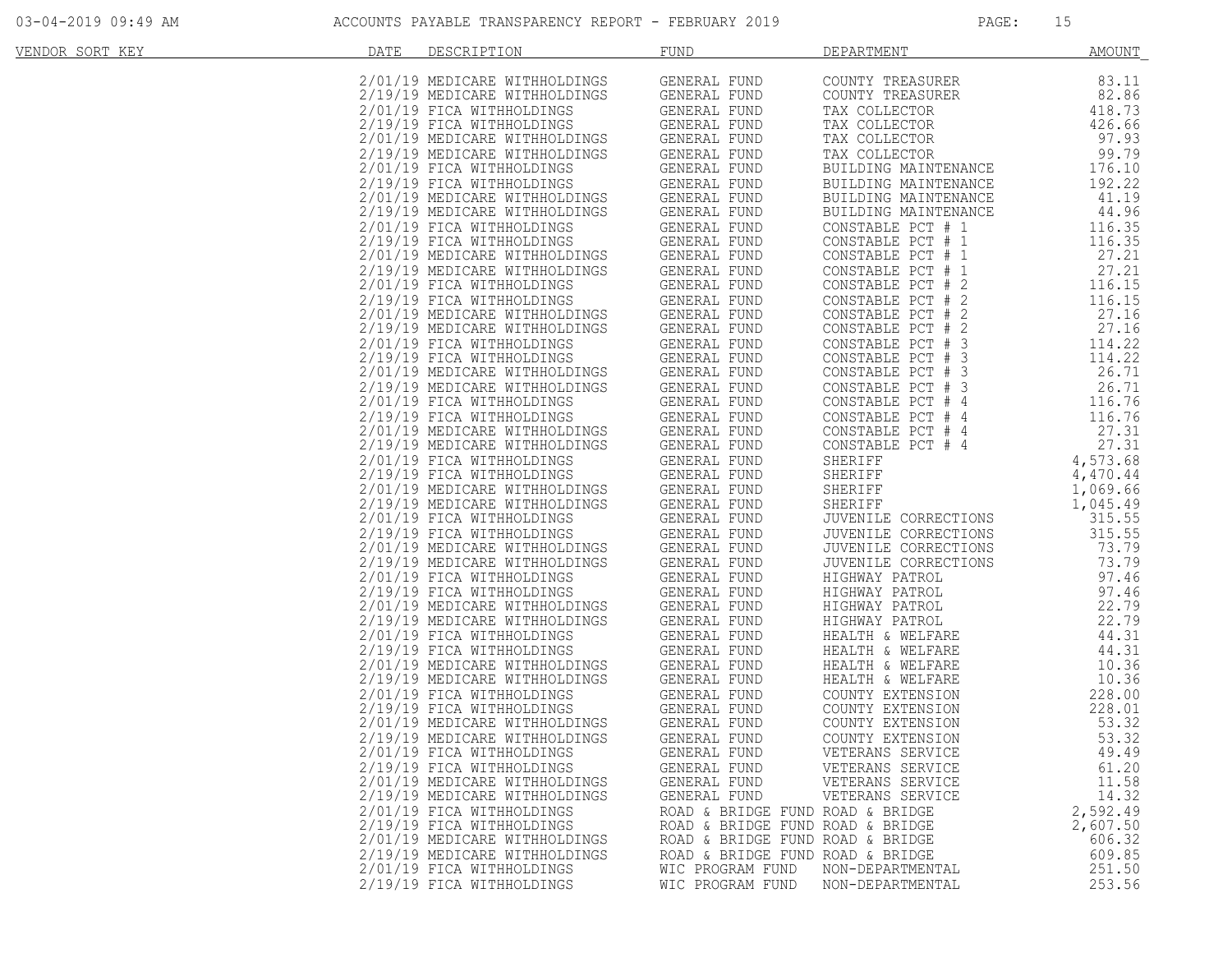# ACCOUNTS PAYABLE TRANSPARENCY REPORT - FEBRUARY 2019

03-04-2019 09:49 AM

| VENDOR SORT KEY | DATE | DESCRIPTION | FUND | DEPARTMENT | AMOUNT |
|---|---|---|---|---|---|
| | 2/01/19 | MEDICARE WITHHOLDINGS | GENERAL FUND | COUNTY TREASURER | 83.11 |
| | 2/19/19 | MEDICARE WITHHOLDINGS | GENERAL FUND | COUNTY TREASURER | 82.86 |
| | 2/01/19 | FICA WITHHOLDINGS | GENERAL FUND | TAX COLLECTOR | 418.73 |
| | 2/19/19 | FICA WITHHOLDINGS | GENERAL FUND | TAX COLLECTOR | 426.66 |
| | 2/01/19 | MEDICARE WITHHOLDINGS | GENERAL FUND | TAX COLLECTOR | 97.93 |
| | 2/19/19 | MEDICARE WITHHOLDINGS | GENERAL FUND | TAX COLLECTOR | 99.79 |
| | 2/01/19 | FICA WITHHOLDINGS | GENERAL FUND | BUILDING MAINTENANCE | 176.10 |
| | 2/19/19 | FICA WITHHOLDINGS | GENERAL FUND | BUILDING MAINTENANCE | 192.22 |
| | 2/01/19 | MEDICARE WITHHOLDINGS | GENERAL FUND | BUILDING MAINTENANCE | 41.19 |
| | 2/19/19 | MEDICARE WITHHOLDINGS | GENERAL FUND | BUILDING MAINTENANCE | 44.96 |
| | 2/01/19 | FICA WITHHOLDINGS | GENERAL FUND | CONSTABLE PCT # 1 | 116.35 |
| | 2/19/19 | FICA WITHHOLDINGS | GENERAL FUND | CONSTABLE PCT # 1 | 116.35 |
| | 2/01/19 | MEDICARE WITHHOLDINGS | GENERAL FUND | CONSTABLE PCT # 1 | 27.21 |
| | 2/19/19 | MEDICARE WITHHOLDINGS | GENERAL FUND | CONSTABLE PCT # 1 | 27.21 |
| | 2/01/19 | FICA WITHHOLDINGS | GENERAL FUND | CONSTABLE PCT # 2 | 116.15 |
| | 2/19/19 | FICA WITHHOLDINGS | GENERAL FUND | CONSTABLE PCT # 2 | 116.15 |
| | 2/01/19 | MEDICARE WITHHOLDINGS | GENERAL FUND | CONSTABLE PCT # 2 | 27.16 |
| | 2/19/19 | MEDICARE WITHHOLDINGS | GENERAL FUND | CONSTABLE PCT # 2 | 27.16 |
| | 2/01/19 | FICA WITHHOLDINGS | GENERAL FUND | CONSTABLE PCT # 3 | 114.22 |
| | 2/19/19 | FICA WITHHOLDINGS | GENERAL FUND | CONSTABLE PCT # 3 | 114.22 |
| | 2/01/19 | MEDICARE WITHHOLDINGS | GENERAL FUND | CONSTABLE PCT # 3 | 26.71 |
| | 2/19/19 | MEDICARE WITHHOLDINGS | GENERAL FUND | CONSTABLE PCT # 3 | 26.71 |
| | 2/01/19 | FICA WITHHOLDINGS | GENERAL FUND | CONSTABLE PCT # 4 | 116.76 |
| | 2/19/19 | FICA WITHHOLDINGS | GENERAL FUND | CONSTABLE PCT # 4 | 116.76 |
| | 2/01/19 | MEDICARE WITHHOLDINGS | GENERAL FUND | CONSTABLE PCT # 4 | 27.31 |
| | 2/19/19 | MEDICARE WITHHOLDINGS | GENERAL FUND | CONSTABLE PCT # 4 | 27.31 |
| | 2/01/19 | FICA WITHHOLDINGS | GENERAL FUND | SHERIFF | 4,573.68 |
| | 2/19/19 | FICA WITHHOLDINGS | GENERAL FUND | SHERIFF | 4,470.44 |
| | 2/01/19 | MEDICARE WITHHOLDINGS | GENERAL FUND | SHERIFF | 1,069.66 |
| | 2/19/19 | MEDICARE WITHHOLDINGS | GENERAL FUND | SHERIFF | 1,045.49 |
| | 2/01/19 | FICA WITHHOLDINGS | GENERAL FUND | JUVENILE CORRECTIONS | 315.55 |
| | 2/19/19 | FICA WITHHOLDINGS | GENERAL FUND | JUVENILE CORRECTIONS | 315.55 |
| | 2/01/19 | MEDICARE WITHHOLDINGS | GENERAL FUND | JUVENILE CORRECTIONS | 73.79 |
| | 2/19/19 | MEDICARE WITHHOLDINGS | GENERAL FUND | JUVENILE CORRECTIONS | 73.79 |
| | 2/01/19 | FICA WITHHOLDINGS | GENERAL FUND | HIGHWAY PATROL | 97.46 |
| | 2/19/19 | FICA WITHHOLDINGS | GENERAL FUND | HIGHWAY PATROL | 97.46 |
| | 2/01/19 | MEDICARE WITHHOLDINGS | GENERAL FUND | HIGHWAY PATROL | 22.79 |
| | 2/19/19 | MEDICARE WITHHOLDINGS | GENERAL FUND | HIGHWAY PATROL | 22.79 |
| | 2/01/19 | FICA WITHHOLDINGS | GENERAL FUND | HEALTH & WELFARE | 44.31 |
| | 2/19/19 | FICA WITHHOLDINGS | GENERAL FUND | HEALTH & WELFARE | 44.31 |
| | 2/01/19 | MEDICARE WITHHOLDINGS | GENERAL FUND | HEALTH & WELFARE | 10.36 |
| | 2/19/19 | MEDICARE WITHHOLDINGS | GENERAL FUND | HEALTH & WELFARE | 10.36 |
| | 2/01/19 | FICA WITHHOLDINGS | GENERAL FUND | COUNTY EXTENSION | 228.00 |
| | 2/19/19 | FICA WITHHOLDINGS | GENERAL FUND | COUNTY EXTENSION | 228.01 |
| | 2/01/19 | MEDICARE WITHHOLDINGS | GENERAL FUND | COUNTY EXTENSION | 53.32 |
| | 2/19/19 | MEDICARE WITHHOLDINGS | GENERAL FUND | COUNTY EXTENSION | 53.32 |
| | 2/01/19 | FICA WITHHOLDINGS | GENERAL FUND | VETERANS SERVICE | 49.49 |
| | 2/19/19 | FICA WITHHOLDINGS | GENERAL FUND | VETERANS SERVICE | 61.20 |
| | 2/01/19 | MEDICARE WITHHOLDINGS | GENERAL FUND | VETERANS SERVICE | 11.58 |
| | 2/19/19 | MEDICARE WITHHOLDINGS | GENERAL FUND | VETERANS SERVICE | 14.32 |
| | 2/01/19 | FICA WITHHOLDINGS | ROAD & BRIDGE FUND | ROAD & BRIDGE | 2,592.49 |
| | 2/19/19 | FICA WITHHOLDINGS | ROAD & BRIDGE FUND | ROAD & BRIDGE | 2,607.50 |
| | 2/01/19 | MEDICARE WITHHOLDINGS | ROAD & BRIDGE FUND | ROAD & BRIDGE | 606.32 |
| | 2/19/19 | MEDICARE WITHHOLDINGS | ROAD & BRIDGE FUND | ROAD & BRIDGE | 609.85 |
| | 2/01/19 | FICA WITHHOLDINGS | WIC PROGRAM FUND | NON-DEPARTMENTAL | 251.50 |
| | 2/19/19 | FICA WITHHOLDINGS | WIC PROGRAM FUND | NON-DEPARTMENTAL | 253.56 |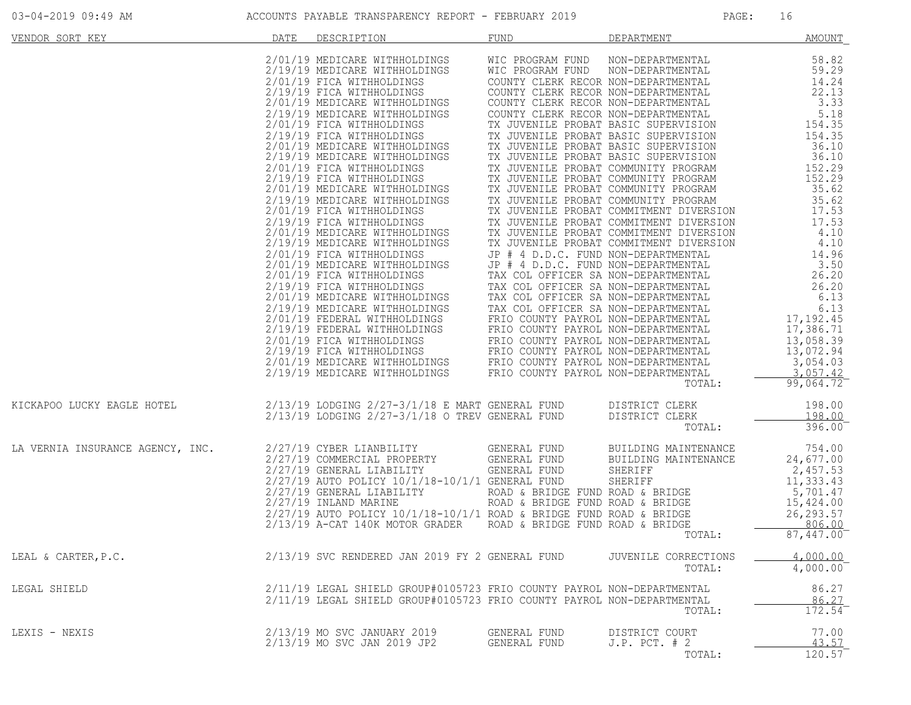| VENDOR SORT KEY | DATE | DESCRIPTION | FUND | DEPARTMENT | AMOUNT |
|---|---|---|---|---|---|
| | 2/01/19 | MEDICARE WITHHOLDINGS | WIC PROGRAM FUND | NON-DEPARTMENTAL | 58.82 |
| | 2/19/19 | MEDICARE WITHHOLDINGS | WIC PROGRAM FUND | NON-DEPARTMENTAL | 59.29 |
| | 2/01/19 | FICA WITHHOLDINGS | COUNTY CLERK RECOR | NON-DEPARTMENTAL | 14.24 |
| | 2/19/19 | FICA WITHHOLDINGS | COUNTY CLERK RECOR | NON-DEPARTMENTAL | 22.13 |
| | 2/01/19 | MEDICARE WITHHOLDINGS | COUNTY CLERK RECOR | NON-DEPARTMENTAL | 3.33 |
| | 2/19/19 | MEDICARE WITHHOLDINGS | COUNTY CLERK RECOR | NON-DEPARTMENTAL | 5.18 |
| | 2/01/19 | FICA WITHHOLDINGS | TX JUVENILE PROBAT | BASIC SUPERVISION | 154.35 |
| | 2/19/19 | FICA WITHHOLDINGS | TX JUVENILE PROBAT | BASIC SUPERVISION | 154.35 |
| | 2/01/19 | MEDICARE WITHHOLDINGS | TX JUVENILE PROBAT | BASIC SUPERVISION | 36.10 |
| | 2/19/19 | MEDICARE WITHHOLDINGS | TX JUVENILE PROBAT | BASIC SUPERVISION | 36.10 |
| | 2/01/19 | FICA WITHHOLDINGS | TX JUVENILE PROBAT | COMMUNITY PROGRAM | 152.29 |
| | 2/19/19 | FICA WITHHOLDINGS | TX JUVENILE PROBAT | COMMUNITY PROGRAM | 152.29 |
| | 2/01/19 | MEDICARE WITHHOLDINGS | TX JUVENILE PROBAT | COMMUNITY PROGRAM | 35.62 |
| | 2/19/19 | MEDICARE WITHHOLDINGS | TX JUVENILE PROBAT | COMMUNITY PROGRAM | 35.62 |
| | 2/01/19 | FICA WITHHOLDINGS | TX JUVENILE PROBAT | COMMITMENT DIVERSION | 17.53 |
| | 2/19/19 | FICA WITHHOLDINGS | TX JUVENILE PROBAT | COMMITMENT DIVERSION | 17.53 |
| | 2/01/19 | MEDICARE WITHHOLDINGS | TX JUVENILE PROBAT | COMMITMENT DIVERSION | 4.10 |
| | 2/19/19 | MEDICARE WITHHOLDINGS | TX JUVENILE PROBAT | COMMITMENT DIVERSION | 4.10 |
| | 2/01/19 | FICA WITHHOLDINGS | JP # 4 D.D.C. FUND | NON-DEPARTMENTAL | 14.96 |
| | 2/01/19 | MEDICARE WITHHOLDINGS | JP # 4 D.D.C. FUND | NON-DEPARTMENTAL | 3.50 |
| | 2/01/19 | FICA WITHHOLDINGS | TAX COL OFFICER SA | NON-DEPARTMENTAL | 26.20 |
| | 2/19/19 | FICA WITHHOLDINGS | TAX COL OFFICER SA | NON-DEPARTMENTAL | 26.20 |
| | 2/01/19 | MEDICARE WITHHOLDINGS | TAX COL OFFICER SA | NON-DEPARTMENTAL | 6.13 |
| | 2/19/19 | MEDICARE WITHHOLDINGS | TAX COL OFFICER SA | NON-DEPARTMENTAL | 6.13 |
| | 2/01/19 | FEDERAL WITHHOLDINGS | FRIO COUNTY PAYROL | NON-DEPARTMENTAL | 17,192.45 |
| | 2/19/19 | FEDERAL WITHHOLDINGS | FRIO COUNTY PAYROL | NON-DEPARTMENTAL | 17,386.71 |
| | 2/01/19 | FICA WITHHOLDINGS | FRIO COUNTY PAYROL | NON-DEPARTMENTAL | 13,058.39 |
| | 2/19/19 | FICA WITHHOLDINGS | FRIO COUNTY PAYROL | NON-DEPARTMENTAL | 13,072.94 |
| | 2/01/19 | MEDICARE WITHHOLDINGS | FRIO COUNTY PAYROL | NON-DEPARTMENTAL | 3,054.03 |
| | 2/19/19 | MEDICARE WITHHOLDINGS | FRIO COUNTY PAYROL | NON-DEPARTMENTAL | 3,057.42 |
| | | | | TOTAL: | 99,064.72 |
| KICKAPOO LUCKY EAGLE HOTEL | 2/13/19 | LODGING 2/27-3/1/18 E MART | GENERAL FUND | DISTRICT CLERK | 198.00 |
| | 2/13/19 | LODGING 2/27-3/1/18 O TREV | GENERAL FUND | DISTRICT CLERK | 198.00 |
| | | | | TOTAL: | 396.00 |
| LA VERNIA INSURANCE AGENCY, INC. | 2/27/19 | CYBER LIANBILITY | GENERAL FUND | BUILDING MAINTENANCE | 754.00 |
| | 2/27/19 | COMMERCIAL PROPERTY | GENERAL FUND | BUILDING MAINTENANCE | 24,677.00 |
| | 2/27/19 | GENERAL LIABILITY | GENERAL FUND | SHERIFF | 2,457.53 |
| | 2/27/19 | AUTO POLICY 10/1/18-10/1/1 | GENERAL FUND | SHERIFF | 11,333.43 |
| | 2/27/19 | GENERAL LIABILITY | ROAD & BRIDGE FUND | ROAD & BRIDGE | 5,701.47 |
| | 2/27/19 | INLAND MARINE | ROAD & BRIDGE FUND | ROAD & BRIDGE | 15,424.00 |
| | 2/27/19 | AUTO POLICY 10/1/18-10/1/1 | ROAD & BRIDGE FUND | ROAD & BRIDGE | 26,293.57 |
| | 2/13/19 | A-CAT 140K MOTOR GRADER | ROAD & BRIDGE FUND | ROAD & BRIDGE | 806.00 |
| | | | | TOTAL: | 87,447.00 |
| LEAL & CARTER,P.C. | 2/13/19 | SVC RENDERED JAN 2019 FY 2 | GENERAL FUND | JUVENILE CORRECTIONS | 4,000.00 |
| | | | | TOTAL: | 4,000.00 |
| LEGAL SHIELD | 2/11/19 | LEGAL SHIELD GROUP#0105723 | FRIO COUNTY PAYROL | NON-DEPARTMENTAL | 86.27 |
| | 2/11/19 | LEGAL SHIELD GROUP#0105723 | FRIO COUNTY PAYROL | NON-DEPARTMENTAL | 86.27 |
| | | | | TOTAL: | 172.54 |
| LEXIS - NEXIS | 2/13/19 | MO SVC JANUARY 2019 | GENERAL FUND | DISTRICT COURT | 77.00 |
| | 2/13/19 | MO SVC JAN 2019 JP2 | GENERAL FUND | J.P. PCT. # 2 | 43.57 |
| | | | | TOTAL: | 120.57 |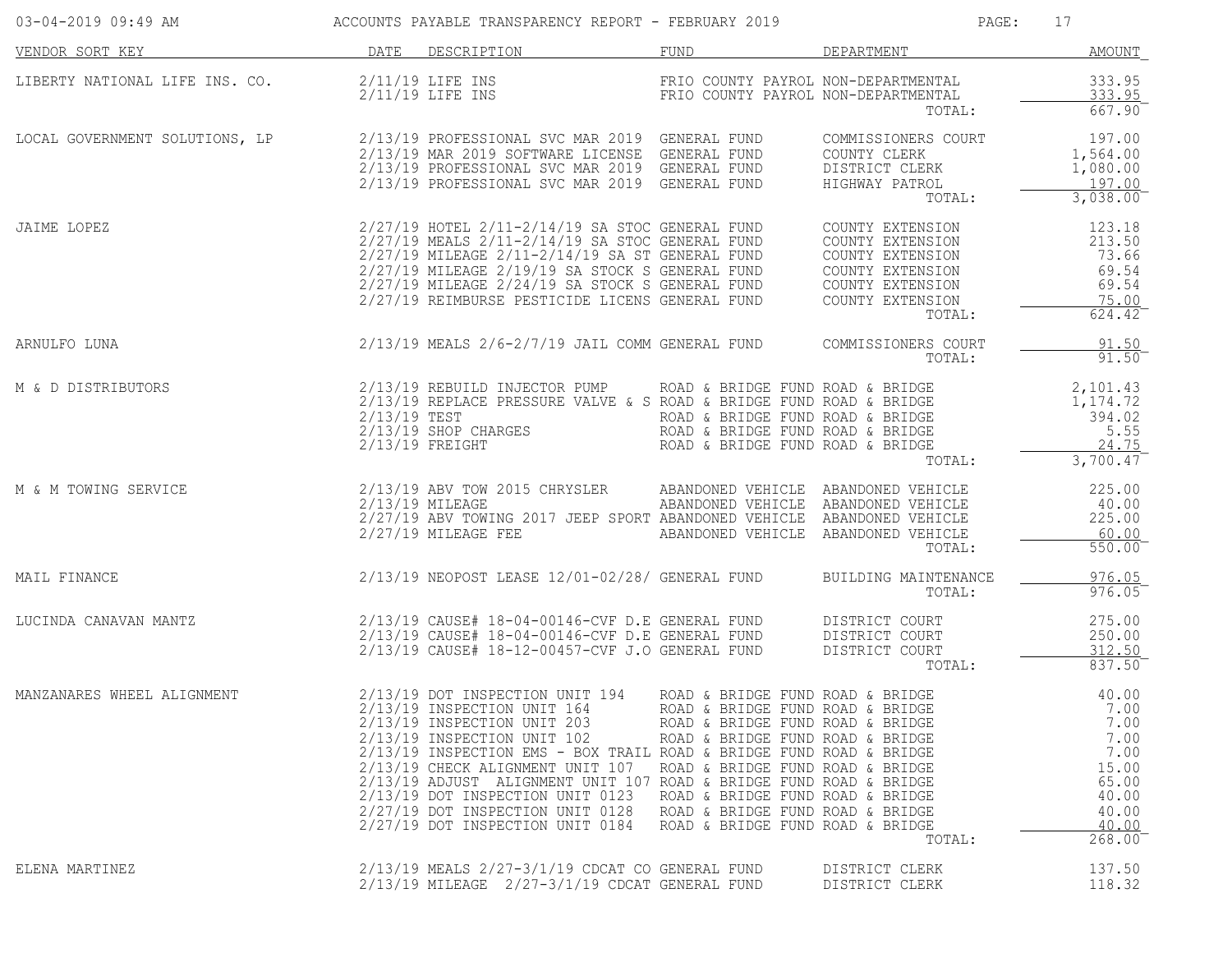# ACCOUNTS PAYABLE TRANSPARENCY REPORT - FEBRUARY 2019

03-04-2019 09:49 AM

| VENDOR SORT KEY | DATE | DESCRIPTION | FUND | DEPARTMENT | AMOUNT |
|---|---|---|---|---|---|
| LIBERTY NATIONAL LIFE INS. CO. | 2/11/19 | LIFE INS | FRIO COUNTY PAYROL | NON-DEPARTMENTAL | 333.95 |
| | 2/11/19 | LIFE INS | FRIO COUNTY PAYROL | NON-DEPARTMENTAL | 333.95 |
| | | | | TOTAL: | 667.90 |
| LOCAL GOVERNMENT SOLUTIONS, LP | 2/13/19 | PROFESSIONAL SVC MAR 2019 | GENERAL FUND | COMMISSIONERS COURT | 197.00 |
| | 2/13/19 | MAR 2019 SOFTWARE LICENSE | GENERAL FUND | COUNTY CLERK | 1,564.00 |
| | 2/13/19 | PROFESSIONAL SVC MAR 2019 | GENERAL FUND | DISTRICT CLERK | 1,080.00 |
| | 2/13/19 | PROFESSIONAL SVC MAR 2019 | GENERAL FUND | HIGHWAY PATROL | 197.00 |
| | | | | TOTAL: | 3,038.00 |
| JAIME LOPEZ | 2/27/19 | HOTEL 2/11-2/14/19 SA STOC | GENERAL FUND | COUNTY EXTENSION | 123.18 |
| | 2/27/19 | MEALS 2/11-2/14/19 SA STOC | GENERAL FUND | COUNTY EXTENSION | 213.50 |
| | 2/27/19 | MILEAGE 2/11-2/14/19 SA ST | GENERAL FUND | COUNTY EXTENSION | 73.66 |
| | 2/27/19 | MILEAGE 2/19/19 SA STOCK S | GENERAL FUND | COUNTY EXTENSION | 69.54 |
| | 2/27/19 | MILEAGE 2/24/19 SA STOCK S | GENERAL FUND | COUNTY EXTENSION | 69.54 |
| | 2/27/19 | REIMBURSE PESTICIDE LICENS | GENERAL FUND | COUNTY EXTENSION | 75.00 |
| | | | | TOTAL: | 624.42 |
| ARNULFO LUNA | 2/13/19 | MEALS 2/6-2/7/19 JAIL COMM | GENERAL FUND | COMMISSIONERS COURT | 91.50 |
| | | | | TOTAL: | 91.50 |
| M & D DISTRIBUTORS | 2/13/19 | REBUILD INJECTOR PUMP | ROAD & BRIDGE FUND | ROAD & BRIDGE | 2,101.43 |
| | 2/13/19 | REPLACE PRESSURE VALVE & S | ROAD & BRIDGE FUND | ROAD & BRIDGE | 1,174.72 |
| | 2/13/19 | TEST | ROAD & BRIDGE FUND | ROAD & BRIDGE | 394.02 |
| | 2/13/19 | SHOP CHARGES | ROAD & BRIDGE FUND | ROAD & BRIDGE | 5.55 |
| | 2/13/19 | FREIGHT | ROAD & BRIDGE FUND | ROAD & BRIDGE | 24.75 |
| | | | | TOTAL: | 3,700.47 |
| M & M TOWING SERVICE | 2/13/19 | ABV TOW 2015 CHRYSLER | ABANDONED VEHICLE | ABANDONED VEHICLE | 225.00 |
| | 2/13/19 | MILEAGE | ABANDONED VEHICLE | ABANDONED VEHICLE | 40.00 |
| | 2/27/19 | ABV TOWING 2017 JEEP SPORT | ABANDONED VEHICLE | ABANDONED VEHICLE | 225.00 |
| | 2/27/19 | MILEAGE FEE | ABANDONED VEHICLE | ABANDONED VEHICLE | 60.00 |
| | | | | TOTAL: | 550.00 |
| MAIL FINANCE | 2/13/19 | NEOPOST LEASE 12/01-02/28/ | GENERAL FUND | BUILDING MAINTENANCE | 976.05 |
| | | | | TOTAL: | 976.05 |
| LUCINDA CANAVAN MANTZ | 2/13/19 | CAUSE# 18-04-00146-CVF D.E | GENERAL FUND | DISTRICT COURT | 275.00 |
| | 2/13/19 | CAUSE# 18-04-00146-CVF D.E | GENERAL FUND | DISTRICT COURT | 250.00 |
| | 2/13/19 | CAUSE# 18-12-00457-CVF J.O | GENERAL FUND | DISTRICT COURT | 312.50 |
| | | | | TOTAL: | 837.50 |
| MANZANARES WHEEL ALIGNMENT | 2/13/19 | DOT INSPECTION UNIT 194 | ROAD & BRIDGE FUND | ROAD & BRIDGE | 40.00 |
| | 2/13/19 | INSPECTION UNIT 164 | ROAD & BRIDGE FUND | ROAD & BRIDGE | 7.00 |
| | 2/13/19 | INSPECTION UNIT 203 | ROAD & BRIDGE FUND | ROAD & BRIDGE | 7.00 |
| | 2/13/19 | INSPECTION UNIT 102 | ROAD & BRIDGE FUND | ROAD & BRIDGE | 7.00 |
| | 2/13/19 | INSPECTION EMS - BOX TRAIL | ROAD & BRIDGE FUND | ROAD & BRIDGE | 7.00 |
| | 2/13/19 | CHECK ALIGNMENT UNIT 107 | ROAD & BRIDGE FUND | ROAD & BRIDGE | 15.00 |
| | 2/13/19 | ADJUST ALIGNMENT UNIT 107 | ROAD & BRIDGE FUND | ROAD & BRIDGE | 65.00 |
| | 2/13/19 | DOT INSPECTION UNIT 0123 | ROAD & BRIDGE FUND | ROAD & BRIDGE | 40.00 |
| | 2/27/19 | DOT INSPECTION UNIT 0128 | ROAD & BRIDGE FUND | ROAD & BRIDGE | 40.00 |
| | 2/27/19 | DOT INSPECTION UNIT 0184 | ROAD & BRIDGE FUND | ROAD & BRIDGE | 40.00 |
| | | | | TOTAL: | 268.00 |
| ELENA MARTINEZ | 2/13/19 | MEALS 2/27-3/1/19 CDCAT CO | GENERAL FUND | DISTRICT CLERK | 137.50 |
| | 2/13/19 | MILEAGE 2/27-3/1/19 CDCAT | GENERAL FUND | DISTRICT CLERK | 118.32 |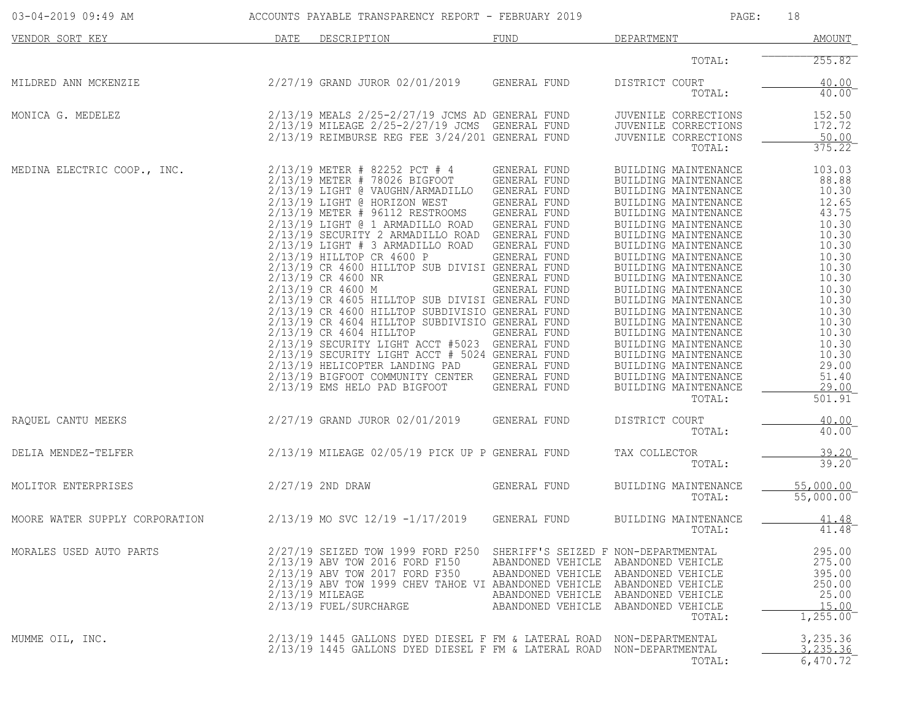| VENDOR SORT KEY | DATE | DESCRIPTION | FUND | DEPARTMENT | AMOUNT |
|---|---|---|---|---|---|
| | | | | TOTAL: | 255.82 |
| MILDRED ANN MCKENZIE | 2/27/19 | GRAND JUROR 02/01/2019 | GENERAL FUND | DISTRICT COURT | 40.00 |
| | | | | TOTAL: | 40.00 |
| MONICA G. MEDELEZ | 2/13/19 | MEALS 2/25-2/27/19 JCMS AD | GENERAL FUND | JUVENILE CORRECTIONS | 152.50 |
| | 2/13/19 | MILEAGE 2/25-2/27/19 JCMS | GENERAL FUND | JUVENILE CORRECTIONS | 172.72 |
| | 2/13/19 | REIMBURSE REG FEE 3/24/201 | GENERAL FUND | JUVENILE CORRECTIONS | 50.00 |
| | | | | TOTAL: | 375.22 |
| MEDINA ELECTRIC COOP., INC. | 2/13/19 | METER # 82252 PCT # 4 | GENERAL FUND | BUILDING MAINTENANCE | 103.03 |
| | 2/13/19 | METER # 78026 BIGFOOT | GENERAL FUND | BUILDING MAINTENANCE | 88.88 |
| | 2/13/19 | LIGHT @ VAUGHN/ARMADILLO | GENERAL FUND | BUILDING MAINTENANCE | 10.30 |
| | 2/13/19 | LIGHT @ HORIZON WEST | GENERAL FUND | BUILDING MAINTENANCE | 12.65 |
| | 2/13/19 | METER # 96112 RESTROOMS | GENERAL FUND | BUILDING MAINTENANCE | 43.75 |
| | 2/13/19 | LIGHT @ 1 ARMADILLO ROAD | GENERAL FUND | BUILDING MAINTENANCE | 10.30 |
| | 2/13/19 | SECURITY 2 ARMADILLO ROAD | GENERAL FUND | BUILDING MAINTENANCE | 10.30 |
| | 2/13/19 | LIGHT # 3 ARMADILLO ROAD | GENERAL FUND | BUILDING MAINTENANCE | 10.30 |
| | 2/13/19 | HILLTOP CR 4600 P | GENERAL FUND | BUILDING MAINTENANCE | 10.30 |
| | 2/13/19 | CR 4600 HILLTOP SUB DIVISI | GENERAL FUND | BUILDING MAINTENANCE | 10.30 |
| | 2/13/19 | CR 4600 NR | GENERAL FUND | BUILDING MAINTENANCE | 10.30 |
| | 2/13/19 | CR 4600 M | GENERAL FUND | BUILDING MAINTENANCE | 10.30 |
| | 2/13/19 | CR 4605 HILLTOP SUB DIVISI | GENERAL FUND | BUILDING MAINTENANCE | 10.30 |
| | 2/13/19 | CR 4600 HILLTOP SUBDIVISIO | GENERAL FUND | BUILDING MAINTENANCE | 10.30 |
| | 2/13/19 | CR 4604 HILLTOP SUBDIVISIO | GENERAL FUND | BUILDING MAINTENANCE | 10.30 |
| | 2/13/19 | CR 4604 HILLTOP | GENERAL FUND | BUILDING MAINTENANCE | 10.30 |
| | 2/13/19 | SECURITY LIGHT ACCT #5023 | GENERAL FUND | BUILDING MAINTENANCE | 10.30 |
| | 2/13/19 | SECURITY LIGHT ACCT # 5024 | GENERAL FUND | BUILDING MAINTENANCE | 10.30 |
| | 2/13/19 | HELICOPTER LANDING PAD | GENERAL FUND | BUILDING MAINTENANCE | 29.00 |
| | 2/13/19 | BIGFOOT COMMUNITY CENTER | GENERAL FUND | BUILDING MAINTENANCE | 51.40 |
| | 2/13/19 | EMS HELO PAD BIGFOOT | GENERAL FUND | BUILDING MAINTENANCE | 29.00 |
| | | | | TOTAL: | 501.91 |
| RAQUEL CANTU MEEKS | 2/27/19 | GRAND JUROR 02/01/2019 | GENERAL FUND | DISTRICT COURT | 40.00 |
| | | | | TOTAL: | 40.00 |
| DELIA MENDEZ-TELFER | 2/13/19 | MILEAGE 02/05/19 PICK UP P | GENERAL FUND | TAX COLLECTOR | 39.20 |
| | | | | TOTAL: | 39.20 |
| MOLITOR ENTERPRISES | 2/27/19 | 2ND DRAW | GENERAL FUND | BUILDING MAINTENANCE | 55,000.00 |
| | | | | TOTAL: | 55,000.00 |
| MOORE WATER SUPPLY CORPORATION | 2/13/19 | MO SVC 12/19 -1/17/2019 | GENERAL FUND | BUILDING MAINTENANCE | 41.48 |
| | | | | TOTAL: | 41.48 |
| MORALES USED AUTO PARTS | 2/27/19 | SEIZED TOW 1999 FORD F250 | SHERIFF'S SEIZED F | NON-DEPARTMENTAL | 295.00 |
| | 2/13/19 | ABV TOW 2016 FORD F150 | ABANDONED VEHICLE | ABANDONED VEHICLE | 275.00 |
| | 2/13/19 | ABV TOW 2017 FORD F350 | ABANDONED VEHICLE | ABANDONED VEHICLE | 395.00 |
| | 2/13/19 | ABV TOW 1999 CHEV TAHOE VI | ABANDONED VEHICLE | ABANDONED VEHICLE | 250.00 |
| | 2/13/19 | MILEAGE | ABANDONED VEHICLE | ABANDONED VEHICLE | 25.00 |
| | 2/13/19 | FUEL/SURCHARGE | ABANDONED VEHICLE | ABANDONED VEHICLE | 15.00 |
| | | | | TOTAL: | 1,255.00 |
| MUMME OIL, INC. | 2/13/19 | 1445 GALLONS DYED DIESEL F | FM & LATERAL ROAD | NON-DEPARTMENTAL | 3,235.36 |
| | 2/13/19 | 1445 GALLONS DYED DIESEL F | FM & LATERAL ROAD | NON-DEPARTMENTAL | 3,235.36 |
| | | | | TOTAL: | 6,470.72 |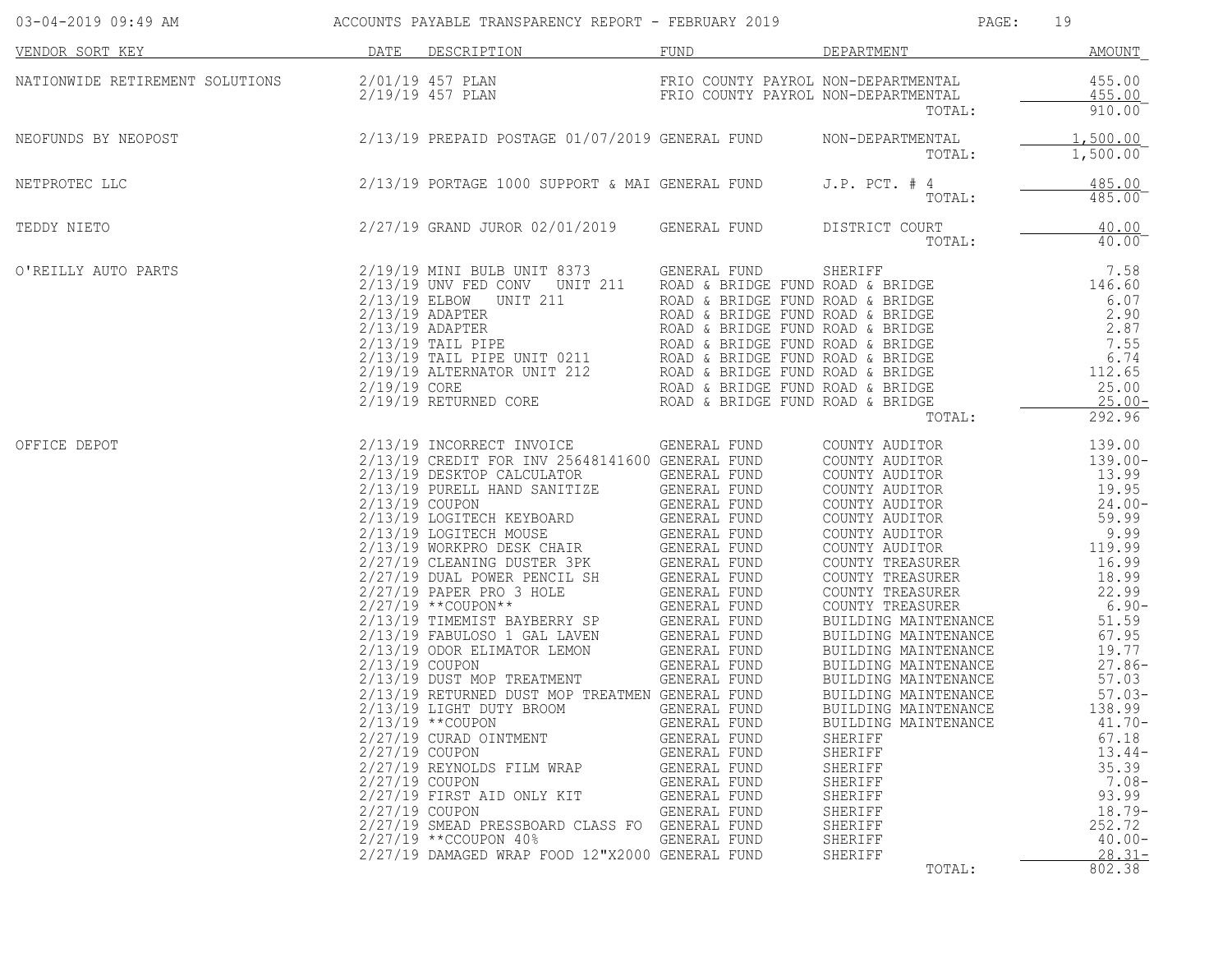# ACCOUNTS PAYABLE TRANSPARENCY REPORT - FEBRUARY 2019

03-04-2019 09:49 AM

| VENDOR SORT KEY | DATE | DESCRIPTION | FUND | DEPARTMENT | AMOUNT |
|---|---|---|---|---|---|
| NATIONWIDE RETIREMENT SOLUTIONS | 2/01/19 | 457 PLAN | FRIO COUNTY PAYROL | NON-DEPARTMENTAL | 455.00 |
| | 2/19/19 | 457 PLAN | FRIO COUNTY PAYROL | NON-DEPARTMENTAL | 455.00 |
| | | | | TOTAL: | 910.00 |
| NEOFUNDS BY NEOPOST | 2/13/19 | PREPAID POSTAGE 01/07/2019 | GENERAL FUND | NON-DEPARTMENTAL | 1,500.00 |
| | | | | TOTAL: | 1,500.00 |
| NETPROTEC LLC | 2/13/19 | PORTAGE 1000 SUPPORT & MAI | GENERAL FUND | J.P. PCT. # 4 | 485.00 |
| | | | | TOTAL: | 485.00 |
| TEDDY NIETO | 2/27/19 | GRAND JUROR 02/01/2019 | GENERAL FUND | DISTRICT COURT | 40.00 |
| | | | | TOTAL: | 40.00 |
| O'REILLY AUTO PARTS | 2/19/19 | MINI BULB UNIT 8373 | GENERAL FUND | SHERIFF | 7.58 |
| | 2/13/19 | UNV FED CONV UNIT 211 | ROAD & BRIDGE FUND | ROAD & BRIDGE | 146.60 |
| | 2/13/19 | ELBOW UNIT 211 | ROAD & BRIDGE FUND | ROAD & BRIDGE | 6.07 |
| | 2/13/19 | ADAPTER | ROAD & BRIDGE FUND | ROAD & BRIDGE | 2.90 |
| | 2/13/19 | ADAPTER | ROAD & BRIDGE FUND | ROAD & BRIDGE | 2.87 |
| | 2/13/19 | TAIL PIPE | ROAD & BRIDGE FUND | ROAD & BRIDGE | 7.55 |
| | 2/13/19 | TAIL PIPE UNIT 0211 | ROAD & BRIDGE FUND | ROAD & BRIDGE | 6.74 |
| | 2/19/19 | ALTERNATOR UNIT 212 | ROAD & BRIDGE FUND | ROAD & BRIDGE | 112.65 |
| | 2/19/19 | CORE | ROAD & BRIDGE FUND | ROAD & BRIDGE | 25.00 |
| | 2/19/19 | RETURNED CORE | ROAD & BRIDGE FUND | ROAD & BRIDGE | 25.00- |
| | | | | TOTAL: | 292.96 |
| OFFICE DEPOT | 2/13/19 | INCORRECT INVOICE | GENERAL FUND | COUNTY AUDITOR | 139.00 |
| | 2/13/19 | CREDIT FOR INV 25648141600 | GENERAL FUND | COUNTY AUDITOR | 139.00- |
| | 2/13/19 | DESKTOP CALCULATOR | GENERAL FUND | COUNTY AUDITOR | 13.99 |
| | 2/13/19 | PURELL HAND SANITIZE | GENERAL FUND | COUNTY AUDITOR | 19.95 |
| | 2/13/19 | COUPON | GENERAL FUND | COUNTY AUDITOR | 24.00- |
| | 2/13/19 | LOGITECH KEYBOARD | GENERAL FUND | COUNTY AUDITOR | 59.99 |
| | 2/13/19 | LOGITECH MOUSE | GENERAL FUND | COUNTY AUDITOR | 9.99 |
| | 2/13/19 | WORKPRO DESK CHAIR | GENERAL FUND | COUNTY AUDITOR | 119.99 |
| | 2/27/19 | CLEANING DUSTER 3PK | GENERAL FUND | COUNTY TREASURER | 16.99 |
| | 2/27/19 | DUAL POWER PENCIL SH | GENERAL FUND | COUNTY TREASURER | 18.99 |
| | 2/27/19 | PAPER PRO 3 HOLE | GENERAL FUND | COUNTY TREASURER | 22.99 |
| | 2/27/19 | **COUPON** | GENERAL FUND | COUNTY TREASURER | 6.90- |
| | 2/13/19 | TIMEMIST BAYBERRY SP | GENERAL FUND | BUILDING MAINTENANCE | 51.59 |
| | 2/13/19 | FABULOSO 1 GAL LAVEN | GENERAL FUND | BUILDING MAINTENANCE | 67.95 |
| | 2/13/19 | ODOR ELIMATOR LEMON | GENERAL FUND | BUILDING MAINTENANCE | 19.77 |
| | 2/13/19 | COUPON | GENERAL FUND | BUILDING MAINTENANCE | 27.86- |
| | 2/13/19 | DUST MOP TREATMENT | GENERAL FUND | BUILDING MAINTENANCE | 57.03 |
| | 2/13/19 | RETURNED DUST MOP TREATMEN | GENERAL FUND | BUILDING MAINTENANCE | 57.03- |
| | 2/13/19 | LIGHT DUTY BROOM | GENERAL FUND | BUILDING MAINTENANCE | 138.99 |
| | 2/13/19 | **COUPON | GENERAL FUND | BUILDING MAINTENANCE | 41.70- |
| | 2/27/19 | CURAD OINTMENT | GENERAL FUND | SHERIFF | 67.18 |
| | 2/27/19 | COUPON | GENERAL FUND | SHERIFF | 13.44- |
| | 2/27/19 | REYNOLDS FILM WRAP | GENERAL FUND | SHERIFF | 35.39 |
| | 2/27/19 | COUPON | GENERAL FUND | SHERIFF | 7.08- |
| | 2/27/19 | FIRST AID ONLY KIT | GENERAL FUND | SHERIFF | 93.99 |
| | 2/27/19 | COUPON | GENERAL FUND | SHERIFF | 18.79- |
| | 2/27/19 | SMEAD PRESSBOARD CLASS FO | GENERAL FUND | SHERIFF | 252.72 |
| | 2/27/19 | **CCOUPON 40% | GENERAL FUND | SHERIFF | 40.00- |
| | 2/27/19 | DAMAGED WRAP FOOD 12"X2000 | GENERAL FUND | SHERIFF | 28.31- |
| | | | | TOTAL: | 802.38 |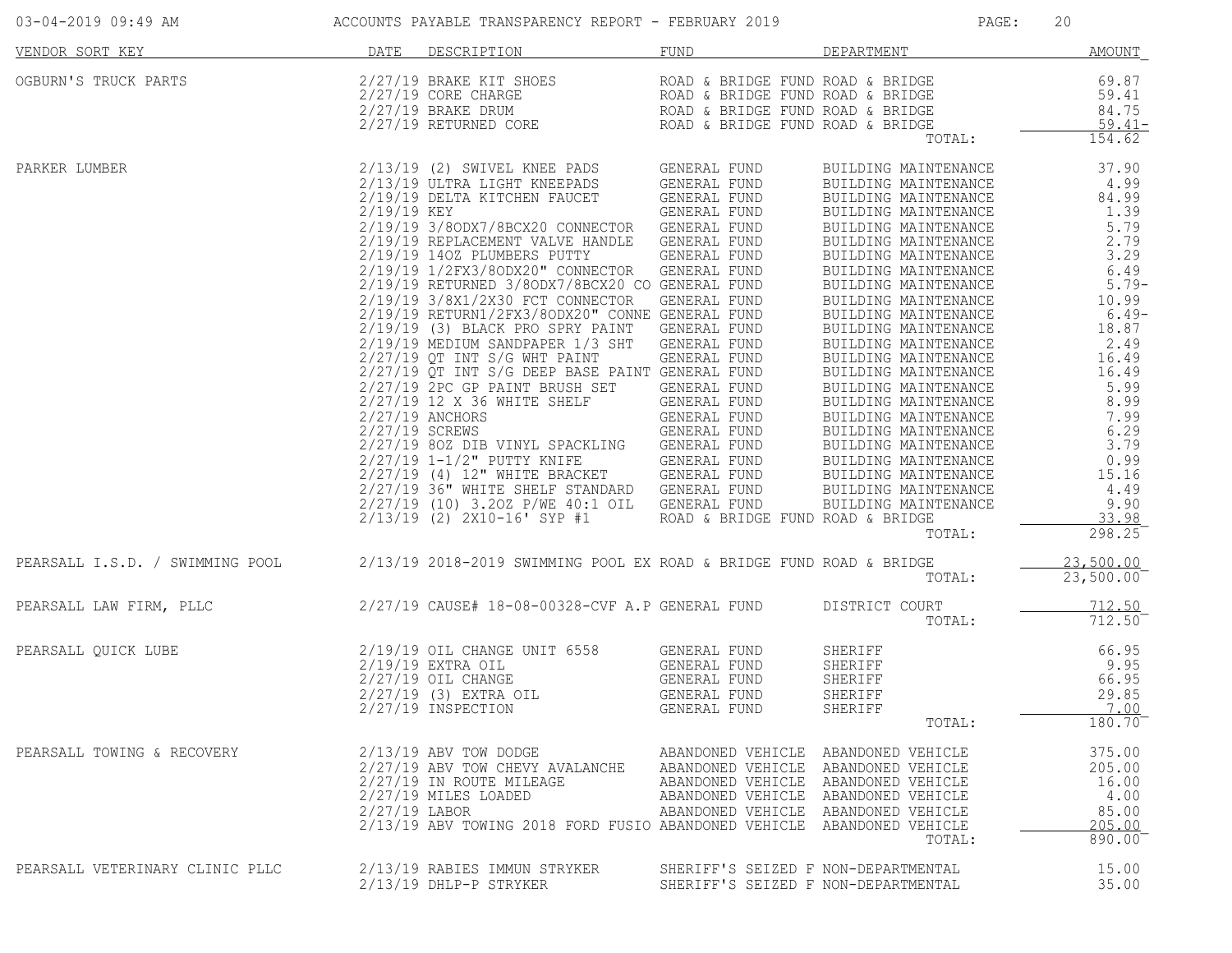ACCOUNTS PAYABLE TRANSPARENCY REPORT - FEBRUARY 2019

| VENDOR SORT KEY | DATE | DESCRIPTION | FUND | DEPARTMENT | AMOUNT |
|---|---|---|---|---|---|
| OGBURN'S TRUCK PARTS | 2/27/19 | BRAKE KIT SHOES | ROAD & BRIDGE FUND | ROAD & BRIDGE | 69.87 |
| | 2/27/19 | CORE CHARGE | ROAD & BRIDGE FUND | ROAD & BRIDGE | 59.41 |
| | 2/27/19 | BRAKE DRUM | ROAD & BRIDGE FUND | ROAD & BRIDGE | 84.75 |
| | 2/27/19 | RETURNED CORE | ROAD & BRIDGE FUND | ROAD & BRIDGE | 59.41- |
| | | | | TOTAL: | 154.62 |
| PARKER LUMBER | 2/13/19 | (2) SWIVEL KNEE PADS | GENERAL FUND | BUILDING MAINTENANCE | 37.90 |
| | 2/13/19 | ULTRA LIGHT KNEEPADS | GENERAL FUND | BUILDING MAINTENANCE | 4.99 |
| | 2/19/19 | DELTA KITCHEN FAUCET | GENERAL FUND | BUILDING MAINTENANCE | 84.99 |
| | 2/19/19 | KEY | GENERAL FUND | BUILDING MAINTENANCE | 1.39 |
| | 2/19/19 | 3/8ODX7/8BCX20 CONNECTOR | GENERAL FUND | BUILDING MAINTENANCE | 5.79 |
| | 2/19/19 | REPLACEMENT VALVE HANDLE | GENERAL FUND | BUILDING MAINTENANCE | 2.79 |
| | 2/19/19 | 14OZ PLUMBERS PUTTY | GENERAL FUND | BUILDING MAINTENANCE | 3.29 |
| | 2/19/19 | 1/2FX3/8ODX20" CONNECTOR | GENERAL FUND | BUILDING MAINTENANCE | 6.49 |
| | 2/19/19 | RETURNED 3/8ODX7/8BCX20 CO | GENERAL FUND | BUILDING MAINTENANCE | 5.79- |
| | 2/19/19 | 3/8X1/2X30 FCT CONNECTOR | GENERAL FUND | BUILDING MAINTENANCE | 10.99 |
| | 2/19/19 | RETURN1/2FX3/8ODX20" CONNE | GENERAL FUND | BUILDING MAINTENANCE | 6.49- |
| | 2/19/19 | (3) BLACK PRO SPRY PAINT | GENERAL FUND | BUILDING MAINTENANCE | 18.87 |
| | 2/19/19 | MEDIUM SANDPAPER 1/3 SHT | GENERAL FUND | BUILDING MAINTENANCE | 2.49 |
| | 2/27/19 | QT INT S/G WHT PAINT | GENERAL FUND | BUILDING MAINTENANCE | 16.49 |
| | 2/27/19 | QT INT S/G DEEP BASE PAINT | GENERAL FUND | BUILDING MAINTENANCE | 16.49 |
| | 2/27/19 | 2PC GP PAINT BRUSH SET | GENERAL FUND | BUILDING MAINTENANCE | 5.99 |
| | 2/27/19 | 12 X 36 WHITE SHELF | GENERAL FUND | BUILDING MAINTENANCE | 8.99 |
| | 2/27/19 | ANCHORS | GENERAL FUND | BUILDING MAINTENANCE | 7.99 |
| | 2/27/19 | SCREWS | GENERAL FUND | BUILDING MAINTENANCE | 6.29 |
| | 2/27/19 | 8OZ DIB VINYL SPACKLING | GENERAL FUND | BUILDING MAINTENANCE | 3.79 |
| | 2/27/19 | 1-1/2" PUTTY KNIFE | GENERAL FUND | BUILDING MAINTENANCE | 0.99 |
| | 2/27/19 | (4) 12" WHITE BRACKET | GENERAL FUND | BUILDING MAINTENANCE | 15.16 |
| | 2/27/19 | 36" WHITE SHELF STANDARD | GENERAL FUND | BUILDING MAINTENANCE | 4.49 |
| | 2/27/19 | (10) 3.2OZ P/WE 40:1 OIL | GENERAL FUND | BUILDING MAINTENANCE | 9.90 |
| | 2/13/19 | (2) 2X10-16' SYP #1 | ROAD & BRIDGE FUND | ROAD & BRIDGE | 33.98 |
| | | | | TOTAL: | 298.25 |
| PEARSALL I.S.D. / SWIMMING POOL | 2/13/19 | 2018-2019 SWIMMING POOL EX | ROAD & BRIDGE FUND | ROAD & BRIDGE | 23,500.00 |
| | | | | TOTAL: | 23,500.00 |
| PEARSALL LAW FIRM, PLLC | 2/27/19 | CAUSE# 18-08-00328-CVF A.P | GENERAL FUND | DISTRICT COURT | 712.50 |
| | | | | TOTAL: | 712.50 |
| PEARSALL QUICK LUBE | 2/19/19 | OIL CHANGE UNIT 6558 | GENERAL FUND | SHERIFF | 66.95 |
| | 2/19/19 | EXTRA OIL | GENERAL FUND | SHERIFF | 9.95 |
| | 2/27/19 | OIL CHANGE | GENERAL FUND | SHERIFF | 66.95 |
| | 2/27/19 | (3) EXTRA OIL | GENERAL FUND | SHERIFF | 29.85 |
| | 2/27/19 | INSPECTION | GENERAL FUND | SHERIFF | 7.00 |
| | | | | TOTAL: | 180.70 |
| PEARSALL TOWING & RECOVERY | 2/13/19 | ABV TOW DODGE | ABANDONED VEHICLE | ABANDONED VEHICLE | 375.00 |
| | 2/27/19 | ABV TOW CHEVY AVALANCHE | ABANDONED VEHICLE | ABANDONED VEHICLE | 205.00 |
| | 2/27/19 | IN ROUTE MILEAGE | ABANDONED VEHICLE | ABANDONED VEHICLE | 16.00 |
| | 2/27/19 | MILES LOADED | ABANDONED VEHICLE | ABANDONED VEHICLE | 4.00 |
| | 2/27/19 | LABOR | ABANDONED VEHICLE | ABANDONED VEHICLE | 85.00 |
| | 2/13/19 | ABV TOWING 2018 FORD FUSIO | ABANDONED VEHICLE | ABANDONED VEHICLE | 205.00 |
| | | | | TOTAL: | 890.00 |
| PEARSALL VETERINARY CLINIC PLLC | 2/13/19 | RABIES IMMUN STRYKER | SHERIFF'S SEIZED F | NON-DEPARTMENTAL | 15.00 |
| | 2/13/19 | DHLP-P STRYKER | SHERIFF'S SEIZED F | NON-DEPARTMENTAL | 35.00 |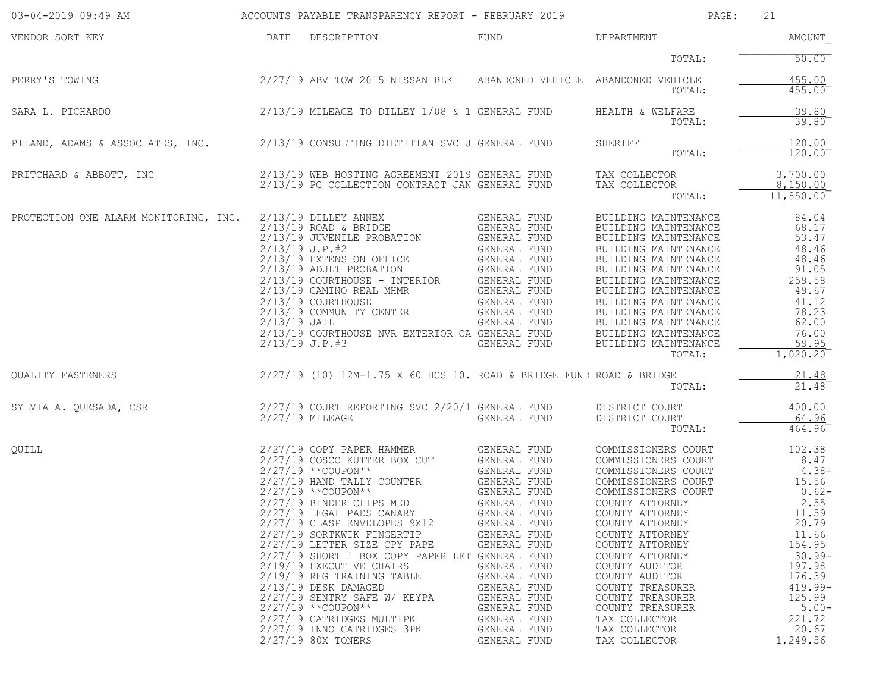03-04-2019 09:49 AM — ACCOUNTS PAYABLE TRANSPARENCY REPORT - FEBRUARY 2019

| VENDOR SORT KEY | DATE | DESCRIPTION | FUND | DEPARTMENT | AMOUNT |
|---|---|---|---|---|---|
| | | | | TOTAL: | 50.00 |
| PERRY'S TOWING | 2/27/19 | ABV TOW 2015 NISSAN BLK | ABANDONED VEHICLE | ABANDONED VEHICLE | 455.00 |
| | | | | TOTAL: | 455.00 |
| SARA L. PICHARDO | 2/13/19 | MILEAGE TO DILLEY 1/08 & 1 | GENERAL FUND | HEALTH & WELFARE | 39.80 |
| | | | | TOTAL: | 39.80 |
| PILAND, ADAMS & ASSOCIATES, INC. | 2/13/19 | CONSULTING DIETITIAN SVC J | GENERAL FUND | SHERIFF | 120.00 |
| | | | | TOTAL: | 120.00 |
| PRITCHARD & ABBOTT, INC | 2/13/19 | WEB HOSTING AGREEMENT 2019 | GENERAL FUND | TAX COLLECTOR | 3,700.00 |
| | 2/13/19 | PC COLLECTION CONTRACT JAN | GENERAL FUND | TAX COLLECTOR | 8,150.00 |
| | | | | TOTAL: | 11,850.00 |
| PROTECTION ONE ALARM MONITORING, INC. | 2/13/19 | DILLEY ANNEX | GENERAL FUND | BUILDING MAINTENANCE | 84.04 |
| | 2/13/19 | ROAD & BRIDGE | GENERAL FUND | BUILDING MAINTENANCE | 68.17 |
| | 2/13/19 | JUVENILE PROBATION | GENERAL FUND | BUILDING MAINTENANCE | 53.47 |
| | 2/13/19 | J.P.#2 | GENERAL FUND | BUILDING MAINTENANCE | 48.46 |
| | 2/13/19 | EXTENSION OFFICE | GENERAL FUND | BUILDING MAINTENANCE | 48.46 |
| | 2/13/19 | ADULT PROBATION | GENERAL FUND | BUILDING MAINTENANCE | 91.05 |
| | 2/13/19 | COURTHOUSE - INTERIOR | GENERAL FUND | BUILDING MAINTENANCE | 259.58 |
| | 2/13/19 | CAMINO REAL MHMR | GENERAL FUND | BUILDING MAINTENANCE | 49.67 |
| | 2/13/19 | COURTHOUSE | GENERAL FUND | BUILDING MAINTENANCE | 41.12 |
| | 2/13/19 | COMMUNITY CENTER | GENERAL FUND | BUILDING MAINTENANCE | 78.23 |
| | 2/13/19 | JAIL | GENERAL FUND | BUILDING MAINTENANCE | 62.00 |
| | 2/13/19 | COURTHOUSE NVR EXTERIOR CA | GENERAL FUND | BUILDING MAINTENANCE | 76.00 |
| | 2/13/19 | J.P.#3 | GENERAL FUND | BUILDING MAINTENANCE | 59.95 |
| | | | | TOTAL: | 1,020.20 |
| QUALITY FASTENERS | 2/27/19 | (10) 12M-1.75 X 60 HCS 10. | ROAD & BRIDGE FUND | ROAD & BRIDGE | 21.48 |
| | | | | TOTAL: | 21.48 |
| SYLVIA A. QUESADA, CSR | 2/27/19 | COURT REPORTING SVC 2/20/1 | GENERAL FUND | DISTRICT COURT | 400.00 |
| | 2/27/19 | MILEAGE | GENERAL FUND | DISTRICT COURT | 64.96 |
| | | | | TOTAL: | 464.96 |
| QUILL | 2/27/19 | COPY PAPER HAMMER | GENERAL FUND | COMMISSIONERS COURT | 102.38 |
| | 2/27/19 | COSCO KUTTER BOX CUT | GENERAL FUND | COMMISSIONERS COURT | 8.47 |
| | 2/27/19 | **COUPON** | GENERAL FUND | COMMISSIONERS COURT | 4.38- |
| | 2/27/19 | HAND TALLY COUNTER | GENERAL FUND | COMMISSIONERS COURT | 15.56 |
| | 2/27/19 | **COUPON** | GENERAL FUND | COMMISSIONERS COURT | 0.62- |
| | 2/27/19 | BINDER CLIPS MED | GENERAL FUND | COUNTY ATTORNEY | 2.55 |
| | 2/27/19 | LEGAL PADS CANARY | GENERAL FUND | COUNTY ATTORNEY | 11.59 |
| | 2/27/19 | CLASP ENVELOPES 9X12 | GENERAL FUND | COUNTY ATTORNEY | 20.79 |
| | 2/27/19 | SORTKWIK FINGERTIP | GENERAL FUND | COUNTY ATTORNEY | 11.66 |
| | 2/27/19 | LETTER SIZE CPY PAPE | GENERAL FUND | COUNTY ATTORNEY | 154.95 |
| | 2/27/19 | SHORT 1 BOX COPY PAPER LET | GENERAL FUND | COUNTY ATTORNEY | 30.99- |
| | 2/19/19 | EXECUTIVE CHAIRS | GENERAL FUND | COUNTY AUDITOR | 197.98 |
| | 2/19/19 | REG TRAINING TABLE | GENERAL FUND | COUNTY AUDITOR | 176.39 |
| | 2/13/19 | DESK DAMAGED | GENERAL FUND | COUNTY TREASURER | 419.99- |
| | 2/27/19 | SENTRY SAFE W/ KEYPA | GENERAL FUND | COUNTY TREASURER | 125.99 |
| | 2/27/19 | **COUPON** | GENERAL FUND | COUNTY TREASURER | 5.00- |
| | 2/27/19 | CATRIDGES MULTIPK | GENERAL FUND | TAX COLLECTOR | 221.72 |
| | 2/27/19 | INNO CATRIDGES 3PK | GENERAL FUND | TAX COLLECTOR | 20.67 |
| | 2/27/19 | 80X TONERS | GENERAL FUND | TAX COLLECTOR | 1,249.56 |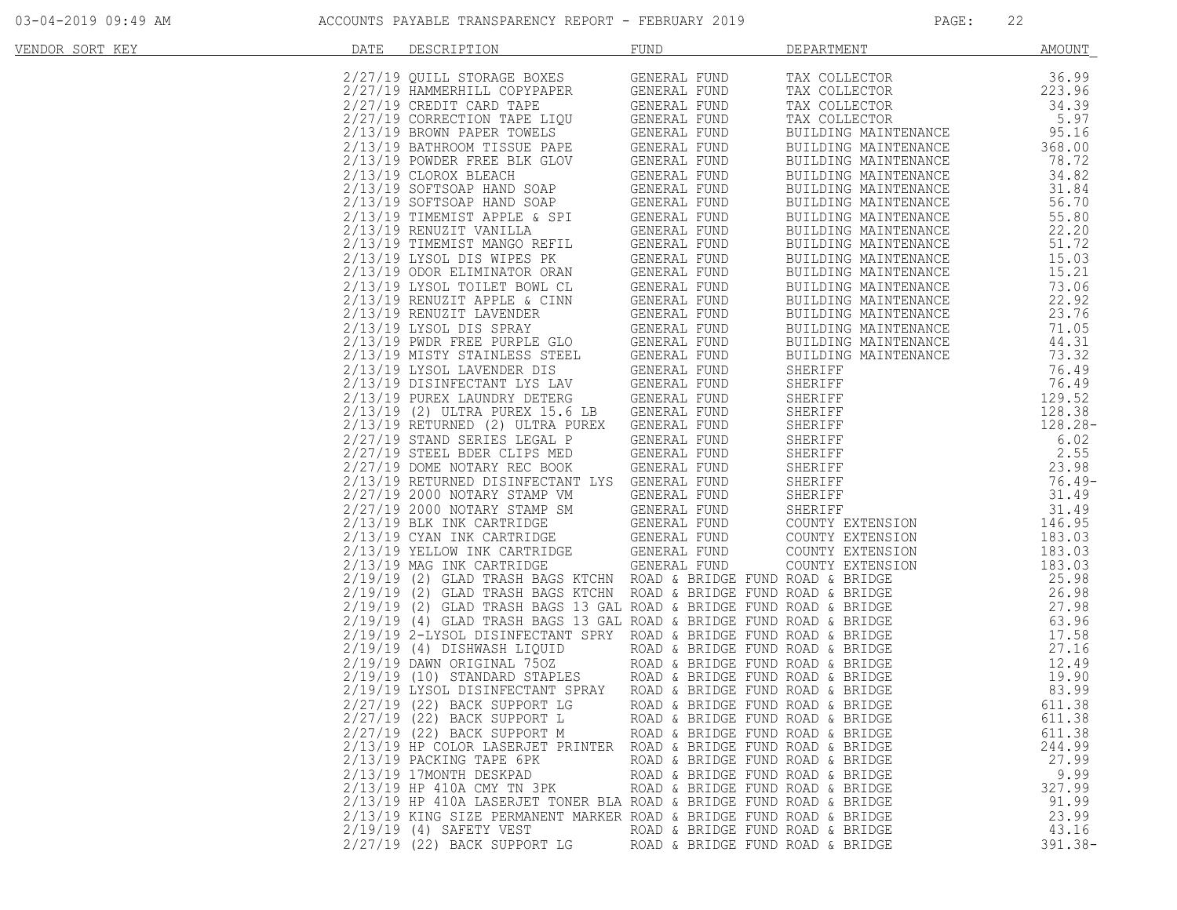ACCOUNTS PAYABLE TRANSPARENCY REPORT - FEBRUARY 2019

| VENDOR SORT KEY | DATE | DESCRIPTION | FUND | DEPARTMENT | AMOUNT |
|---|---|---|---|---|---|
| | 2/27/19 | QUILL STORAGE BOXES | GENERAL FUND | TAX COLLECTOR | 36.99 |
| | 2/27/19 | HAMMERHILL COPYPAPER | GENERAL FUND | TAX COLLECTOR | 223.96 |
| | 2/27/19 | CREDIT CARD TAPE | GENERAL FUND | TAX COLLECTOR | 34.39 |
| | 2/27/19 | CORRECTION TAPE LIQU | GENERAL FUND | TAX COLLECTOR | 5.97 |
| | 2/13/19 | BROWN PAPER TOWELS | GENERAL FUND | BUILDING MAINTENANCE | 95.16 |
| | 2/13/19 | BATHROOM TISSUE PAPE | GENERAL FUND | BUILDING MAINTENANCE | 368.00 |
| | 2/13/19 | POWDER FREE BLK GLOV | GENERAL FUND | BUILDING MAINTENANCE | 78.72 |
| | 2/13/19 | CLOROX BLEACH | GENERAL FUND | BUILDING MAINTENANCE | 34.82 |
| | 2/13/19 | SOFTSOAP HAND SOAP | GENERAL FUND | BUILDING MAINTENANCE | 31.84 |
| | 2/13/19 | SOFTSOAP HAND SOAP | GENERAL FUND | BUILDING MAINTENANCE | 56.70 |
| | 2/13/19 | TIMEMIST APPLE & SPI | GENERAL FUND | BUILDING MAINTENANCE | 55.80 |
| | 2/13/19 | RENUZIT VANILLA | GENERAL FUND | BUILDING MAINTENANCE | 22.20 |
| | 2/13/19 | TIMEMIST MANGO REFIL | GENERAL FUND | BUILDING MAINTENANCE | 51.72 |
| | 2/13/19 | LYSOL DIS WIPES PK | GENERAL FUND | BUILDING MAINTENANCE | 15.03 |
| | 2/13/19 | ODOR ELIMINATOR ORAN | GENERAL FUND | BUILDING MAINTENANCE | 15.21 |
| | 2/13/19 | LYSOL TOILET BOWL CL | GENERAL FUND | BUILDING MAINTENANCE | 73.06 |
| | 2/13/19 | RENUZIT APPLE & CINN | GENERAL FUND | BUILDING MAINTENANCE | 22.92 |
| | 2/13/19 | RENUZIT LAVENDER | GENERAL FUND | BUILDING MAINTENANCE | 23.76 |
| | 2/13/19 | LYSOL DIS SPRAY | GENERAL FUND | BUILDING MAINTENANCE | 71.05 |
| | 2/13/19 | PWDR FREE PURPLE GLO | GENERAL FUND | BUILDING MAINTENANCE | 44.31 |
| | 2/13/19 | MISTY STAINLESS STEEL | GENERAL FUND | BUILDING MAINTENANCE | 73.32 |
| | 2/13/19 | LYSOL LAVENDER DIS | GENERAL FUND | SHERIFF | 76.49 |
| | 2/13/19 | DISINFECTANT LYS LAV | GENERAL FUND | SHERIFF | 76.49 |
| | 2/13/19 | PUREX LAUNDRY DETERG | GENERAL FUND | SHERIFF | 129.52 |
| | 2/13/19 | (2) ULTRA PUREX 15.6 LB | GENERAL FUND | SHERIFF | 128.38 |
| | 2/13/19 | RETURNED (2) ULTRA PUREX | GENERAL FUND | SHERIFF | 128.28- |
| | 2/27/19 | STAND SERIES LEGAL P | GENERAL FUND | SHERIFF | 6.02 |
| | 2/27/19 | STEEL BDER CLIPS MED | GENERAL FUND | SHERIFF | 2.55 |
| | 2/27/19 | DOME NOTARY REC BOOK | GENERAL FUND | SHERIFF | 23.98 |
| | 2/13/19 | RETURNED DISINFECTANT LYS | GENERAL FUND | SHERIFF | 76.49- |
| | 2/27/19 | 2000 NOTARY STAMP VM | GENERAL FUND | SHERIFF | 31.49 |
| | 2/27/19 | 2000 NOTARY STAMP SM | GENERAL FUND | SHERIFF | 31.49 |
| | 2/13/19 | BLK INK CARTRIDGE | GENERAL FUND | COUNTY EXTENSION | 146.95 |
| | 2/13/19 | CYAN INK CARTRIDGE | GENERAL FUND | COUNTY EXTENSION | 183.03 |
| | 2/13/19 | YELLOW INK CARTRIDGE | GENERAL FUND | COUNTY EXTENSION | 183.03 |
| | 2/13/19 | MAG INK CARTRIDGE | GENERAL FUND | COUNTY EXTENSION | 183.03 |
| | 2/19/19 | (2) GLAD TRASH BAGS KTCHN | ROAD & BRIDGE FUND | ROAD & BRIDGE | 25.98 |
| | 2/19/19 | (2) GLAD TRASH BAGS KTCHN | ROAD & BRIDGE FUND | ROAD & BRIDGE | 26.98 |
| | 2/19/19 | (2) GLAD TRASH BAGS 13 GAL | ROAD & BRIDGE FUND | ROAD & BRIDGE | 27.98 |
| | 2/19/19 | (4) GLAD TRASH BAGS 13 GAL | ROAD & BRIDGE FUND | ROAD & BRIDGE | 63.96 |
| | 2/19/19 | 2-LYSOL DISINFECTANT SPRY | ROAD & BRIDGE FUND | ROAD & BRIDGE | 17.58 |
| | 2/19/19 | (4) DISHWASH LIQUID | ROAD & BRIDGE FUND | ROAD & BRIDGE | 27.16 |
| | 2/19/19 | DAWN ORIGINAL 75OZ | ROAD & BRIDGE FUND | ROAD & BRIDGE | 12.49 |
| | 2/19/19 | (10) STANDARD STAPLES | ROAD & BRIDGE FUND | ROAD & BRIDGE | 19.90 |
| | 2/19/19 | LYSOL DISINFECTANT SPRAY | ROAD & BRIDGE FUND | ROAD & BRIDGE | 83.99 |
| | 2/27/19 | (22) BACK SUPPORT LG | ROAD & BRIDGE FUND | ROAD & BRIDGE | 611.38 |
| | 2/27/19 | (22) BACK SUPPORT L | ROAD & BRIDGE FUND | ROAD & BRIDGE | 611.38 |
| | 2/27/19 | (22) BACK SUPPORT M | ROAD & BRIDGE FUND | ROAD & BRIDGE | 611.38 |
| | 2/13/19 | HP COLOR LASERJET PRINTER | ROAD & BRIDGE FUND | ROAD & BRIDGE | 244.99 |
| | 2/13/19 | PACKING TAPE 6PK | ROAD & BRIDGE FUND | ROAD & BRIDGE | 27.99 |
| | 2/13/19 | 17MONTH DESKPAD | ROAD & BRIDGE FUND | ROAD & BRIDGE | 9.99 |
| | 2/13/19 | HP 410A CMY TN 3PK | ROAD & BRIDGE FUND | ROAD & BRIDGE | 327.99 |
| | 2/13/19 | HP 410A LASERJET TONER BLA | ROAD & BRIDGE FUND | ROAD & BRIDGE | 91.99 |
| | 2/13/19 | KING SIZE PERMANENT MARKER | ROAD & BRIDGE FUND | ROAD & BRIDGE | 23.99 |
| | 2/19/19 | (4) SAFETY VEST | ROAD & BRIDGE FUND | ROAD & BRIDGE | 43.16 |
| | 2/27/19 | (22) BACK SUPPORT LG | ROAD & BRIDGE FUND | ROAD & BRIDGE | 391.38- |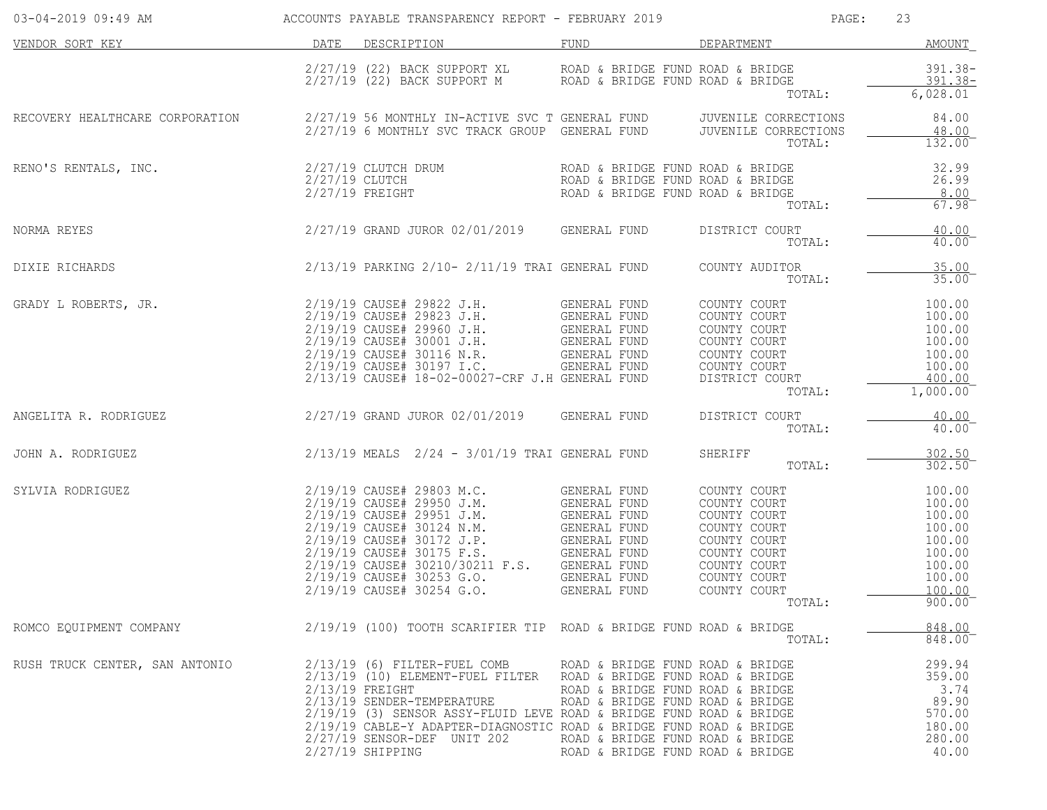| VENDOR SORT KEY | DATE | DESCRIPTION | FUND | DEPARTMENT | AMOUNT |
|---|---|---|---|---|---|
| | 2/27/19 | (22) BACK SUPPORT XL | ROAD & BRIDGE FUND | ROAD & BRIDGE | 391.38- |
| | 2/27/19 | (22) BACK SUPPORT M | ROAD & BRIDGE FUND | ROAD & BRIDGE | 391.38- |
| | | | | TOTAL: | 6,028.01 |
| RECOVERY HEALTHCARE CORPORATION | 2/27/19 | 56 MONTHLY IN-ACTIVE SVC T | GENERAL FUND | JUVENILE CORRECTIONS | 84.00 |
| | 2/27/19 | 6 MONTHLY SVC TRACK GROUP | GENERAL FUND | JUVENILE CORRECTIONS | 48.00 |
| | | | | TOTAL: | 132.00 |
| RENO'S RENTALS, INC. | 2/27/19 | CLUTCH DRUM | ROAD & BRIDGE FUND | ROAD & BRIDGE | 32.99 |
| | 2/27/19 | CLUTCH | ROAD & BRIDGE FUND | ROAD & BRIDGE | 26.99 |
| | 2/27/19 | FREIGHT | ROAD & BRIDGE FUND | ROAD & BRIDGE | 8.00 |
| | | | | TOTAL: | 67.98 |
| NORMA REYES | 2/27/19 | GRAND JUROR 02/01/2019 | GENERAL FUND | DISTRICT COURT | 40.00 |
| | | | | TOTAL: | 40.00 |
| DIXIE RICHARDS | 2/13/19 | PARKING 2/10- 2/11/19 TRAI | GENERAL FUND | COUNTY AUDITOR | 35.00 |
| | | | | TOTAL: | 35.00 |
| GRADY L ROBERTS, JR. | 2/19/19 | CAUSE# 29822 J.H. | GENERAL FUND | COUNTY COURT | 100.00 |
| | 2/19/19 | CAUSE# 29823 J.H. | GENERAL FUND | COUNTY COURT | 100.00 |
| | 2/19/19 | CAUSE# 29960 J.H. | GENERAL FUND | COUNTY COURT | 100.00 |
| | 2/19/19 | CAUSE# 30001 J.H. | GENERAL FUND | COUNTY COURT | 100.00 |
| | 2/19/19 | CAUSE# 30116 N.R. | GENERAL FUND | COUNTY COURT | 100.00 |
| | 2/19/19 | CAUSE# 30197 I.C. | GENERAL FUND | COUNTY COURT | 100.00 |
| | 2/13/19 | CAUSE# 18-02-00027-CRF J.H | GENERAL FUND | DISTRICT COURT | 400.00 |
| | | | | TOTAL: | 1,000.00 |
| ANGELITA R. RODRIGUEZ | 2/27/19 | GRAND JUROR 02/01/2019 | GENERAL FUND | DISTRICT COURT | 40.00 |
| | | | | TOTAL: | 40.00 |
| JOHN A. RODRIGUEZ | 2/13/19 | MEALS 2/24 - 3/01/19 TRAI | GENERAL FUND | SHERIFF | 302.50 |
| | | | | TOTAL: | 302.50 |
| SYLVIA RODRIGUEZ | 2/19/19 | CAUSE# 29803 M.C. | GENERAL FUND | COUNTY COURT | 100.00 |
| | 2/19/19 | CAUSE# 29950 J.M. | GENERAL FUND | COUNTY COURT | 100.00 |
| | 2/19/19 | CAUSE# 29951 J.M. | GENERAL FUND | COUNTY COURT | 100.00 |
| | 2/19/19 | CAUSE# 30124 N.M. | GENERAL FUND | COUNTY COURT | 100.00 |
| | 2/19/19 | CAUSE# 30172 J.P. | GENERAL FUND | COUNTY COURT | 100.00 |
| | 2/19/19 | CAUSE# 30175 F.S. | GENERAL FUND | COUNTY COURT | 100.00 |
| | 2/19/19 | CAUSE# 30210/30211 F.S. | GENERAL FUND | COUNTY COURT | 100.00 |
| | 2/19/19 | CAUSE# 30253 G.O. | GENERAL FUND | COUNTY COURT | 100.00 |
| | 2/19/19 | CAUSE# 30254 G.O. | GENERAL FUND | COUNTY COURT | 100.00 |
| | | | | TOTAL: | 900.00 |
| ROMCO EQUIPMENT COMPANY | 2/19/19 | (100) TOOTH SCARIFIER TIP | ROAD & BRIDGE FUND | ROAD & BRIDGE | 848.00 |
| | | | | TOTAL: | 848.00 |
| RUSH TRUCK CENTER, SAN ANTONIO | 2/13/19 | (6) FILTER-FUEL COMB | ROAD & BRIDGE FUND | ROAD & BRIDGE | 299.94 |
| | 2/13/19 | (10) ELEMENT-FUEL FILTER | ROAD & BRIDGE FUND | ROAD & BRIDGE | 359.00 |
| | 2/13/19 | FREIGHT | ROAD & BRIDGE FUND | ROAD & BRIDGE | 3.74 |
| | 2/13/19 | SENDER-TEMPERATURE | ROAD & BRIDGE FUND | ROAD & BRIDGE | 89.90 |
| | 2/19/19 | (3) SENSOR ASSY-FLUID LEVE | ROAD & BRIDGE FUND | ROAD & BRIDGE | 570.00 |
| | 2/19/19 | CABLE-Y ADAPTER-DIAGNOSTIC | ROAD & BRIDGE FUND | ROAD & BRIDGE | 180.00 |
| | 2/27/19 | SENSOR-DEF UNIT 202 | ROAD & BRIDGE FUND | ROAD & BRIDGE | 280.00 |
| | 2/27/19 | SHIPPING | ROAD & BRIDGE FUND | ROAD & BRIDGE | 40.00 |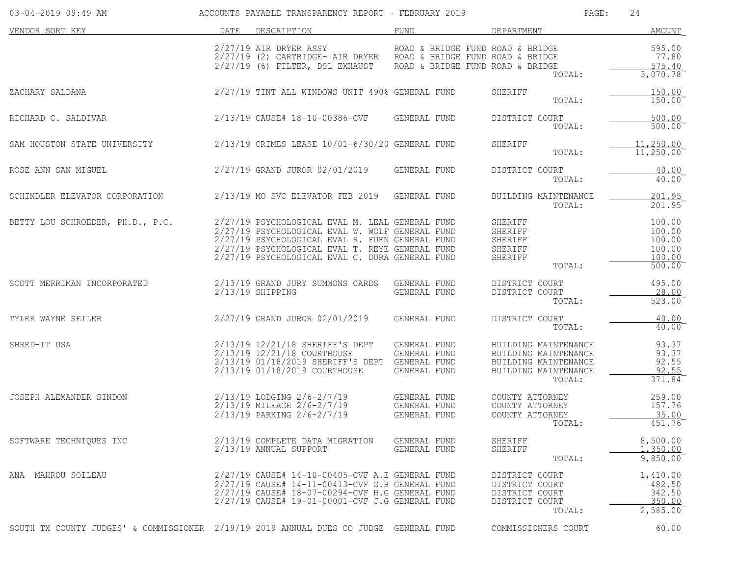# ACCOUNTS PAYABLE TRANSPARENCY REPORT - FEBRUARY 2019

| VENDOR SORT KEY | DATE | DESCRIPTION | FUND | DEPARTMENT | AMOUNT |
|---|---|---|---|---|---|
| | 2/27/19 | AIR DRYER ASSY | ROAD & BRIDGE FUND | ROAD & BRIDGE | 595.00 |
| | 2/27/19 | (2) CARTRIDGE- AIR DRYER | ROAD & BRIDGE FUND | ROAD & BRIDGE | 77.80 |
| | 2/27/19 | (6) FILTER, DSL EXHAUST | ROAD & BRIDGE FUND | ROAD & BRIDGE | 575.40 |
| | | | | TOTAL: | 3,070.78 |
| ZACHARY SALDANA | 2/27/19 | TINT ALL WINDOWS UNIT 4906 | GENERAL FUND | SHERIFF | 150.00 |
| | | | | TOTAL: | 150.00 |
| RICHARD C. SALDIVAR | 2/13/19 | CAUSE# 18-10-00386-CVF | GENERAL FUND | DISTRICT COURT | 500.00 |
| | | | | TOTAL: | 500.00 |
| SAM HOUSTON STATE UNIVERSITY | 2/13/19 | CRIMES LEASE 10/01-6/30/20 | GENERAL FUND | SHERIFF | 11,250.00 |
| | | | | TOTAL: | 11,250.00 |
| ROSE ANN SAN MIGUEL | 2/27/19 | GRAND JUROR 02/01/2019 | GENERAL FUND | DISTRICT COURT | 40.00 |
| | | | | TOTAL: | 40.00 |
| SCHINDLER ELEVATOR CORPORATION | 2/13/19 | MO SVC ELEVATOR FEB 2019 | GENERAL FUND | BUILDING MAINTENANCE | 201.95 |
| | | | | TOTAL: | 201.95 |
| BETTY LOU SCHROEDER, PH.D., P.C. | 2/27/19 | PSYCHOLOGICAL EVAL M. LEAL | GENERAL FUND | SHERIFF | 100.00 |
| | 2/27/19 | PSYCHOLOGICAL EVAL W. WOLF | GENERAL FUND | SHERIFF | 100.00 |
| | 2/27/19 | PSYCHOLOGICAL EVAL R. FUEN | GENERAL FUND | SHERIFF | 100.00 |
| | 2/27/19 | PSYCHOLOGICAL EVAL T. REYE | GENERAL FUND | SHERIFF | 100.00 |
| | 2/27/19 | PSYCHOLOGICAL EVAL C. DURA | GENERAL FUND | SHERIFF | 100.00 |
| | | | | TOTAL: | 500.00 |
| SCOTT MERRIMAN INCORPORATED | 2/13/19 | GRAND JURY SUMMONS CARDS | GENERAL FUND | DISTRICT COURT | 495.00 |
| | 2/13/19 | SHIPPING | GENERAL FUND | DISTRICT COURT | 28.00 |
| | | | | TOTAL: | 523.00 |
| TYLER WAYNE SEILER | 2/27/19 | GRAND JUROR 02/01/2019 | GENERAL FUND | DISTRICT COURT | 40.00 |
| | | | | TOTAL: | 40.00 |
| SHRED-IT USA | 2/13/19 | 12/21/18 SHERIFF'S DEPT | GENERAL FUND | BUILDING MAINTENANCE | 93.37 |
| | 2/13/19 | 12/21/18 COURTHOUSE | GENERAL FUND | BUILDING MAINTENANCE | 93.37 |
| | 2/13/19 | 01/18/2019 SHERIFF'S DEPT | GENERAL FUND | BUILDING MAINTENANCE | 92.55 |
| | 2/13/19 | 01/18/2019 COURTHOUSE | GENERAL FUND | BUILDING MAINTENANCE | 92.55 |
| | | | | TOTAL: | 371.84 |
| JOSEPH ALEXANDER SINDON | 2/13/19 | LODGING 2/6-2/7/19 | GENERAL FUND | COUNTY ATTORNEY | 259.00 |
| | 2/13/19 | MILEAGE 2/6-2/7/19 | GENERAL FUND | COUNTY ATTORNEY | 157.76 |
| | 2/13/19 | PARKING 2/6-2/7/19 | GENERAL FUND | COUNTY ATTORNEY | 35.00 |
| | | | | TOTAL: | 451.76 |
| SOFTWARE TECHNIQUES INC | 2/13/19 | COMPLETE DATA MIGRATION | GENERAL FUND | SHERIFF | 8,500.00 |
| | 2/13/19 | ANNUAL SUPPORT | GENERAL FUND | SHERIFF | 1,350.00 |
| | | | | TOTAL: | 9,850.00 |
| ANA MAHROU SOILEAU | 2/27/19 | CAUSE# 14-10-00405-CVF A.E | GENERAL FUND | DISTRICT COURT | 1,410.00 |
| | 2/27/19 | CAUSE# 14-11-00413-CVF G.B | GENERAL FUND | DISTRICT COURT | 482.50 |
| | 2/27/19 | CAUSE# 18-07-00294-CVF H.G | GENERAL FUND | DISTRICT COURT | 342.50 |
| | 2/27/19 | CAUSE# 19-01-00001-CVF J.G | GENERAL FUND | DISTRICT COURT | 350.00 |
| | | | | TOTAL: | 2,585.00 |
| SOUTH TX COUNTY JUDGES' & COMMISSIONER | 2/19/19 | 2019 ANNUAL DUES CO JUDGE | GENERAL FUND | COMMISSIONERS COURT | 60.00 |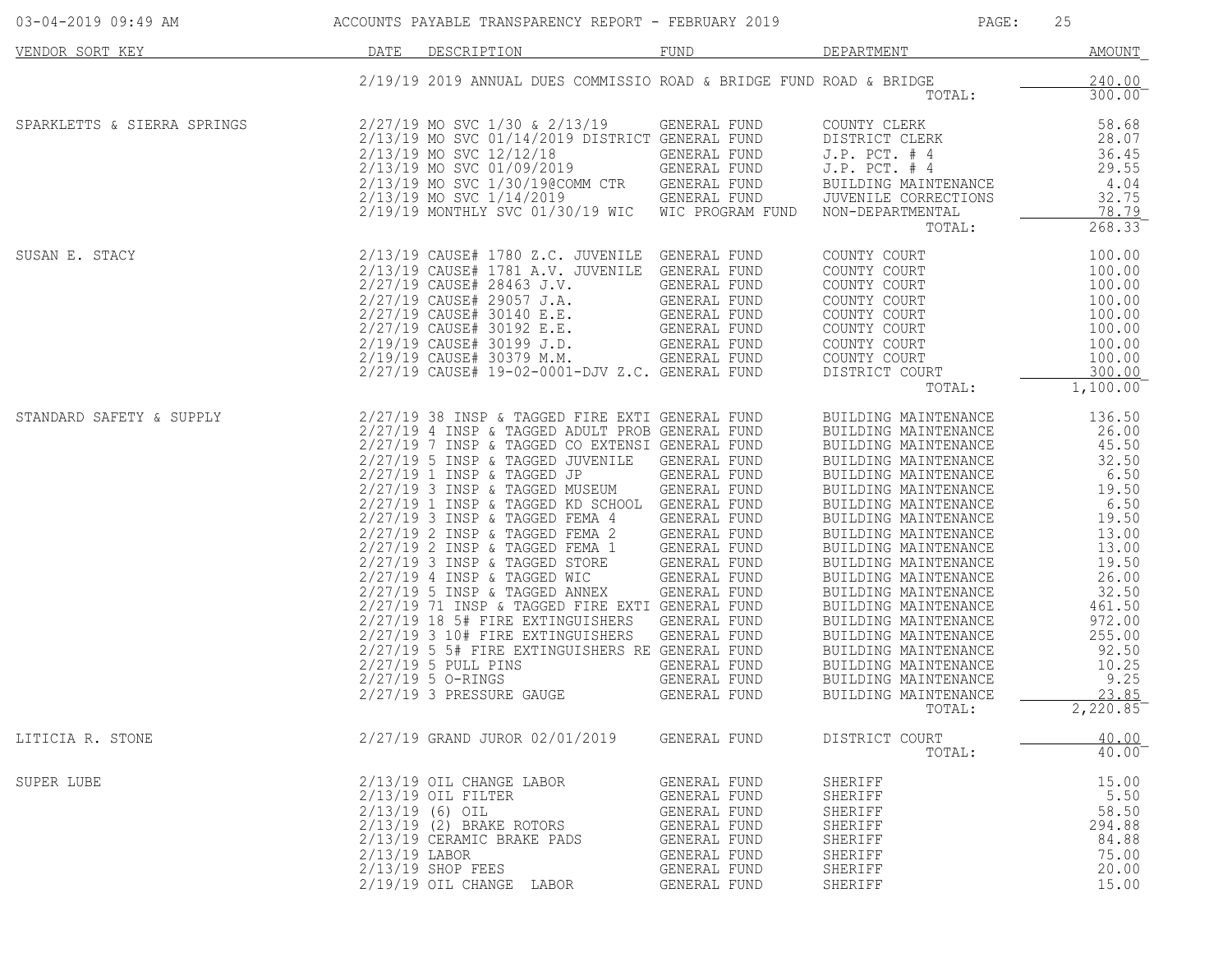| VENDOR SORT KEY | DATE | DESCRIPTION | FUND | DEPARTMENT | AMOUNT |
|---|---|---|---|---|---|
| | 2/19/19 | 2019 ANNUAL DUES COMMISSIO | ROAD & BRIDGE FUND | ROAD & BRIDGE | 240.00 |
| | | | | TOTAL: | 300.00 |
| SPARKLETTS & SIERRA SPRINGS | 2/27/19 | MO SVC 1/30 & 2/13/19 | GENERAL FUND | COUNTY CLERK | 58.68 |
| | 2/13/19 | MO SVC 01/14/2019 DISTRICT | GENERAL FUND | DISTRICT CLERK | 28.07 |
| | 2/13/19 | MO SVC 12/12/18 | GENERAL FUND | J.P. PCT. # 4 | 36.45 |
| | 2/13/19 | MO SVC 01/09/2019 | GENERAL FUND | J.P. PCT. # 4 | 29.55 |
| | 2/13/19 | MO SVC 1/30/19@COMM CTR | GENERAL FUND | BUILDING MAINTENANCE | 4.04 |
| | 2/13/19 | MO SVC 1/14/2019 | GENERAL FUND | JUVENILE CORRECTIONS | 32.75 |
| | 2/19/19 | MONTHLY SVC 01/30/19 WIC | WIC PROGRAM FUND | NON-DEPARTMENTAL | 78.79 |
| | | | | TOTAL: | 268.33 |
| SUSAN E. STACY | 2/13/19 | CAUSE# 1780 Z.C. JUVENILE | GENERAL FUND | COUNTY COURT | 100.00 |
| | 2/13/19 | CAUSE# 1781 A.V. JUVENILE | GENERAL FUND | COUNTY COURT | 100.00 |
| | 2/27/19 | CAUSE# 28463 J.V. | GENERAL FUND | COUNTY COURT | 100.00 |
| | 2/27/19 | CAUSE# 29057 J.A. | GENERAL FUND | COUNTY COURT | 100.00 |
| | 2/27/19 | CAUSE# 30140 E.E. | GENERAL FUND | COUNTY COURT | 100.00 |
| | 2/27/19 | CAUSE# 30192 E.E. | GENERAL FUND | COUNTY COURT | 100.00 |
| | 2/19/19 | CAUSE# 30199 J.D. | GENERAL FUND | COUNTY COURT | 100.00 |
| | 2/19/19 | CAUSE# 30379 M.M. | GENERAL FUND | COUNTY COURT | 100.00 |
| | 2/27/19 | CAUSE# 19-02-0001-DJV Z.C. | GENERAL FUND | DISTRICT COURT | 300.00 |
| | | | | TOTAL: | 1,100.00 |
| STANDARD SAFETY & SUPPLY | 2/27/19 | 38 INSP & TAGGED FIRE EXTI | GENERAL FUND | BUILDING MAINTENANCE | 136.50 |
| | 2/27/19 | 4 INSP & TAGGED ADULT PROB | GENERAL FUND | BUILDING MAINTENANCE | 26.00 |
| | 2/27/19 | 7 INSP & TAGGED CO EXTENSI | GENERAL FUND | BUILDING MAINTENANCE | 45.50 |
| | 2/27/19 | 5 INSP & TAGGED JUVENILE | GENERAL FUND | BUILDING MAINTENANCE | 32.50 |
| | 2/27/19 | 1 INSP & TAGGED JP | GENERAL FUND | BUILDING MAINTENANCE | 6.50 |
| | 2/27/19 | 3 INSP & TAGGED MUSEUM | GENERAL FUND | BUILDING MAINTENANCE | 19.50 |
| | 2/27/19 | 1 INSP & TAGGED KD SCHOOL | GENERAL FUND | BUILDING MAINTENANCE | 6.50 |
| | 2/27/19 | 3 INSP & TAGGED FEMA 4 | GENERAL FUND | BUILDING MAINTENANCE | 19.50 |
| | 2/27/19 | 2 INSP & TAGGED FEMA 2 | GENERAL FUND | BUILDING MAINTENANCE | 13.00 |
| | 2/27/19 | 2 INSP & TAGGED FEMA 1 | GENERAL FUND | BUILDING MAINTENANCE | 13.00 |
| | 2/27/19 | 3 INSP & TAGGED STORE | GENERAL FUND | BUILDING MAINTENANCE | 19.50 |
| | 2/27/19 | 4 INSP & TAGGED WIC | GENERAL FUND | BUILDING MAINTENANCE | 26.00 |
| | 2/27/19 | 5 INSP & TAGGED ANNEX | GENERAL FUND | BUILDING MAINTENANCE | 32.50 |
| | 2/27/19 | 71 INSP & TAGGED FIRE EXTI | GENERAL FUND | BUILDING MAINTENANCE | 461.50 |
| | 2/27/19 | 18 5# FIRE EXTINGUISHERS | GENERAL FUND | BUILDING MAINTENANCE | 972.00 |
| | 2/27/19 | 3 10# FIRE EXTINGUISHERS | GENERAL FUND | BUILDING MAINTENANCE | 255.00 |
| | 2/27/19 | 5 5# FIRE EXTINGUISHERS RE | GENERAL FUND | BUILDING MAINTENANCE | 92.50 |
| | 2/27/19 | 5 PULL PINS | GENERAL FUND | BUILDING MAINTENANCE | 10.25 |
| | 2/27/19 | 5 O-RINGS | GENERAL FUND | BUILDING MAINTENANCE | 9.25 |
| | 2/27/19 | 3 PRESSURE GAUGE | GENERAL FUND | BUILDING MAINTENANCE | 23.85 |
| | | | | TOTAL: | 2,220.85 |
| LITICIA R. STONE | 2/27/19 | GRAND JUROR 02/01/2019 | GENERAL FUND | DISTRICT COURT | 40.00 |
| | | | | TOTAL: | 40.00 |
| SUPER LUBE | 2/13/19 | OIL CHANGE LABOR | GENERAL FUND | SHERIFF | 15.00 |
| | 2/13/19 | OIL FILTER | GENERAL FUND | SHERIFF | 5.50 |
| | 2/13/19 | (6) OIL | GENERAL FUND | SHERIFF | 58.50 |
| | 2/13/19 | (2) BRAKE ROTORS | GENERAL FUND | SHERIFF | 294.88 |
| | 2/13/19 | CERAMIC BRAKE PADS | GENERAL FUND | SHERIFF | 84.88 |
| | 2/13/19 | LABOR | GENERAL FUND | SHERIFF | 75.00 |
| | 2/13/19 | SHOP FEES | GENERAL FUND | SHERIFF | 20.00 |
| | 2/19/19 | OIL CHANGE LABOR | GENERAL FUND | SHERIFF | 15.00 |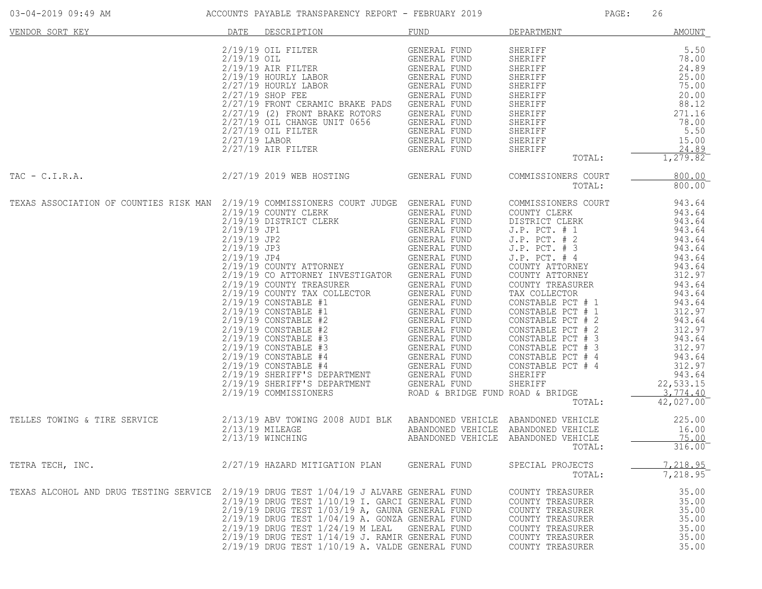| VENDOR SORT KEY | DATE | DESCRIPTION | FUND | DEPARTMENT | AMOUNT |
|---|---|---|---|---|---|
| | 2/19/19 | OIL FILTER | GENERAL FUND | SHERIFF | 5.50 |
| | 2/19/19 | OIL | GENERAL FUND | SHERIFF | 78.00 |
| | 2/19/19 | AIR FILTER | GENERAL FUND | SHERIFF | 24.89 |
| | 2/19/19 | HOURLY LABOR | GENERAL FUND | SHERIFF | 25.00 |
| | 2/27/19 | HOURLY LABOR | GENERAL FUND | SHERIFF | 75.00 |
| | 2/27/19 | SHOP FEE | GENERAL FUND | SHERIFF | 20.00 |
| | 2/27/19 | FRONT CERAMIC BRAKE PADS | GENERAL FUND | SHERIFF | 88.12 |
| | 2/27/19 | (2) FRONT BRAKE ROTORS | GENERAL FUND | SHERIFF | 271.16 |
| | 2/27/19 | OIL CHANGE UNIT 0656 | GENERAL FUND | SHERIFF | 78.00 |
| | 2/27/19 | OIL FILTER | GENERAL FUND | SHERIFF | 5.50 |
| | 2/27/19 | LABOR | GENERAL FUND | SHERIFF | 15.00 |
| | 2/27/19 | AIR FILTER | GENERAL FUND | SHERIFF | 24.89 |
| | | | | TOTAL: | 1,279.82 |
| TAC - C.I.R.A. | 2/27/19 | 2019 WEB HOSTING | GENERAL FUND | COMMISSIONERS COURT | 800.00 |
| | | | | TOTAL: | 800.00 |
| TEXAS ASSOCIATION OF COUNTIES RISK MAN | 2/19/19 | COMMISSIONERS COURT JUDGE | GENERAL FUND | COMMISSIONERS COURT | 943.64 |
| | 2/19/19 | COUNTY CLERK | GENERAL FUND | COUNTY CLERK | 943.64 |
| | 2/19/19 | DISTRICT CLERK | GENERAL FUND | DISTRICT CLERK | 943.64 |
| | 2/19/19 | JP1 | GENERAL FUND | J.P. PCT. # 1 | 943.64 |
| | 2/19/19 | JP2 | GENERAL FUND | J.P. PCT. # 2 | 943.64 |
| | 2/19/19 | JP3 | GENERAL FUND | J.P. PCT. # 3 | 943.64 |
| | 2/19/19 | JP4 | GENERAL FUND | J.P. PCT. # 4 | 943.64 |
| | 2/19/19 | COUNTY ATTORNEY | GENERAL FUND | COUNTY ATTORNEY | 943.64 |
| | 2/19/19 | CO ATTORNEY INVESTIGATOR | GENERAL FUND | COUNTY ATTORNEY | 312.97 |
| | 2/19/19 | COUNTY TREASURER | GENERAL FUND | COUNTY TREASURER | 943.64 |
| | 2/19/19 | COUNTY TAX COLLECTOR | GENERAL FUND | TAX COLLECTOR | 943.64 |
| | 2/19/19 | CONSTABLE #1 | GENERAL FUND | CONSTABLE PCT # 1 | 943.64 |
| | 2/19/19 | CONSTABLE #1 | GENERAL FUND | CONSTABLE PCT # 1 | 312.97 |
| | 2/19/19 | CONSTABLE #2 | GENERAL FUND | CONSTABLE PCT # 2 | 943.64 |
| | 2/19/19 | CONSTABLE #2 | GENERAL FUND | CONSTABLE PCT # 2 | 312.97 |
| | 2/19/19 | CONSTABLE #3 | GENERAL FUND | CONSTABLE PCT # 3 | 943.64 |
| | 2/19/19 | CONSTABLE #3 | GENERAL FUND | CONSTABLE PCT # 3 | 312.97 |
| | 2/19/19 | CONSTABLE #4 | GENERAL FUND | CONSTABLE PCT # 4 | 943.64 |
| | 2/19/19 | CONSTABLE #4 | GENERAL FUND | CONSTABLE PCT # 4 | 312.97 |
| | 2/19/19 | SHERIFF'S DEPARTMENT | GENERAL FUND | SHERIFF | 943.64 |
| | 2/19/19 | SHERIFF'S DEPARTMENT | GENERAL FUND | SHERIFF | 22,533.15 |
| | 2/19/19 | COMMISSIONERS | ROAD & BRIDGE FUND | ROAD & BRIDGE | 3,774.40 |
| | | | | TOTAL: | 42,027.00 |
| TELLES TOWING & TIRE SERVICE | 2/13/19 | ABV TOWING 2008 AUDI BLK | ABANDONED VEHICLE | ABANDONED VEHICLE | 225.00 |
| | 2/13/19 | MILEAGE | ABANDONED VEHICLE | ABANDONED VEHICLE | 16.00 |
| | 2/13/19 | WINCHING | ABANDONED VEHICLE | ABANDONED VEHICLE | 75.00 |
| | | | | TOTAL: | 316.00 |
| TETRA TECH, INC. | 2/27/19 | HAZARD MITIGATION PLAN | GENERAL FUND | SPECIAL PROJECTS | 7,218.95 |
| | | | | TOTAL: | 7,218.95 |
| TEXAS ALCOHOL AND DRUG TESTING SERVICE | 2/19/19 | DRUG TEST 1/04/19 J ALVARE | GENERAL FUND | COUNTY TREASURER | 35.00 |
| | 2/19/19 | DRUG TEST 1/10/19 I. GARCI | GENERAL FUND | COUNTY TREASURER | 35.00 |
| | 2/19/19 | DRUG TEST 1/03/19 A, GAUNA | GENERAL FUND | COUNTY TREASURER | 35.00 |
| | 2/19/19 | DRUG TEST 1/04/19 A. GONZA | GENERAL FUND | COUNTY TREASURER | 35.00 |
| | 2/19/19 | DRUG TEST 1/24/19 M LEAL | GENERAL FUND | COUNTY TREASURER | 35.00 |
| | 2/19/19 | DRUG TEST 1/14/19 J. RAMIR | GENERAL FUND | COUNTY TREASURER | 35.00 |
| | 2/19/19 | DRUG TEST 1/10/19 A. VALDE | GENERAL FUND | COUNTY TREASURER | 35.00 |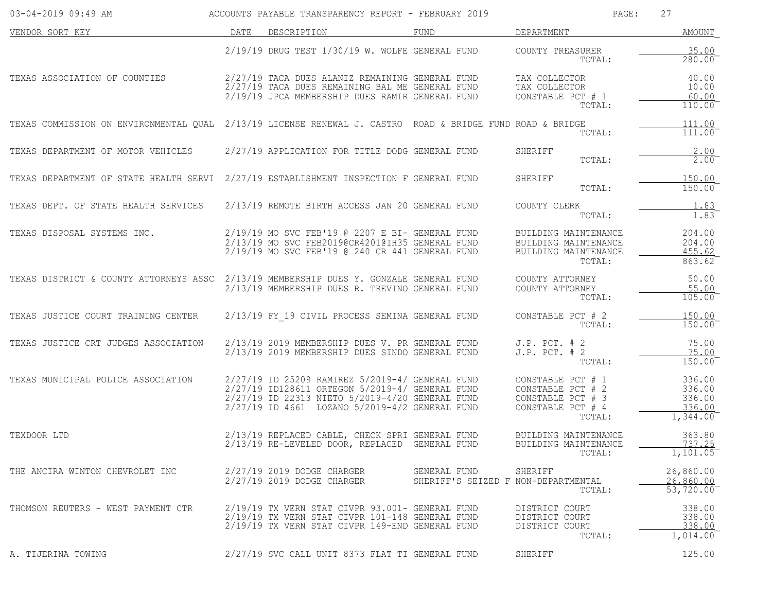| VENDOR SORT KEY | DATE | DESCRIPTION | FUND | DEPARTMENT | AMOUNT |
|---|---|---|---|---|---|
| | 2/19/19 | DRUG TEST 1/30/19 W. WOLFE | GENERAL FUND | COUNTY TREASURER | 35.00 |
| | | | | TOTAL: | 280.00 |
| TEXAS ASSOCIATION OF COUNTIES | 2/27/19 | TACA DUES ALANIZ REMAINING | GENERAL FUND | TAX COLLECTOR | 40.00 |
| | 2/27/19 | TACA DUES REMAINING BAL ME | GENERAL FUND | TAX COLLECTOR | 10.00 |
| | 2/19/19 | JPCA MEMBERSHIP DUES RAMIR | GENERAL FUND | CONSTABLE PCT # 1 | 60.00 |
| | | | | TOTAL: | 110.00 |
| TEXAS COMMISSION ON ENVIRONMENTAL QUAL | 2/13/19 | LICENSE RENEWAL J. CASTRO | ROAD & BRIDGE FUND | ROAD & BRIDGE | 111.00 |
| | | | | TOTAL: | 111.00 |
| TEXAS DEPARTMENT OF MOTOR VEHICLES | 2/27/19 | APPLICATION FOR TITLE DODG | GENERAL FUND | SHERIFF | 2.00 |
| | | | | TOTAL: | 2.00 |
| TEXAS DEPARTMENT OF STATE HEALTH SERVI | 2/27/19 | ESTABLISHMENT INSPECTION F | GENERAL FUND | SHERIFF | 150.00 |
| | | | | TOTAL: | 150.00 |
| TEXAS DEPT. OF STATE HEALTH SERVICES | 2/13/19 | REMOTE BIRTH ACCESS JAN 20 | GENERAL FUND | COUNTY CLERK | 1.83 |
| | | | | TOTAL: | 1.83 |
| TEXAS DISPOSAL SYSTEMS INC. | 2/19/19 | MO SVC FEB'19 @ 2207 E BI- | GENERAL FUND | BUILDING MAINTENANCE | 204.00 |
| | 2/13/19 | MO SVC FEB2019@CR4201@IH35 | GENERAL FUND | BUILDING MAINTENANCE | 204.00 |
| | 2/19/19 | MO SVC FEB'19 @ 240 CR 441 | GENERAL FUND | BUILDING MAINTENANCE | 455.62 |
| | | | | TOTAL: | 863.62 |
| TEXAS DISTRICT & COUNTY ATTORNEYS ASSC | 2/13/19 | MEMBERSHIP DUES Y. GONZALE | GENERAL FUND | COUNTY ATTORNEY | 50.00 |
| | 2/13/19 | MEMBERSHIP DUES R. TREVINO | GENERAL FUND | COUNTY ATTORNEY | 55.00 |
| | | | | TOTAL: | 105.00 |
| TEXAS JUSTICE COURT TRAINING CENTER | 2/13/19 | FY_19 CIVIL PROCESS SEMINA | GENERAL FUND | CONSTABLE PCT # 2 | 150.00 |
| | | | | TOTAL: | 150.00 |
| TEXAS JUSTICE CRT JUDGES ASSOCIATION | 2/13/19 | 2019 MEMBERSHIP DUES V. PR | GENERAL FUND | J.P. PCT. # 2 | 75.00 |
| | 2/13/19 | 2019 MEMBERSHIP DUES SINDO | GENERAL FUND | J.P. PCT. # 2 | 75.00 |
| | | | | TOTAL: | 150.00 |
| TEXAS MUNICIPAL POLICE ASSOCIATION | 2/27/19 | ID 25209 RAMIREZ 5/2019-4/ | GENERAL FUND | CONSTABLE PCT # 1 | 336.00 |
| | 2/27/19 | ID128611 ORTEGON 5/2019-4/ | GENERAL FUND | CONSTABLE PCT # 2 | 336.00 |
| | 2/27/19 | ID 22313 NIETO 5/2019-4/20 | GENERAL FUND | CONSTABLE PCT # 3 | 336.00 |
| | 2/27/19 | ID 4661 LOZANO 5/2019-4/2 | GENERAL FUND | CONSTABLE PCT # 4 | 336.00 |
| | | | | TOTAL: | 1,344.00 |
| TEXDOOR LTD | 2/13/19 | REPLACED CABLE, CHECK SPRI | GENERAL FUND | BUILDING MAINTENANCE | 363.80 |
| | 2/13/19 | RE-LEVELED DOOR, REPLACED | GENERAL FUND | BUILDING MAINTENANCE | 737.25 |
| | | | | TOTAL: | 1,101.05 |
| THE ANCIRA WINTON CHEVROLET INC | 2/27/19 | 2019 DODGE CHARGER | GENERAL FUND | SHERIFF | 26,860.00 |
| | 2/27/19 | 2019 DODGE CHARGER | SHERIFF'S SEIZED F | NON-DEPARTMENTAL | 26,860.00 |
| | | | | TOTAL: | 53,720.00 |
| THOMSON REUTERS - WEST PAYMENT CTR | 2/19/19 | TX VERN STAT CIVPR 93.001- | GENERAL FUND | DISTRICT COURT | 338.00 |
| | 2/19/19 | TX VERN STAT CIVPR 101-148 | GENERAL FUND | DISTRICT COURT | 338.00 |
| | 2/19/19 | TX VERN STAT CIVPR 149-END | GENERAL FUND | DISTRICT COURT | 338.00 |
| | | | | TOTAL: | 1,014.00 |
| A. TIJERINA TOWING | 2/27/19 | SVC CALL UNIT 8373 FLAT TI | GENERAL FUND | SHERIFF | 125.00 |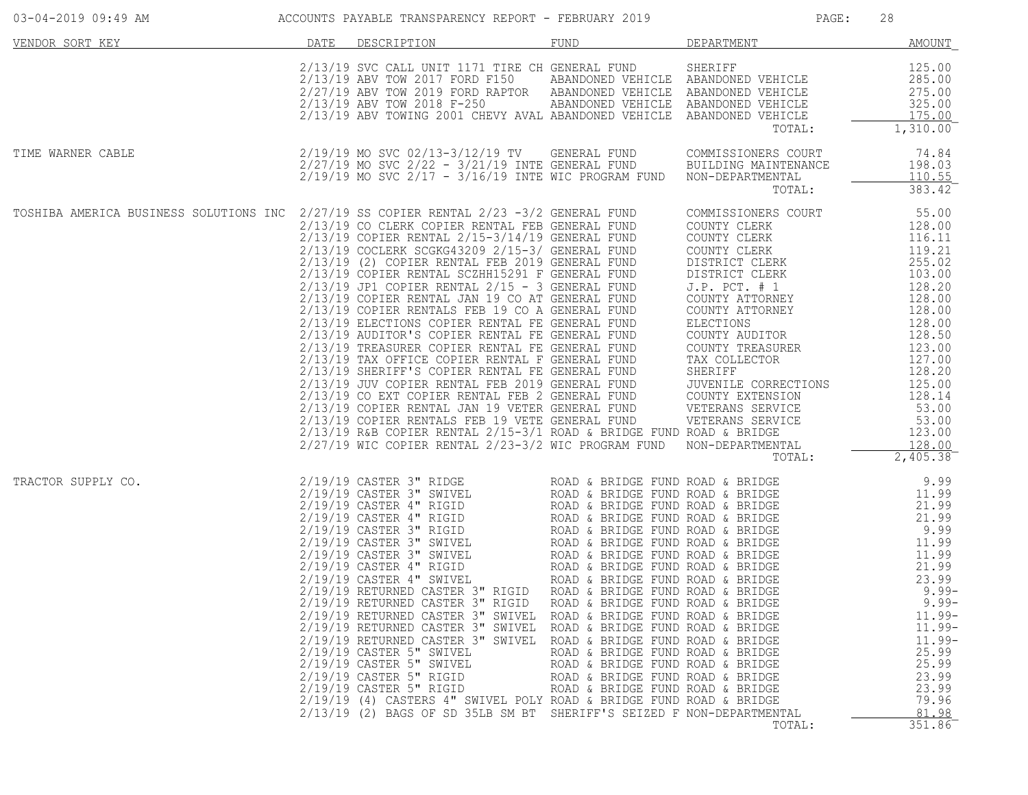| VENDOR SORT KEY | DATE | DESCRIPTION | FUND | DEPARTMENT | AMOUNT |
|---|---|---|---|---|---|
| | 2/13/19 | SVC CALL UNIT 1171 TIRE CH | GENERAL FUND | SHERIFF | 125.00 |
| | 2/13/19 | ABV TOW 2017 FORD F150 | ABANDONED VEHICLE | ABANDONED VEHICLE | 285.00 |
| | 2/27/19 | ABV TOW 2019 FORD RAPTOR | ABANDONED VEHICLE | ABANDONED VEHICLE | 275.00 |
| | 2/13/19 | ABV TOW 2018 F-250 | ABANDONED VEHICLE | ABANDONED VEHICLE | 325.00 |
| | 2/13/19 | ABV TOWING 2001 CHEVY AVAL | ABANDONED VEHICLE | ABANDONED VEHICLE | 175.00 |
| | | | | TOTAL: | 1,310.00 |
| TIME WARNER CABLE | 2/19/19 | MO SVC 02/13-3/12/19 TV | GENERAL FUND | COMMISSIONERS COURT | 74.84 |
| | 2/27/19 | MO SVC 2/22 - 3/21/19 INTE | GENERAL FUND | BUILDING MAINTENANCE | 198.03 |
| | 2/19/19 | MO SVC 2/17 - 3/16/19 INTE | WIC PROGRAM FUND | NON-DEPARTMENTAL | 110.55 |
| | | | | TOTAL: | 383.42 |
| TOSHIBA AMERICA BUSINESS SOLUTIONS INC | 2/27/19 | SS COPIER RENTAL 2/23 -3/2 | GENERAL FUND | COMMISSIONERS COURT | 55.00 |
| | 2/13/19 | CO CLERK COPIER RENTAL FEB | GENERAL FUND | COUNTY CLERK | 128.00 |
| | 2/13/19 | COPIER RENTAL 2/15-3/14/19 | GENERAL FUND | COUNTY CLERK | 116.11 |
| | 2/13/19 | COCLERK SCGKG43209 2/15-3/ | GENERAL FUND | COUNTY CLERK | 119.21 |
| | 2/13/19 | (2) COPIER RENTAL FEB 2019 | GENERAL FUND | DISTRICT CLERK | 255.02 |
| | 2/13/19 | COPIER RENTAL SCZHH15291 F | GENERAL FUND | DISTRICT CLERK | 103.00 |
| | 2/13/19 | JP1 COPIER RENTAL 2/15 - 3 | GENERAL FUND | J.P. PCT. # 1 | 128.20 |
| | 2/13/19 | COPIER RENTAL JAN 19 CO AT | GENERAL FUND | COUNTY ATTORNEY | 128.00 |
| | 2/13/19 | COPIER RENTALS FEB 19 CO A | GENERAL FUND | COUNTY ATTORNEY | 128.00 |
| | 2/13/19 | ELECTIONS COPIER RENTAL FE | GENERAL FUND | ELECTIONS | 128.00 |
| | 2/13/19 | AUDITOR'S COPIER RENTAL FE | GENERAL FUND | COUNTY AUDITOR | 128.50 |
| | 2/13/19 | TREASURER COPIER RENTAL FE | GENERAL FUND | COUNTY TREASURER | 123.00 |
| | 2/13/19 | TAX OFFICE COPIER RENTAL F | GENERAL FUND | TAX COLLECTOR | 127.00 |
| | 2/13/19 | SHERIFF'S COPIER RENTAL FE | GENERAL FUND | SHERIFF | 128.20 |
| | 2/13/19 | JUV COPIER RENTAL FEB 2019 | GENERAL FUND | JUVENILE CORRECTIONS | 125.00 |
| | 2/13/19 | CO EXT COPIER RENTAL FEB 2 | GENERAL FUND | COUNTY EXTENSION | 128.14 |
| | 2/13/19 | COPIER RENTAL JAN 19 VETER | GENERAL FUND | VETERANS SERVICE | 53.00 |
| | 2/13/19 | COPIER RENTALS FEB 19 VETE | GENERAL FUND | VETERANS SERVICE | 53.00 |
| | 2/13/19 | R&B COPIER RENTAL 2/15-3/1 | ROAD & BRIDGE FUND | ROAD & BRIDGE | 123.00 |
| | 2/27/19 | WIC COPIER RENTAL 2/23-3/2 | WIC PROGRAM FUND | NON-DEPARTMENTAL | 128.00 |
| | | | | TOTAL: | 2,405.38 |
| TRACTOR SUPPLY CO. | 2/19/19 | CASTER 3" RIDGE | ROAD & BRIDGE FUND | ROAD & BRIDGE | 9.99 |
| | 2/19/19 | CASTER 3" SWIVEL | ROAD & BRIDGE FUND | ROAD & BRIDGE | 11.99 |
| | 2/19/19 | CASTER 4" RIGID | ROAD & BRIDGE FUND | ROAD & BRIDGE | 21.99 |
| | 2/19/19 | CASTER 4" RIGID | ROAD & BRIDGE FUND | ROAD & BRIDGE | 21.99 |
| | 2/19/19 | CASTER 3" RIGID | ROAD & BRIDGE FUND | ROAD & BRIDGE | 9.99 |
| | 2/19/19 | CASTER 3" SWIVEL | ROAD & BRIDGE FUND | ROAD & BRIDGE | 11.99 |
| | 2/19/19 | CASTER 3" SWIVEL | ROAD & BRIDGE FUND | ROAD & BRIDGE | 11.99 |
| | 2/19/19 | CASTER 4" RIGID | ROAD & BRIDGE FUND | ROAD & BRIDGE | 21.99 |
| | 2/19/19 | CASTER 4" SWIVEL | ROAD & BRIDGE FUND | ROAD & BRIDGE | 23.99 |
| | 2/19/19 | RETURNED CASTER 3" RIGID | ROAD & BRIDGE FUND | ROAD & BRIDGE | 9.99- |
| | 2/19/19 | RETURNED CASTER 3" RIGID | ROAD & BRIDGE FUND | ROAD & BRIDGE | 9.99- |
| | 2/19/19 | RETURNED CASTER 3" SWIVEL | ROAD & BRIDGE FUND | ROAD & BRIDGE | 11.99- |
| | 2/19/19 | RETURNED CASTER 3" SWIVEL | ROAD & BRIDGE FUND | ROAD & BRIDGE | 11.99- |
| | 2/19/19 | RETURNED CASTER 3" SWIVEL | ROAD & BRIDGE FUND | ROAD & BRIDGE | 11.99- |
| | 2/19/19 | CASTER 5" SWIVEL | ROAD & BRIDGE FUND | ROAD & BRIDGE | 25.99 |
| | 2/19/19 | CASTER 5" SWIVEL | ROAD & BRIDGE FUND | ROAD & BRIDGE | 25.99 |
| | 2/19/19 | CASTER 5" RIGID | ROAD & BRIDGE FUND | ROAD & BRIDGE | 23.99 |
| | 2/19/19 | CASTER 5" RIGID | ROAD & BRIDGE FUND | ROAD & BRIDGE | 23.99 |
| | 2/19/19 | (4) CASTERS 4" SWIVEL POLY | ROAD & BRIDGE FUND | ROAD & BRIDGE | 79.96 |
| | 2/13/19 | (2) BAGS OF SD 35LB SM BT | SHERIFF'S SEIZED F | NON-DEPARTMENTAL | 81.98 |
| | | | | TOTAL: | 351.86 |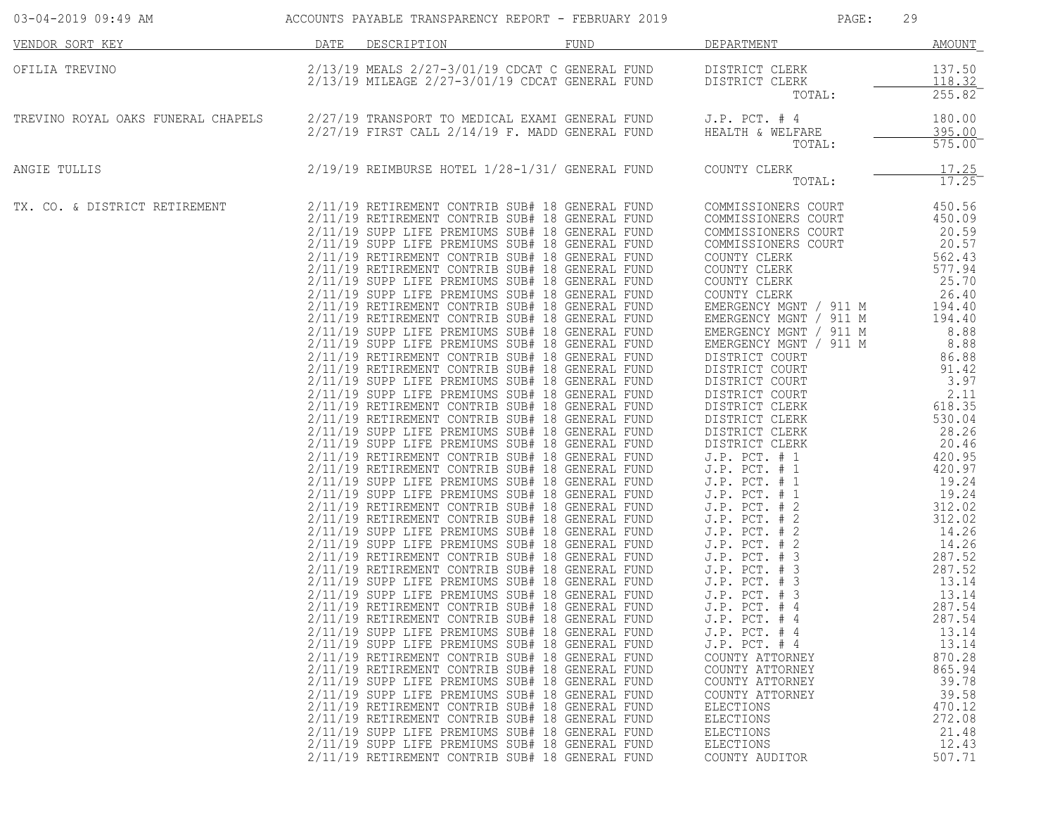| VENDOR SORT KEY | DATE | DESCRIPTION | FUND | DEPARTMENT | AMOUNT |
|---|---|---|---|---|---|
| OFILIA TREVINO | 2/13/19 | MEALS 2/27-3/01/19 CDCAT C | GENERAL FUND | DISTRICT CLERK | 137.50 |
| | 2/13/19 | MILEAGE 2/27-3/01/19 CDCAT | GENERAL FUND | DISTRICT CLERK | 118.32 |
| | | | | TOTAL: | 255.82 |
| TREVINO ROYAL OAKS FUNERAL CHAPELS | 2/27/19 | TRANSPORT TO MEDICAL EXAMI | GENERAL FUND | J.P. PCT. # 4 | 180.00 |
| | 2/27/19 | FIRST CALL 2/14/19 F. MADD | GENERAL FUND | HEALTH & WELFARE | 395.00 |
| | | | | TOTAL: | 575.00 |
| ANGIE TULLIS | 2/19/19 | REIMBURSE HOTEL 1/28-1/31/ | GENERAL FUND | COUNTY CLERK | 17.25 |
| | | | | TOTAL: | 17.25 |
| TX. CO. & DISTRICT RETIREMENT | 2/11/19 | RETIREMENT CONTRIB SUB# 18 | GENERAL FUND | COMMISSIONERS COURT | 450.56 |
| | 2/11/19 | RETIREMENT CONTRIB SUB# 18 | GENERAL FUND | COMMISSIONERS COURT | 450.09 |
| | 2/11/19 | SUPP LIFE PREMIUMS SUB# 18 | GENERAL FUND | COMMISSIONERS COURT | 20.59 |
| | 2/11/19 | SUPP LIFE PREMIUMS SUB# 18 | GENERAL FUND | COMMISSIONERS COURT | 20.57 |
| | 2/11/19 | RETIREMENT CONTRIB SUB# 18 | GENERAL FUND | COUNTY CLERK | 562.43 |
| | 2/11/19 | RETIREMENT CONTRIB SUB# 18 | GENERAL FUND | COUNTY CLERK | 577.94 |
| | 2/11/19 | SUPP LIFE PREMIUMS SUB# 18 | GENERAL FUND | COUNTY CLERK | 25.70 |
| | 2/11/19 | SUPP LIFE PREMIUMS SUB# 18 | GENERAL FUND | COUNTY CLERK | 26.40 |
| | 2/11/19 | RETIREMENT CONTRIB SUB# 18 | GENERAL FUND | EMERGENCY MGNT / 911 M | 194.40 |
| | 2/11/19 | RETIREMENT CONTRIB SUB# 18 | GENERAL FUND | EMERGENCY MGNT / 911 M | 194.40 |
| | 2/11/19 | SUPP LIFE PREMIUMS SUB# 18 | GENERAL FUND | EMERGENCY MGNT / 911 M | 8.88 |
| | 2/11/19 | SUPP LIFE PREMIUMS SUB# 18 | GENERAL FUND | EMERGENCY MGNT / 911 M | 8.88 |
| | 2/11/19 | RETIREMENT CONTRIB SUB# 18 | GENERAL FUND | DISTRICT COURT | 86.88 |
| | 2/11/19 | RETIREMENT CONTRIB SUB# 18 | GENERAL FUND | DISTRICT COURT | 91.42 |
| | 2/11/19 | SUPP LIFE PREMIUMS SUB# 18 | GENERAL FUND | DISTRICT COURT | 3.97 |
| | 2/11/19 | SUPP LIFE PREMIUMS SUB# 18 | GENERAL FUND | DISTRICT COURT | 2.11 |
| | 2/11/19 | RETIREMENT CONTRIB SUB# 18 | GENERAL FUND | DISTRICT CLERK | 618.35 |
| | 2/11/19 | RETIREMENT CONTRIB SUB# 18 | GENERAL FUND | DISTRICT CLERK | 530.04 |
| | 2/11/19 | SUPP LIFE PREMIUMS SUB# 18 | GENERAL FUND | DISTRICT CLERK | 28.26 |
| | 2/11/19 | SUPP LIFE PREMIUMS SUB# 18 | GENERAL FUND | DISTRICT CLERK | 20.46 |
| | 2/11/19 | RETIREMENT CONTRIB SUB# 18 | GENERAL FUND | J.P. PCT. # 1 | 420.95 |
| | 2/11/19 | RETIREMENT CONTRIB SUB# 18 | GENERAL FUND | J.P. PCT. # 1 | 420.97 |
| | 2/11/19 | SUPP LIFE PREMIUMS SUB# 18 | GENERAL FUND | J.P. PCT. # 1 | 19.24 |
| | 2/11/19 | SUPP LIFE PREMIUMS SUB# 18 | GENERAL FUND | J.P. PCT. # 1 | 19.24 |
| | 2/11/19 | RETIREMENT CONTRIB SUB# 18 | GENERAL FUND | J.P. PCT. # 2 | 312.02 |
| | 2/11/19 | RETIREMENT CONTRIB SUB# 18 | GENERAL FUND | J.P. PCT. # 2 | 312.02 |
| | 2/11/19 | SUPP LIFE PREMIUMS SUB# 18 | GENERAL FUND | J.P. PCT. # 2 | 14.26 |
| | 2/11/19 | SUPP LIFE PREMIUMS SUB# 18 | GENERAL FUND | J.P. PCT. # 2 | 14.26 |
| | 2/11/19 | RETIREMENT CONTRIB SUB# 18 | GENERAL FUND | J.P. PCT. # 3 | 287.52 |
| | 2/11/19 | RETIREMENT CONTRIB SUB# 18 | GENERAL FUND | J.P. PCT. # 3 | 287.52 |
| | 2/11/19 | SUPP LIFE PREMIUMS SUB# 18 | GENERAL FUND | J.P. PCT. # 3 | 13.14 |
| | 2/11/19 | SUPP LIFE PREMIUMS SUB# 18 | GENERAL FUND | J.P. PCT. # 3 | 13.14 |
| | 2/11/19 | RETIREMENT CONTRIB SUB# 18 | GENERAL FUND | J.P. PCT. # 4 | 287.54 |
| | 2/11/19 | RETIREMENT CONTRIB SUB# 18 | GENERAL FUND | J.P. PCT. # 4 | 287.54 |
| | 2/11/19 | SUPP LIFE PREMIUMS SUB# 18 | GENERAL FUND | J.P. PCT. # 4 | 13.14 |
| | 2/11/19 | SUPP LIFE PREMIUMS SUB# 18 | GENERAL FUND | J.P. PCT. # 4 | 13.14 |
| | 2/11/19 | RETIREMENT CONTRIB SUB# 18 | GENERAL FUND | COUNTY ATTORNEY | 870.28 |
| | 2/11/19 | RETIREMENT CONTRIB SUB# 18 | GENERAL FUND | COUNTY ATTORNEY | 865.94 |
| | 2/11/19 | SUPP LIFE PREMIUMS SUB# 18 | GENERAL FUND | COUNTY ATTORNEY | 39.78 |
| | 2/11/19 | SUPP LIFE PREMIUMS SUB# 18 | GENERAL FUND | COUNTY ATTORNEY | 39.58 |
| | 2/11/19 | RETIREMENT CONTRIB SUB# 18 | GENERAL FUND | ELECTIONS | 470.12 |
| | 2/11/19 | RETIREMENT CONTRIB SUB# 18 | GENERAL FUND | ELECTIONS | 272.08 |
| | 2/11/19 | SUPP LIFE PREMIUMS SUB# 18 | GENERAL FUND | ELECTIONS | 21.48 |
| | 2/11/19 | SUPP LIFE PREMIUMS SUB# 18 | GENERAL FUND | ELECTIONS | 12.43 |
| | 2/11/19 | RETIREMENT CONTRIB SUB# 18 | GENERAL FUND | COUNTY AUDITOR | 507.71 |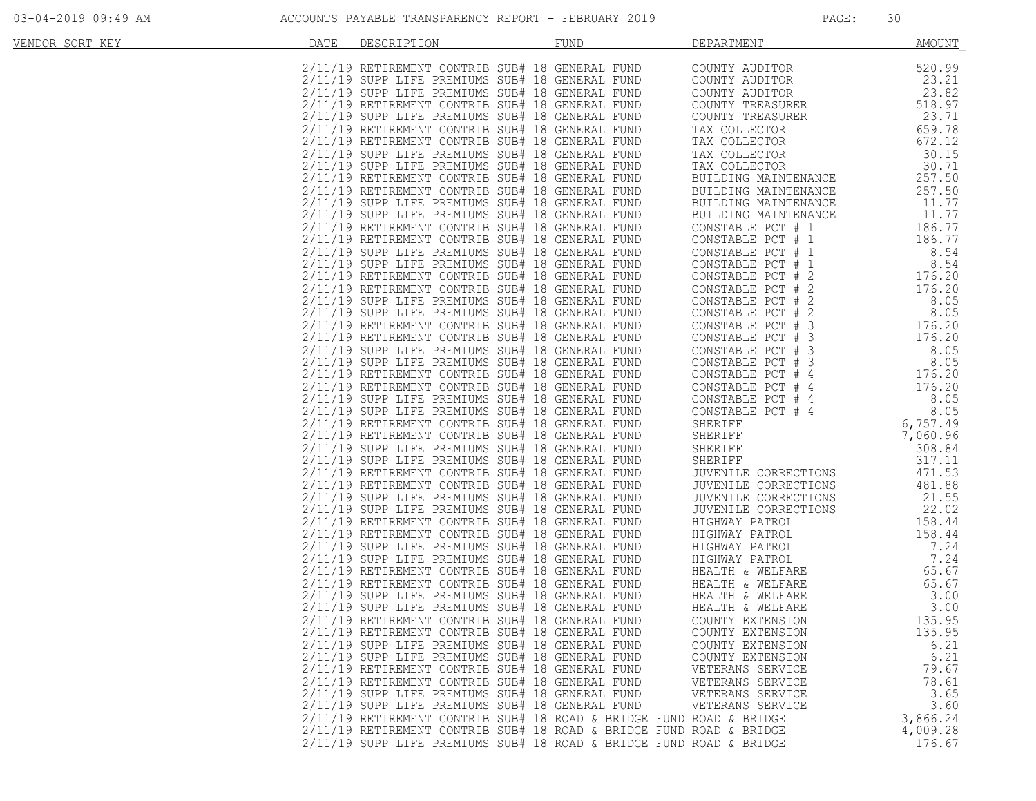| VENDOR SORT KEY | DATE | DESCRIPTION | FUND | DEPARTMENT | AMOUNT |
|---|---|---|---|---|---|
| | 2/11/19 | RETIREMENT CONTRIB SUB# 18 | GENERAL FUND | COUNTY AUDITOR | 520.99 |
| | 2/11/19 | SUPP LIFE PREMIUMS SUB# 18 | GENERAL FUND | COUNTY AUDITOR | 23.21 |
| | 2/11/19 | SUPP LIFE PREMIUMS SUB# 18 | GENERAL FUND | COUNTY AUDITOR | 23.82 |
| | 2/11/19 | RETIREMENT CONTRIB SUB# 18 | GENERAL FUND | COUNTY TREASURER | 518.97 |
| | 2/11/19 | SUPP LIFE PREMIUMS SUB# 18 | GENERAL FUND | COUNTY TREASURER | 23.71 |
| | 2/11/19 | RETIREMENT CONTRIB SUB# 18 | GENERAL FUND | TAX COLLECTOR | 659.78 |
| | 2/11/19 | RETIREMENT CONTRIB SUB# 18 | GENERAL FUND | TAX COLLECTOR | 672.12 |
| | 2/11/19 | SUPP LIFE PREMIUMS SUB# 18 | GENERAL FUND | TAX COLLECTOR | 30.15 |
| | 2/11/19 | SUPP LIFE PREMIUMS SUB# 18 | GENERAL FUND | TAX COLLECTOR | 30.71 |
| | 2/11/19 | RETIREMENT CONTRIB SUB# 18 | GENERAL FUND | BUILDING MAINTENANCE | 257.50 |
| | 2/11/19 | RETIREMENT CONTRIB SUB# 18 | GENERAL FUND | BUILDING MAINTENANCE | 257.50 |
| | 2/11/19 | SUPP LIFE PREMIUMS SUB# 18 | GENERAL FUND | BUILDING MAINTENANCE | 11.77 |
| | 2/11/19 | SUPP LIFE PREMIUMS SUB# 18 | GENERAL FUND | BUILDING MAINTENANCE | 11.77 |
| | 2/11/19 | RETIREMENT CONTRIB SUB# 18 | GENERAL FUND | CONSTABLE PCT # 1 | 186.77 |
| | 2/11/19 | RETIREMENT CONTRIB SUB# 18 | GENERAL FUND | CONSTABLE PCT # 1 | 186.77 |
| | 2/11/19 | SUPP LIFE PREMIUMS SUB# 18 | GENERAL FUND | CONSTABLE PCT # 1 | 8.54 |
| | 2/11/19 | SUPP LIFE PREMIUMS SUB# 18 | GENERAL FUND | CONSTABLE PCT # 1 | 8.54 |
| | 2/11/19 | RETIREMENT CONTRIB SUB# 18 | GENERAL FUND | CONSTABLE PCT # 2 | 176.20 |
| | 2/11/19 | RETIREMENT CONTRIB SUB# 18 | GENERAL FUND | CONSTABLE PCT # 2 | 176.20 |
| | 2/11/19 | SUPP LIFE PREMIUMS SUB# 18 | GENERAL FUND | CONSTABLE PCT # 2 | 8.05 |
| | 2/11/19 | SUPP LIFE PREMIUMS SUB# 18 | GENERAL FUND | CONSTABLE PCT # 2 | 8.05 |
| | 2/11/19 | RETIREMENT CONTRIB SUB# 18 | GENERAL FUND | CONSTABLE PCT # 3 | 176.20 |
| | 2/11/19 | RETIREMENT CONTRIB SUB# 18 | GENERAL FUND | CONSTABLE PCT # 3 | 176.20 |
| | 2/11/19 | SUPP LIFE PREMIUMS SUB# 18 | GENERAL FUND | CONSTABLE PCT # 3 | 8.05 |
| | 2/11/19 | SUPP LIFE PREMIUMS SUB# 18 | GENERAL FUND | CONSTABLE PCT # 3 | 8.05 |
| | 2/11/19 | RETIREMENT CONTRIB SUB# 18 | GENERAL FUND | CONSTABLE PCT # 4 | 176.20 |
| | 2/11/19 | RETIREMENT CONTRIB SUB# 18 | GENERAL FUND | CONSTABLE PCT # 4 | 176.20 |
| | 2/11/19 | SUPP LIFE PREMIUMS SUB# 18 | GENERAL FUND | CONSTABLE PCT # 4 | 8.05 |
| | 2/11/19 | SUPP LIFE PREMIUMS SUB# 18 | GENERAL FUND | CONSTABLE PCT # 4 | 8.05 |
| | 2/11/19 | RETIREMENT CONTRIB SUB# 18 | GENERAL FUND | SHERIFF | 6,757.49 |
| | 2/11/19 | RETIREMENT CONTRIB SUB# 18 | GENERAL FUND | SHERIFF | 7,060.96 |
| | 2/11/19 | SUPP LIFE PREMIUMS SUB# 18 | GENERAL FUND | SHERIFF | 308.84 |
| | 2/11/19 | SUPP LIFE PREMIUMS SUB# 18 | GENERAL FUND | SHERIFF | 317.11 |
| | 2/11/19 | RETIREMENT CONTRIB SUB# 18 | GENERAL FUND | JUVENILE CORRECTIONS | 471.53 |
| | 2/11/19 | RETIREMENT CONTRIB SUB# 18 | GENERAL FUND | JUVENILE CORRECTIONS | 481.88 |
| | 2/11/19 | SUPP LIFE PREMIUMS SUB# 18 | GENERAL FUND | JUVENILE CORRECTIONS | 21.55 |
| | 2/11/19 | SUPP LIFE PREMIUMS SUB# 18 | GENERAL FUND | JUVENILE CORRECTIONS | 22.02 |
| | 2/11/19 | RETIREMENT CONTRIB SUB# 18 | GENERAL FUND | HIGHWAY PATROL | 158.44 |
| | 2/11/19 | RETIREMENT CONTRIB SUB# 18 | GENERAL FUND | HIGHWAY PATROL | 158.44 |
| | 2/11/19 | SUPP LIFE PREMIUMS SUB# 18 | GENERAL FUND | HIGHWAY PATROL | 7.24 |
| | 2/11/19 | SUPP LIFE PREMIUMS SUB# 18 | GENERAL FUND | HIGHWAY PATROL | 7.24 |
| | 2/11/19 | RETIREMENT CONTRIB SUB# 18 | GENERAL FUND | HEALTH & WELFARE | 65.67 |
| | 2/11/19 | RETIREMENT CONTRIB SUB# 18 | GENERAL FUND | HEALTH & WELFARE | 65.67 |
| | 2/11/19 | SUPP LIFE PREMIUMS SUB# 18 | GENERAL FUND | HEALTH & WELFARE | 3.00 |
| | 2/11/19 | SUPP LIFE PREMIUMS SUB# 18 | GENERAL FUND | HEALTH & WELFARE | 3.00 |
| | 2/11/19 | RETIREMENT CONTRIB SUB# 18 | GENERAL FUND | COUNTY EXTENSION | 135.95 |
| | 2/11/19 | RETIREMENT CONTRIB SUB# 18 | GENERAL FUND | COUNTY EXTENSION | 135.95 |
| | 2/11/19 | SUPP LIFE PREMIUMS SUB# 18 | GENERAL FUND | COUNTY EXTENSION | 6.21 |
| | 2/11/19 | SUPP LIFE PREMIUMS SUB# 18 | GENERAL FUND | COUNTY EXTENSION | 6.21 |
| | 2/11/19 | RETIREMENT CONTRIB SUB# 18 | GENERAL FUND | VETERANS SERVICE | 79.67 |
| | 2/11/19 | RETIREMENT CONTRIB SUB# 18 | GENERAL FUND | VETERANS SERVICE | 78.61 |
| | 2/11/19 | SUPP LIFE PREMIUMS SUB# 18 | GENERAL FUND | VETERANS SERVICE | 3.65 |
| | 2/11/19 | SUPP LIFE PREMIUMS SUB# 18 | GENERAL FUND | VETERANS SERVICE | 3.60 |
| | 2/11/19 | RETIREMENT CONTRIB SUB# 18 | ROAD & BRIDGE FUND | ROAD & BRIDGE | 3,866.24 |
| | 2/11/19 | RETIREMENT CONTRIB SUB# 18 | ROAD & BRIDGE FUND | ROAD & BRIDGE | 4,009.28 |
| | 2/11/19 | SUPP LIFE PREMIUMS SUB# 18 | ROAD & BRIDGE FUND | ROAD & BRIDGE | 176.67 |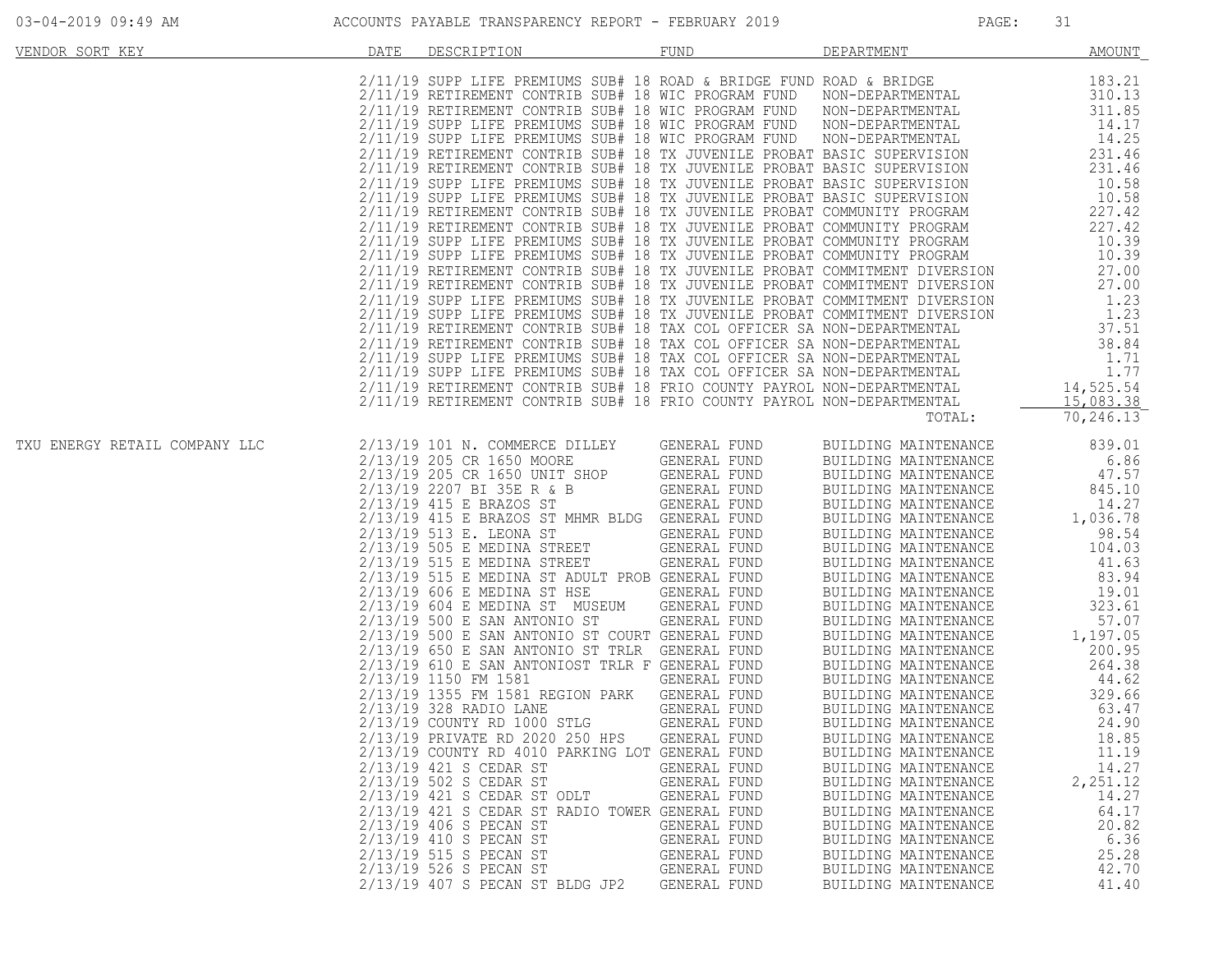| VENDOR SORT KEY | DATE | DESCRIPTION | FUND | DEPARTMENT | AMOUNT |
|---|---|---|---|---|---|
| | 2/11/19 | SUPP LIFE PREMIUMS SUB# 18 | ROAD & BRIDGE FUND | ROAD & BRIDGE | 183.21 |
| | 2/11/19 | RETIREMENT CONTRIB SUB# 18 | WIC PROGRAM FUND | NON-DEPARTMENTAL | 310.13 |
| | 2/11/19 | RETIREMENT CONTRIB SUB# 18 | WIC PROGRAM FUND | NON-DEPARTMENTAL | 311.85 |
| | 2/11/19 | SUPP LIFE PREMIUMS SUB# 18 | WIC PROGRAM FUND | NON-DEPARTMENTAL | 14.17 |
| | 2/11/19 | SUPP LIFE PREMIUMS SUB# 18 | WIC PROGRAM FUND | NON-DEPARTMENTAL | 14.25 |
| | 2/11/19 | RETIREMENT CONTRIB SUB# 18 | TX JUVENILE PROBAT | BASIC SUPERVISION | 231.46 |
| | 2/11/19 | RETIREMENT CONTRIB SUB# 18 | TX JUVENILE PROBAT | BASIC SUPERVISION | 231.46 |
| | 2/11/19 | SUPP LIFE PREMIUMS SUB# 18 | TX JUVENILE PROBAT | BASIC SUPERVISION | 10.58 |
| | 2/11/19 | SUPP LIFE PREMIUMS SUB# 18 | TX JUVENILE PROBAT | BASIC SUPERVISION | 10.58 |
| | 2/11/19 | RETIREMENT CONTRIB SUB# 18 | TX JUVENILE PROBAT | COMMUNITY PROGRAM | 227.42 |
| | 2/11/19 | RETIREMENT CONTRIB SUB# 18 | TX JUVENILE PROBAT | COMMUNITY PROGRAM | 227.42 |
| | 2/11/19 | SUPP LIFE PREMIUMS SUB# 18 | TX JUVENILE PROBAT | COMMUNITY PROGRAM | 10.39 |
| | 2/11/19 | SUPP LIFE PREMIUMS SUB# 18 | TX JUVENILE PROBAT | COMMUNITY PROGRAM | 10.39 |
| | 2/11/19 | RETIREMENT CONTRIB SUB# 18 | TX JUVENILE PROBAT | COMMITMENT DIVERSION | 27.00 |
| | 2/11/19 | RETIREMENT CONTRIB SUB# 18 | TX JUVENILE PROBAT | COMMITMENT DIVERSION | 27.00 |
| | 2/11/19 | SUPP LIFE PREMIUMS SUB# 18 | TX JUVENILE PROBAT | COMMITMENT DIVERSION | 1.23 |
| | 2/11/19 | SUPP LIFE PREMIUMS SUB# 18 | TX JUVENILE PROBAT | COMMITMENT DIVERSION | 1.23 |
| | 2/11/19 | RETIREMENT CONTRIB SUB# 18 | TAX COL OFFICER SA | NON-DEPARTMENTAL | 37.51 |
| | 2/11/19 | RETIREMENT CONTRIB SUB# 18 | TAX COL OFFICER SA | NON-DEPARTMENTAL | 38.84 |
| | 2/11/19 | SUPP LIFE PREMIUMS SUB# 18 | TAX COL OFFICER SA | NON-DEPARTMENTAL | 1.71 |
| | 2/11/19 | SUPP LIFE PREMIUMS SUB# 18 | TAX COL OFFICER SA | NON-DEPARTMENTAL | 1.77 |
| | 2/11/19 | RETIREMENT CONTRIB SUB# 18 | FRIO COUNTY PAYROL | NON-DEPARTMENTAL | 14,525.54 |
| | 2/11/19 | RETIREMENT CONTRIB SUB# 18 | FRIO COUNTY PAYROL | NON-DEPARTMENTAL | 15,083.38 |
| | | | | TOTAL: | 70,246.13 |
| TXU ENERGY RETAIL COMPANY LLC | 2/13/19 | 101 N. COMMERCE DILLEY | GENERAL FUND | BUILDING MAINTENANCE | 839.01 |
| | 2/13/19 | 205 CR 1650 MOORE | GENERAL FUND | BUILDING MAINTENANCE | 6.86 |
| | 2/13/19 | 205 CR 1650 UNIT SHOP | GENERAL FUND | BUILDING MAINTENANCE | 47.57 |
| | 2/13/19 | 2207 BI 35E R & B | GENERAL FUND | BUILDING MAINTENANCE | 845.10 |
| | 2/13/19 | 415 E BRAZOS ST | GENERAL FUND | BUILDING MAINTENANCE | 14.27 |
| | 2/13/19 | 415 E BRAZOS ST MHMR BLDG | GENERAL FUND | BUILDING MAINTENANCE | 1,036.78 |
| | 2/13/19 | 513 E. LEONA ST | GENERAL FUND | BUILDING MAINTENANCE | 98.54 |
| | 2/13/19 | 505 E MEDINA STREET | GENERAL FUND | BUILDING MAINTENANCE | 104.03 |
| | 2/13/19 | 515 E MEDINA STREET | GENERAL FUND | BUILDING MAINTENANCE | 41.63 |
| | 2/13/19 | 515 E MEDINA ST ADULT PROB | GENERAL FUND | BUILDING MAINTENANCE | 83.94 |
| | 2/13/19 | 606 E MEDINA ST HSE | GENERAL FUND | BUILDING MAINTENANCE | 19.01 |
| | 2/13/19 | 604 E MEDINA ST MUSEUM | GENERAL FUND | BUILDING MAINTENANCE | 323.61 |
| | 2/13/19 | 500 E SAN ANTONIO ST | GENERAL FUND | BUILDING MAINTENANCE | 57.07 |
| | 2/13/19 | 500 E SAN ANTONIO ST COURT | GENERAL FUND | BUILDING MAINTENANCE | 1,197.05 |
| | 2/13/19 | 650 E SAN ANTONIO ST TRLR | GENERAL FUND | BUILDING MAINTENANCE | 200.95 |
| | 2/13/19 | 610 E SAN ANTONIOST TRLR F | GENERAL FUND | BUILDING MAINTENANCE | 264.38 |
| | 2/13/19 | 1150 FM 1581 | GENERAL FUND | BUILDING MAINTENANCE | 44.62 |
| | 2/13/19 | 1355 FM 1581 REGION PARK | GENERAL FUND | BUILDING MAINTENANCE | 329.66 |
| | 2/13/19 | 328 RADIO LANE | GENERAL FUND | BUILDING MAINTENANCE | 63.47 |
| | 2/13/19 | COUNTY RD 1000 STLG | GENERAL FUND | BUILDING MAINTENANCE | 24.90 |
| | 2/13/19 | PRIVATE RD 2020 250 HPS | GENERAL FUND | BUILDING MAINTENANCE | 18.85 |
| | 2/13/19 | COUNTY RD 4010 PARKING LOT | GENERAL FUND | BUILDING MAINTENANCE | 11.19 |
| | 2/13/19 | 421 S CEDAR ST | GENERAL FUND | BUILDING MAINTENANCE | 14.27 |
| | 2/13/19 | 502 S CEDAR ST | GENERAL FUND | BUILDING MAINTENANCE | 2,251.12 |
| | 2/13/19 | 421 S CEDAR ST ODLT | GENERAL FUND | BUILDING MAINTENANCE | 14.27 |
| | 2/13/19 | 421 S CEDAR ST RADIO TOWER | GENERAL FUND | BUILDING MAINTENANCE | 64.17 |
| | 2/13/19 | 406 S PECAN ST | GENERAL FUND | BUILDING MAINTENANCE | 20.82 |
| | 2/13/19 | 410 S PECAN ST | GENERAL FUND | BUILDING MAINTENANCE | 6.36 |
| | 2/13/19 | 515 S PECAN ST | GENERAL FUND | BUILDING MAINTENANCE | 25.28 |
| | 2/13/19 | 526 S PECAN ST | GENERAL FUND | BUILDING MAINTENANCE | 42.70 |
| | 2/13/19 | 407 S PECAN ST BLDG JP2 | GENERAL FUND | BUILDING MAINTENANCE | 41.40 |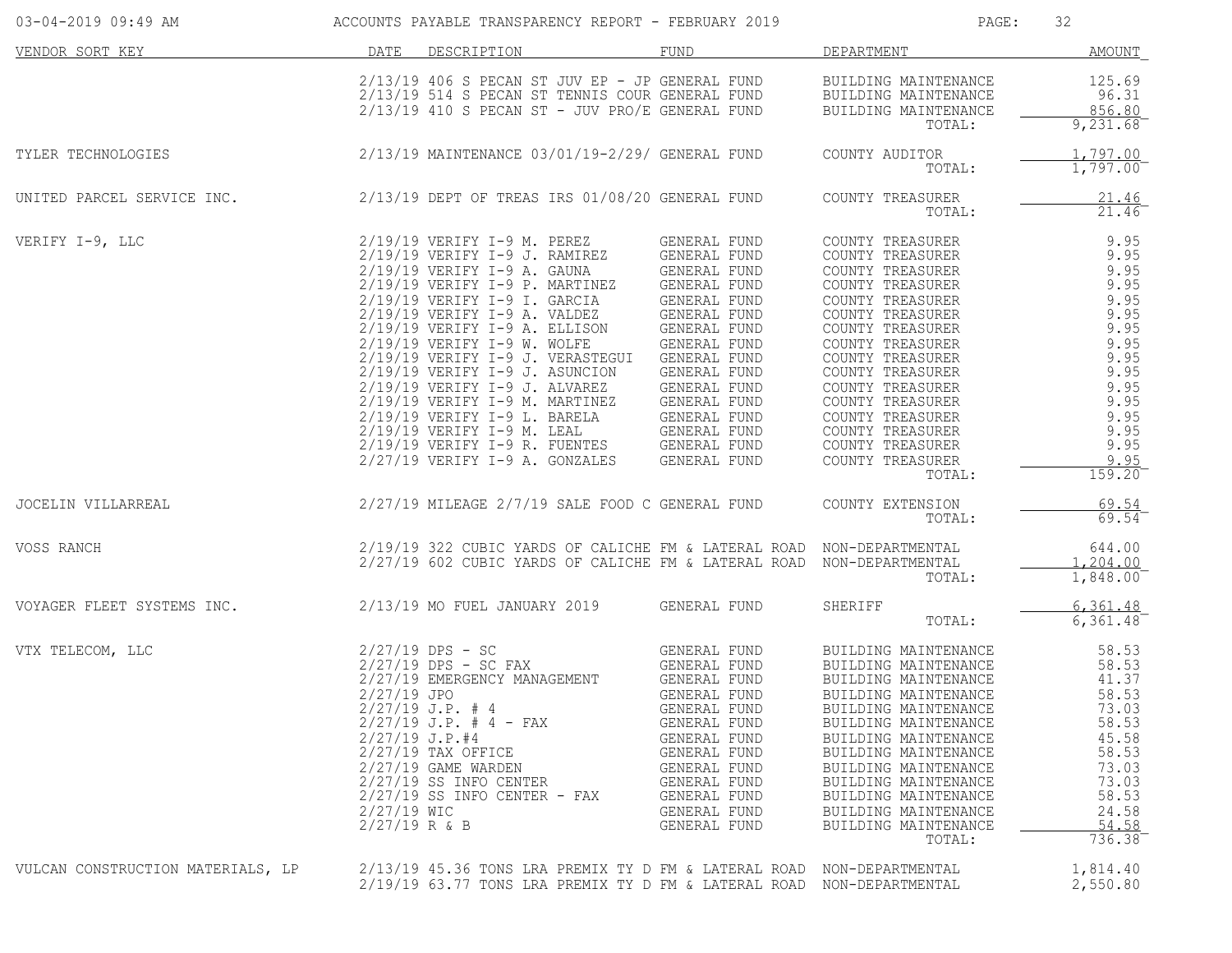| VENDOR SORT KEY | DATE | DESCRIPTION | FUND | DEPARTMENT | AMOUNT |
|---|---|---|---|---|---|
| | 2/13/19 | 406 S PECAN ST JUV EP - JP | GENERAL FUND | BUILDING MAINTENANCE | 125.69 |
| | 2/13/19 | 514 S PECAN ST TENNIS COUR | GENERAL FUND | BUILDING MAINTENANCE | 96.31 |
| | 2/13/19 | 410 S PECAN ST - JUV PRO/E | GENERAL FUND | BUILDING MAINTENANCE | 856.80 |
| | | | | TOTAL: | 9,231.68 |
| TYLER TECHNOLOGIES | 2/13/19 | MAINTENANCE 03/01/19-2/29/ | GENERAL FUND | COUNTY AUDITOR | 1,797.00 |
| | | | | TOTAL: | 1,797.00 |
| UNITED PARCEL SERVICE INC. | 2/13/19 | DEPT OF TREAS IRS 01/08/20 | GENERAL FUND | COUNTY TREASURER | 21.46 |
| | | | | TOTAL: | 21.46 |
| VERIFY I-9, LLC | 2/19/19 | VERIFY I-9 M. PEREZ | GENERAL FUND | COUNTY TREASURER | 9.95 |
| | 2/19/19 | VERIFY I-9 J. RAMIREZ | GENERAL FUND | COUNTY TREASURER | 9.95 |
| | 2/19/19 | VERIFY I-9 A. GAUNA | GENERAL FUND | COUNTY TREASURER | 9.95 |
| | 2/19/19 | VERIFY I-9 P. MARTINEZ | GENERAL FUND | COUNTY TREASURER | 9.95 |
| | 2/19/19 | VERIFY I-9 I. GARCIA | GENERAL FUND | COUNTY TREASURER | 9.95 |
| | 2/19/19 | VERIFY I-9 A. VALDEZ | GENERAL FUND | COUNTY TREASURER | 9.95 |
| | 2/19/19 | VERIFY I-9 A. ELLISON | GENERAL FUND | COUNTY TREASURER | 9.95 |
| | 2/19/19 | VERIFY I-9 W. WOLFE | GENERAL FUND | COUNTY TREASURER | 9.95 |
| | 2/19/19 | VERIFY I-9 J. VERASTEGUI | GENERAL FUND | COUNTY TREASURER | 9.95 |
| | 2/19/19 | VERIFY I-9 J. ASUNCION | GENERAL FUND | COUNTY TREASURER | 9.95 |
| | 2/19/19 | VERIFY I-9 J. ALVAREZ | GENERAL FUND | COUNTY TREASURER | 9.95 |
| | 2/19/19 | VERIFY I-9 M. MARTINEZ | GENERAL FUND | COUNTY TREASURER | 9.95 |
| | 2/19/19 | VERIFY I-9 L. BARELA | GENERAL FUND | COUNTY TREASURER | 9.95 |
| | 2/19/19 | VERIFY I-9 M. LEAL | GENERAL FUND | COUNTY TREASURER | 9.95 |
| | 2/19/19 | VERIFY I-9 R. FUENTES | GENERAL FUND | COUNTY TREASURER | 9.95 |
| | 2/27/19 | VERIFY I-9 A. GONZALES | GENERAL FUND | COUNTY TREASURER | 9.95 |
| | | | | TOTAL: | 159.20 |
| JOCELIN VILLARREAL | 2/27/19 | MILEAGE 2/7/19 SALE FOOD C | GENERAL FUND | COUNTY EXTENSION | 69.54 |
| | | | | TOTAL: | 69.54 |
| VOSS RANCH | 2/19/19 | 322 CUBIC YARDS OF CALICHE | FM & LATERAL ROAD | NON-DEPARTMENTAL | 644.00 |
| | 2/27/19 | 602 CUBIC YARDS OF CALICHE | FM & LATERAL ROAD | NON-DEPARTMENTAL | 1,204.00 |
| | | | | TOTAL: | 1,848.00 |
| VOYAGER FLEET SYSTEMS INC. | 2/13/19 | MO FUEL JANUARY 2019 | GENERAL FUND | SHERIFF | 6,361.48 |
| | | | | TOTAL: | 6,361.48 |
| VTX TELECOM, LLC | 2/27/19 | DPS - SC | GENERAL FUND | BUILDING MAINTENANCE | 58.53 |
| | 2/27/19 | DPS - SC FAX | GENERAL FUND | BUILDING MAINTENANCE | 58.53 |
| | 2/27/19 | EMERGENCY MANAGEMENT | GENERAL FUND | BUILDING MAINTENANCE | 41.37 |
| | 2/27/19 | JPO | GENERAL FUND | BUILDING MAINTENANCE | 58.53 |
| | 2/27/19 | J.P. # 4 | GENERAL FUND | BUILDING MAINTENANCE | 73.03 |
| | 2/27/19 | J.P. # 4 - FAX | GENERAL FUND | BUILDING MAINTENANCE | 58.53 |
| | 2/27/19 | J.P.#4 | GENERAL FUND | BUILDING MAINTENANCE | 45.58 |
| | 2/27/19 | TAX OFFICE | GENERAL FUND | BUILDING MAINTENANCE | 58.53 |
| | 2/27/19 | GAME WARDEN | GENERAL FUND | BUILDING MAINTENANCE | 73.03 |
| | 2/27/19 | SS INFO CENTER | GENERAL FUND | BUILDING MAINTENANCE | 73.03 |
| | 2/27/19 | SS INFO CENTER - FAX | GENERAL FUND | BUILDING MAINTENANCE | 58.53 |
| | 2/27/19 | WIC | GENERAL FUND | BUILDING MAINTENANCE | 24.58 |
| | 2/27/19 | R & B | GENERAL FUND | BUILDING MAINTENANCE | 54.58 |
| | | | | TOTAL: | 736.38 |
| VULCAN CONSTRUCTION MATERIALS, LP | 2/13/19 | 45.36 TONS LRA PREMIX TY D | FM & LATERAL ROAD | NON-DEPARTMENTAL | 1,814.40 |
| | 2/19/19 | 63.77 TONS LRA PREMIX TY D | FM & LATERAL ROAD | NON-DEPARTMENTAL | 2,550.80 |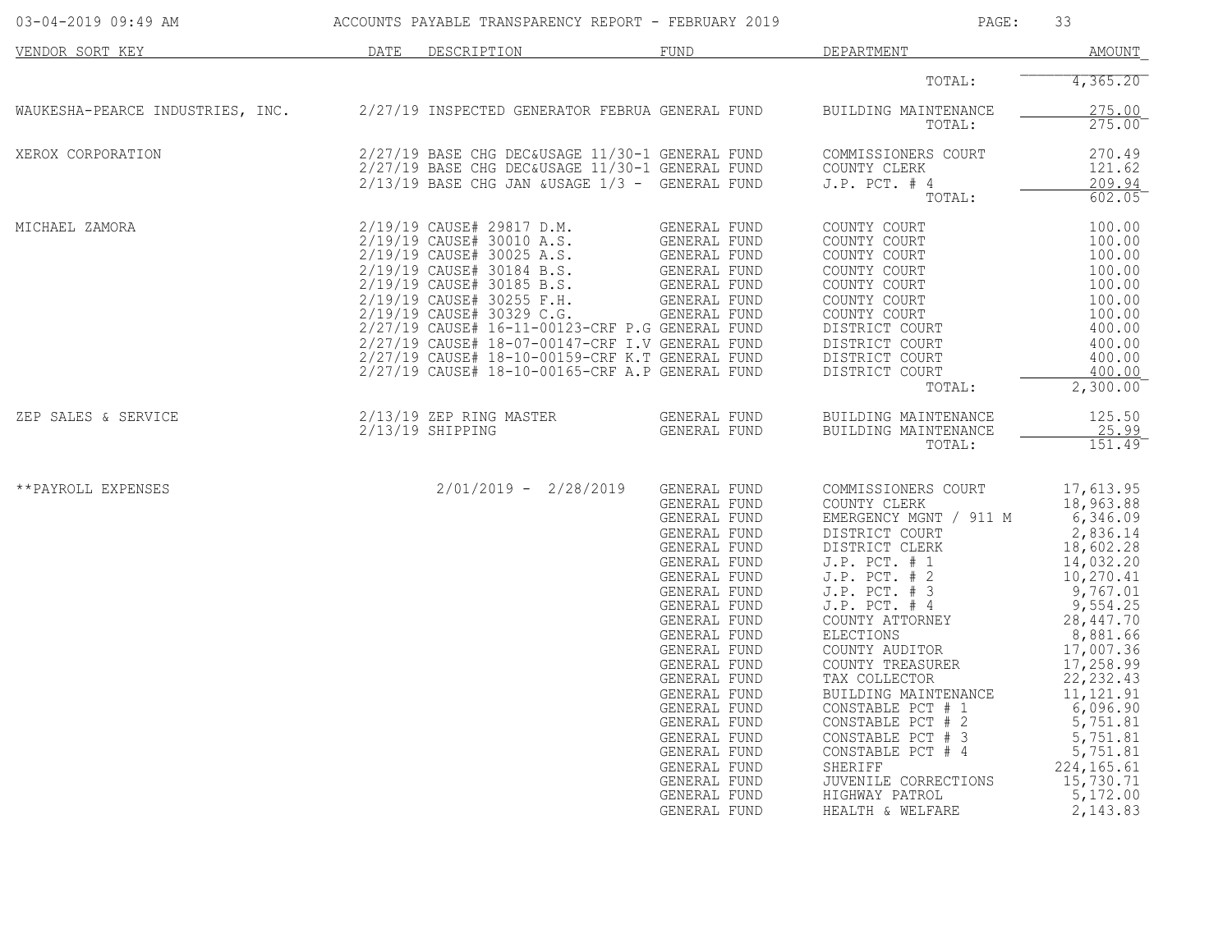| VENDOR SORT KEY | DATE | DESCRIPTION | FUND | DEPARTMENT | AMOUNT |
|---|---|---|---|---|---|
| | | | | TOTAL: | 4,365.20 |
| WAUKESHA-PEARCE INDUSTRIES, INC. | 2/27/19 | INSPECTED GENERATOR FEBRUA | GENERAL FUND | BUILDING MAINTENANCE | 275.00 |
| | | | | TOTAL: | 275.00 |
| XEROX CORPORATION | 2/27/19 | BASE CHG DEC&USAGE 11/30-1 | GENERAL FUND | COMMISSIONERS COURT | 270.49 |
| | 2/27/19 | BASE CHG DEC&USAGE 11/30-1 | GENERAL FUND | COUNTY CLERK | 121.62 |
| | 2/13/19 | BASE CHG JAN &USAGE 1/3 - | GENERAL FUND | J.P. PCT. # 4 | 209.94 |
| | | | | TOTAL: | 602.05 |
| MICHAEL ZAMORA | 2/19/19 | CAUSE# 29817 D.M. | GENERAL FUND | COUNTY COURT | 100.00 |
| | 2/19/19 | CAUSE# 30010 A.S. | GENERAL FUND | COUNTY COURT | 100.00 |
| | 2/19/19 | CAUSE# 30025 A.S. | GENERAL FUND | COUNTY COURT | 100.00 |
| | 2/19/19 | CAUSE# 30184 B.S. | GENERAL FUND | COUNTY COURT | 100.00 |
| | 2/19/19 | CAUSE# 30185 B.S. | GENERAL FUND | COUNTY COURT | 100.00 |
| | 2/19/19 | CAUSE# 30255 F.H. | GENERAL FUND | COUNTY COURT | 100.00 |
| | 2/19/19 | CAUSE# 30329 C.G. | GENERAL FUND | COUNTY COURT | 100.00 |
| | 2/27/19 | CAUSE# 16-11-00123-CRF P.G | GENERAL FUND | DISTRICT COURT | 400.00 |
| | 2/27/19 | CAUSE# 18-07-00147-CRF I.V | GENERAL FUND | DISTRICT COURT | 400.00 |
| | 2/27/19 | CAUSE# 18-10-00159-CRF K.T | GENERAL FUND | DISTRICT COURT | 400.00 |
| | 2/27/19 | CAUSE# 18-10-00165-CRF A.P | GENERAL FUND | DISTRICT COURT | 400.00 |
| | | | | TOTAL: | 2,300.00 |
| ZEP SALES & SERVICE | 2/13/19 | ZEP RING MASTER | GENERAL FUND | BUILDING MAINTENANCE | 125.50 |
| | 2/13/19 | SHIPPING | GENERAL FUND | BUILDING MAINTENANCE | 25.99 |
| | | | | TOTAL: | 151.49 |
| **PAYROLL EXPENSES | | 2/01/2019 - 2/28/2019 | GENERAL FUND | COMMISSIONERS COURT | 17,613.95 |
| | | | GENERAL FUND | COUNTY CLERK | 18,963.88 |
| | | | GENERAL FUND | EMERGENCY MGNT / 911 M | 6,346.09 |
| | | | GENERAL FUND | DISTRICT COURT | 2,836.14 |
| | | | GENERAL FUND | DISTRICT CLERK | 18,602.28 |
| | | | GENERAL FUND | J.P. PCT. # 1 | 14,032.20 |
| | | | GENERAL FUND | J.P. PCT. # 2 | 10,270.41 |
| | | | GENERAL FUND | J.P. PCT. # 3 | 9,767.01 |
| | | | GENERAL FUND | J.P. PCT. # 4 | 9,554.25 |
| | | | GENERAL FUND | COUNTY ATTORNEY | 28,447.70 |
| | | | GENERAL FUND | ELECTIONS | 8,881.66 |
| | | | GENERAL FUND | COUNTY AUDITOR | 17,007.36 |
| | | | GENERAL FUND | COUNTY TREASURER | 17,258.99 |
| | | | GENERAL FUND | TAX COLLECTOR | 22,232.43 |
| | | | GENERAL FUND | BUILDING MAINTENANCE | 11,121.91 |
| | | | GENERAL FUND | CONSTABLE PCT # 1 | 6,096.90 |
| | | | GENERAL FUND | CONSTABLE PCT # 2 | 5,751.81 |
| | | | GENERAL FUND | CONSTABLE PCT # 3 | 5,751.81 |
| | | | GENERAL FUND | CONSTABLE PCT # 4 | 5,751.81 |
| | | | GENERAL FUND | SHERIFF | 224,165.61 |
| | | | GENERAL FUND | JUVENILE CORRECTIONS | 15,730.71 |
| | | | GENERAL FUND | HIGHWAY PATROL | 5,172.00 |
| | | | GENERAL FUND | HEALTH & WELFARE | 2,143.83 |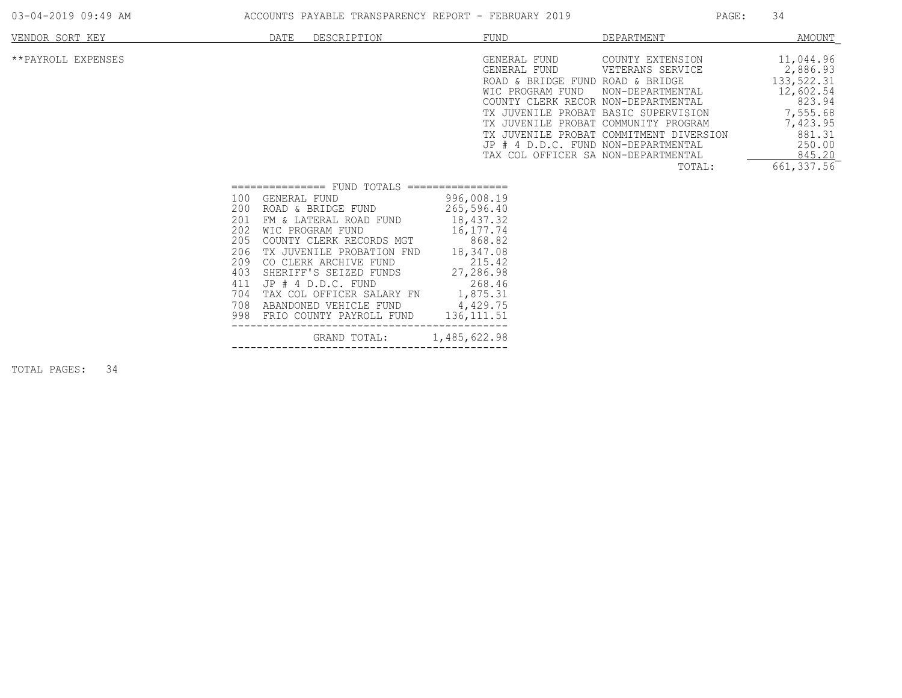| VENDOR SORT KEY | DATE | DESCRIPTION | FUND | DEPARTMENT | AMOUNT |
|---|---|---|---|---|---|
| **PAYROLL EXPENSES | | | GENERAL FUND | COUNTY EXTENSION | 11,044.96 |
| | | | GENERAL FUND | VETERANS SERVICE | 2,886.93 |
| | | | ROAD & BRIDGE FUND | ROAD & BRIDGE | 133,522.31 |
| | | | WIC PROGRAM FUND | NON-DEPARTMENTAL | 12,602.54 |
| | | | COUNTY CLERK RECOR | NON-DEPARTMENTAL | 823.94 |
| | | | TX JUVENILE PROBAT | BASIC SUPERVISION | 7,555.68 |
| | | | TX JUVENILE PROBAT | COMMUNITY PROGRAM | 7,423.95 |
| | | | TX JUVENILE PROBAT | COMMITMENT DIVERSION | 881.31 |
| | | | JP # 4 D.D.C. FUND | NON-DEPARTMENTAL | 250.00 |
| | | | TAX COL OFFICER SA | NON-DEPARTMENTAL | 845.20 |
| | | | | TOTAL: | 661,337.56 |

=============== FUND TOTALS ================

| | FUND | AMOUNT |
|---|---|---|
| 100 | GENERAL FUND | 996,008.19 |
| 200 | ROAD & BRIDGE FUND | 265,596.40 |
| 201 | FM & LATERAL ROAD FUND | 18,437.32 |
| 202 | WIC PROGRAM FUND | 16,177.74 |
| 205 | COUNTY CLERK RECORDS MGT | 868.82 |
| 206 | TX JUVENILE PROBATION FND | 18,347.08 |
| 209 | CO CLERK ARCHIVE FUND | 215.42 |
| 403 | SHERIFF'S SEIZED FUNDS | 27,286.98 |
| 411 | JP # 4 D.D.C. FUND | 268.46 |
| 704 | TAX COL OFFICER SALARY FN | 1,875.31 |
| 708 | ABANDONED VEHICLE FUND | 4,429.75 |
| 998 | FRIO COUNTY PAYROLL FUND | 136,111.51 |
| | GRAND TOTAL: | 1,485,622.98 |

TOTAL PAGES: 34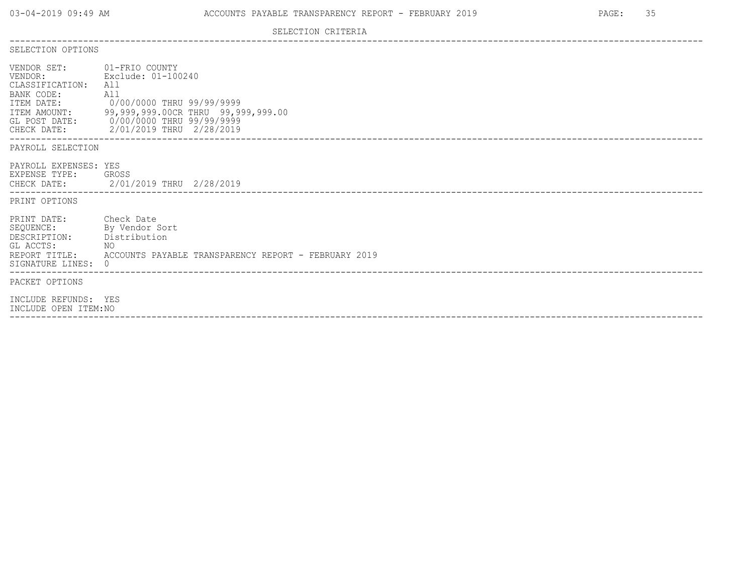## SELECTION CRITERIA

### SELECTION OPTIONS

| | |
|---|---|
| VENDOR SET: | 01-FRIO COUNTY |
| VENDOR: | Exclude: 01-100240 |
| CLASSIFICATION: | All |
| BANK CODE: | All |
| ITEM DATE: | 0/00/0000 THRU 99/99/9999 |
| ITEM AMOUNT: | 99,999,999.00CR THRU 99,999,999.00 |
| GL POST DATE: | 0/00/0000 THRU 99/99/9999 |
| CHECK DATE: | 2/01/2019 THRU 2/28/2019 |

### PAYROLL SELECTION

| | |
|---|---|
| PAYROLL EXPENSES: | YES |
| EXPENSE TYPE: | GROSS |
| CHECK DATE: | 2/01/2019 THRU 2/28/2019 |

### PRINT OPTIONS

| | |
|---|---|
| PRINT DATE: | Check Date |
| SEQUENCE: | By Vendor Sort |
| DESCRIPTION: | Distribution |
| GL ACCTS: | NO |
| REPORT TITLE: | ACCOUNTS PAYABLE TRANSPARENCY REPORT - FEBRUARY 2019 |
| SIGNATURE LINES: | 0 |

### PACKET OPTIONS

| | |
|---|---|
| INCLUDE REFUNDS: | YES |
| INCLUDE OPEN ITEM: | NO |